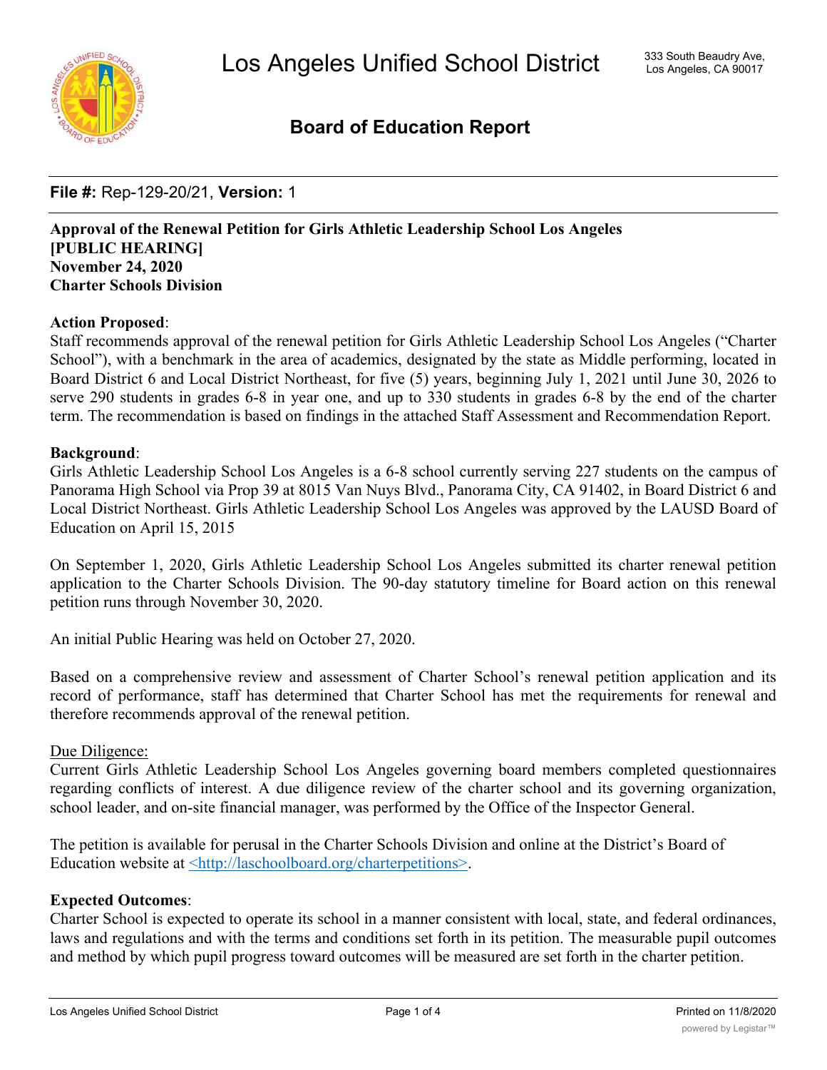# Los Angeles Unified School District

333 South Beaudry Ave, Los Angeles, CA 90017

## Board of Education Report

**File #:** Rep-129-20/21, **Version:** 1

**Approval of the Renewal Petition for Girls Athletic Leadership School Los Angeles**
**[PUBLIC HEARING]**
**November 24, 2020**
**Charter Schools Division**

**Action Proposed**:
Staff recommends approval of the renewal petition for Girls Athletic Leadership School Los Angeles ("Charter School"), with a benchmark in the area of academics, designated by the state as Middle performing, located in Board District 6 and Local District Northeast, for five (5) years, beginning July 1, 2021 until June 30, 2026 to serve 290 students in grades 6-8 in year one, and up to 330 students in grades 6-8 by the end of the charter term. The recommendation is based on findings in the attached Staff Assessment and Recommendation Report.

**Background**:
Girls Athletic Leadership School Los Angeles is a 6-8 school currently serving 227 students on the campus of Panorama High School via Prop 39 at 8015 Van Nuys Blvd., Panorama City, CA 91402, in Board District 6 and Local District Northeast. Girls Athletic Leadership School Los Angeles was approved by the LAUSD Board of Education on April 15, 2015

On September 1, 2020, Girls Athletic Leadership School Los Angeles submitted its charter renewal petition application to the Charter Schools Division. The 90-day statutory timeline for Board action on this renewal petition runs through November 30, 2020.

An initial Public Hearing was held on October 27, 2020.

Based on a comprehensive review and assessment of Charter School's renewal petition application and its record of performance, staff has determined that Charter School has met the requirements for renewal and therefore recommends approval of the renewal petition.

Due Diligence:
Current Girls Athletic Leadership School Los Angeles governing board members completed questionnaires regarding conflicts of interest. A due diligence review of the charter school and its governing organization, school leader, and on-site financial manager, was performed by the Office of the Inspector General.

The petition is available for perusal in the Charter Schools Division and online at the District's Board of Education website at <http://laschoolboard.org/charterpetitions>.

**Expected Outcomes**:
Charter School is expected to operate its school in a manner consistent with local, state, and federal ordinances, laws and regulations and with the terms and conditions set forth in its petition. The measurable pupil outcomes and method by which pupil progress toward outcomes will be measured are set forth in the charter petition.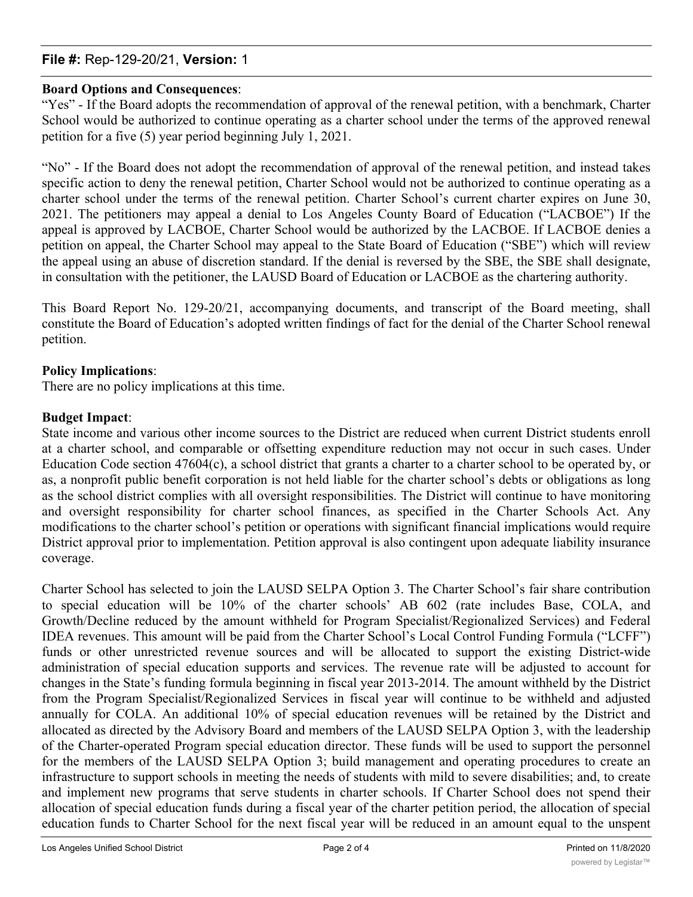**Board Options and Consequences**:

"Yes" - If the Board adopts the recommendation of approval of the renewal petition, with a benchmark, Charter School would be authorized to continue operating as a charter school under the terms of the approved renewal petition for a five (5) year period beginning July 1, 2021.

"No" - If the Board does not adopt the recommendation of approval of the renewal petition, and instead takes specific action to deny the renewal petition, Charter School would not be authorized to continue operating as a charter school under the terms of the renewal petition. Charter School's current charter expires on June 30, 2021. The petitioners may appeal a denial to Los Angeles County Board of Education ("LACBOE") If the appeal is approved by LACBOE, Charter School would be authorized by the LACBOE. If LACBOE denies a petition on appeal, the Charter School may appeal to the State Board of Education ("SBE") which will review the appeal using an abuse of discretion standard. If the denial is reversed by the SBE, the SBE shall designate, in consultation with the petitioner, the LAUSD Board of Education or LACBOE as the chartering authority.

This Board Report No. 129-20/21, accompanying documents, and transcript of the Board meeting, shall constitute the Board of Education's adopted written findings of fact for the denial of the Charter School renewal petition.

**Policy Implications**:

There are no policy implications at this time.

**Budget Impact**:

State income and various other income sources to the District are reduced when current District students enroll at a charter school, and comparable or offsetting expenditure reduction may not occur in such cases. Under Education Code section 47604(c), a school district that grants a charter to a charter school to be operated by, or as, a nonprofit public benefit corporation is not held liable for the charter school's debts or obligations as long as the school district complies with all oversight responsibilities. The District will continue to have monitoring and oversight responsibility for charter school finances, as specified in the Charter Schools Act. Any modifications to the charter school's petition or operations with significant financial implications would require District approval prior to implementation. Petition approval is also contingent upon adequate liability insurance coverage.

Charter School has selected to join the LAUSD SELPA Option 3. The Charter School's fair share contribution to special education will be 10% of the charter schools' AB 602 (rate includes Base, COLA, and Growth/Decline reduced by the amount withheld for Program Specialist/Regionalized Services) and Federal IDEA revenues. This amount will be paid from the Charter School's Local Control Funding Formula ("LCFF") funds or other unrestricted revenue sources and will be allocated to support the existing District-wide administration of special education supports and services. The revenue rate will be adjusted to account for changes in the State's funding formula beginning in fiscal year 2013-2014. The amount withheld by the District from the Program Specialist/Regionalized Services in fiscal year will continue to be withheld and adjusted annually for COLA. An additional 10% of special education revenues will be retained by the District and allocated as directed by the Advisory Board and members of the LAUSD SELPA Option 3, with the leadership of the Charter-operated Program special education director. These funds will be used to support the personnel for the members of the LAUSD SELPA Option 3; build management and operating procedures to create an infrastructure to support schools in meeting the needs of students with mild to severe disabilities; and, to create and implement new programs that serve students in charter schools. If Charter School does not spend their allocation of special education funds during a fiscal year of the charter petition period, the allocation of special education funds to Charter School for the next fiscal year will be reduced in an amount equal to the unspent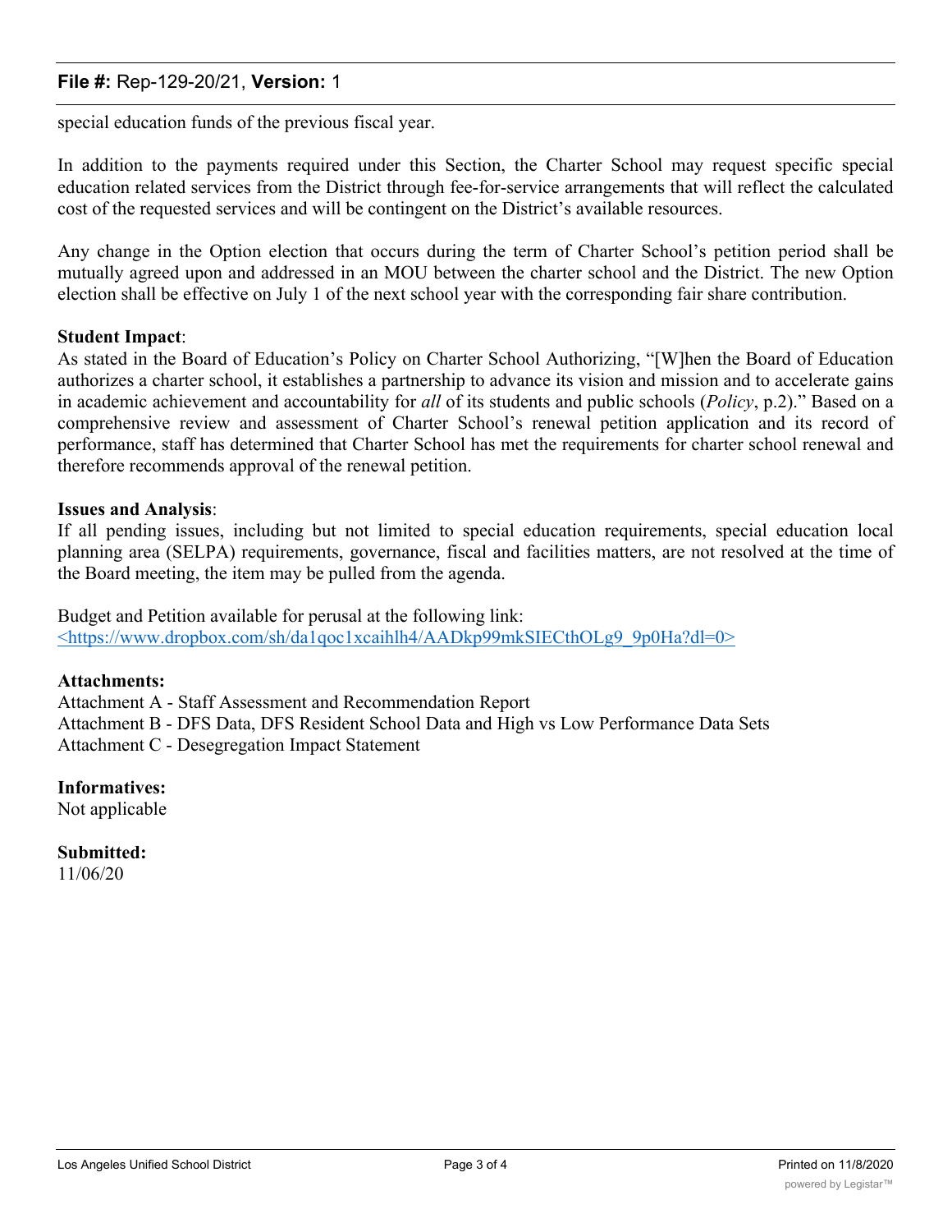special education funds of the previous fiscal year.

In addition to the payments required under this Section, the Charter School may request specific special education related services from the District through fee-for-service arrangements that will reflect the calculated cost of the requested services and will be contingent on the District's available resources.

Any change in the Option election that occurs during the term of Charter School's petition period shall be mutually agreed upon and addressed in an MOU between the charter school and the District. The new Option election shall be effective on July 1 of the next school year with the corresponding fair share contribution.

**Student Impact**:
As stated in the Board of Education's Policy on Charter School Authorizing, "[W]hen the Board of Education authorizes a charter school, it establishes a partnership to advance its vision and mission and to accelerate gains in academic achievement and accountability for *all* of its students and public schools (*Policy*, p.2)." Based on a comprehensive review and assessment of Charter School's renewal petition application and its record of performance, staff has determined that Charter School has met the requirements for charter school renewal and therefore recommends approval of the renewal petition.

**Issues and Analysis**:
If all pending issues, including but not limited to special education requirements, special education local planning area (SELPA) requirements, governance, fiscal and facilities matters, are not resolved at the time of the Board meeting, the item may be pulled from the agenda.

Budget and Petition available for perusal at the following link:
<https://www.dropbox.com/sh/da1qoc1xcaihlh4/AADkp99mkSIECthOLg9_9p0Ha?dl=0>

**Attachments:**
Attachment A - Staff Assessment and Recommendation Report
Attachment B - DFS Data, DFS Resident School Data and High vs Low Performance Data Sets
Attachment C - Desegregation Impact Statement

**Informatives:**
Not applicable

**Submitted:**
11/06/20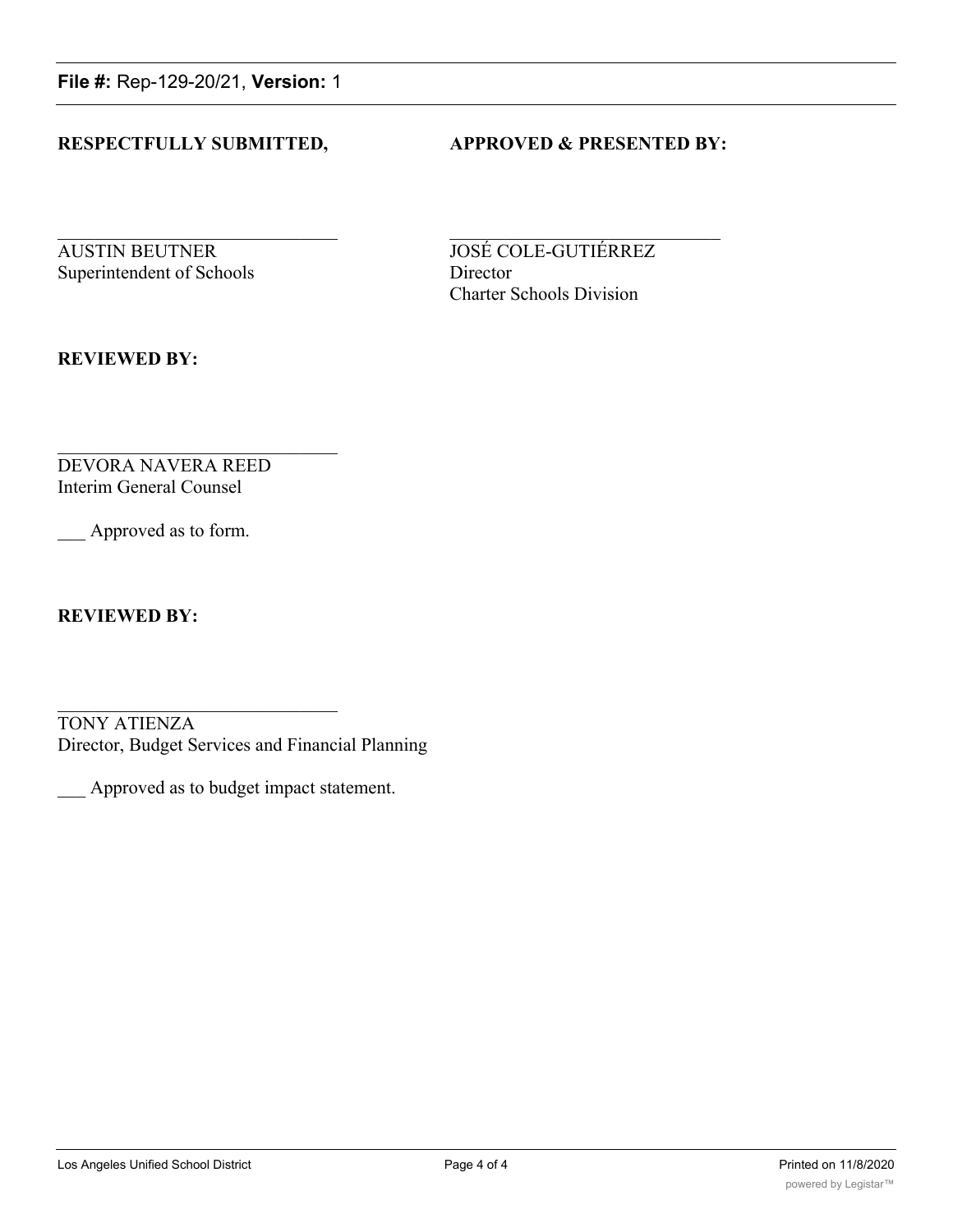**File #:** Rep-129-20/21, **Version:** 1

**RESPECTFULLY SUBMITTED,**

\_\_\_\_\_\_\_\_\_\_\_\_\_\_\_\_\_\_\_\_\_\_\_\_\_\_\_\_\_\_

AUSTIN BEUTNER
Superintendent of Schools

**APPROVED & PRESENTED BY:**

\_\_\_\_\_\_\_\_\_\_\_\_\_\_\_\_\_\_\_\_\_\_\_\_\_\_\_\_\_\_

JOSÉ COLE-GUTIÉRREZ
Director
Charter Schools Division

**REVIEWED BY:**

\_\_\_\_\_\_\_\_\_\_\_\_\_\_\_\_\_\_\_\_\_\_\_\_\_\_\_\_\_\_

DEVORA NAVERA REED
Interim General Counsel

\_\_\_ Approved as to form.

**REVIEWED BY:**

\_\_\_\_\_\_\_\_\_\_\_\_\_\_\_\_\_\_\_\_\_\_\_\_\_\_\_\_\_\_

TONY ATIENZA
Director, Budget Services and Financial Planning

\_\_\_ Approved as to budget impact statement.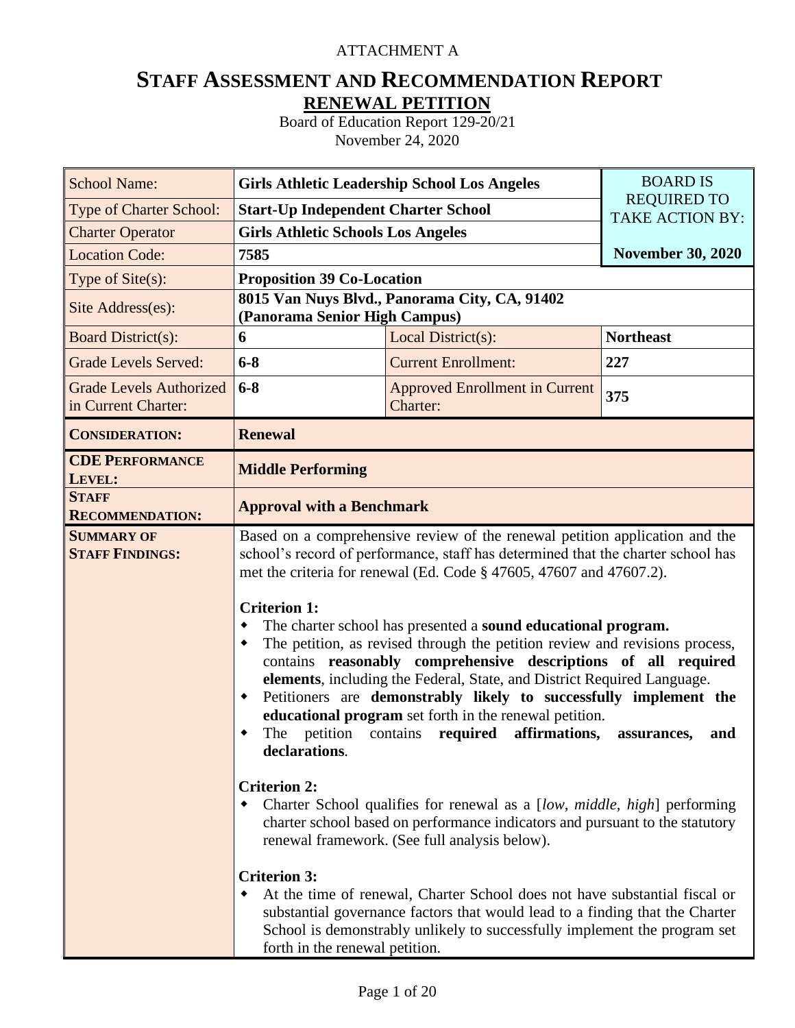ATTACHMENT A

# STAFF ASSESSMENT AND RECOMMENDATION REPORT

## RENEWAL PETITION

Board of Education Report 129-20/21
November 24, 2020

| School Name: | **Girls Athletic Leadership School Los Angeles** | | BOARD IS REQUIRED TO TAKE ACTION BY: |
|---|---|---|---|
| Type of Charter School: | **Start-Up Independent Charter School** | | |
| Charter Operator | **Girls Athletic Schools Los Angeles** | | |
| Location Code: | **7585** | | **November 30, 2020** |
| Type of Site(s): | **Proposition 39 Co-Location** | | |
| Site Address(es): | **8015 Van Nuys Blvd., Panorama City, CA, 91402 (Panorama Senior High Campus)** | | |
| Board District(s): | **6** | Local District(s): | **Northeast** |
| Grade Levels Served: | **6-8** | Current Enrollment: | **227** |
| Grade Levels Authorized in Current Charter: | **6-8** | Approved Enrollment in Current Charter: | **375** |
| **CONSIDERATION:** | **Renewal** | | |
| **CDE PERFORMANCE LEVEL:** | **Middle Performing** | | |
| **STAFF RECOMMENDATION:** | **Approval with a Benchmark** | | |
| **SUMMARY OF STAFF FINDINGS:** | Based on a comprehensive review of the renewal petition application and the school's record of performance, staff has determined that the charter school has met the criteria for renewal (Ed. Code § 47605, 47607 and 47607.2).<br><br>**Criterion 1:**<br>• The charter school has presented a **sound educational program.**<br>• The petition, as revised through the petition review and revisions process, contains **reasonably comprehensive descriptions of all required elements**, including the Federal, State, and District Required Language.<br>• Petitioners are **demonstrably likely to successfully implement the educational program** set forth in the renewal petition.<br>• The petition contains **required affirmations, assurances, and declarations**.<br><br>**Criterion 2:**<br>• Charter School qualifies for renewal as a [*low, middle, high*] performing charter school based on performance indicators and pursuant to the statutory renewal framework. (See full analysis below).<br><br>**Criterion 3:**<br>• At the time of renewal, Charter School does not have substantial fiscal or substantial governance factors that would lead to a finding that the Charter School is demonstrably unlikely to successfully implement the program set forth in the renewal petition. | | |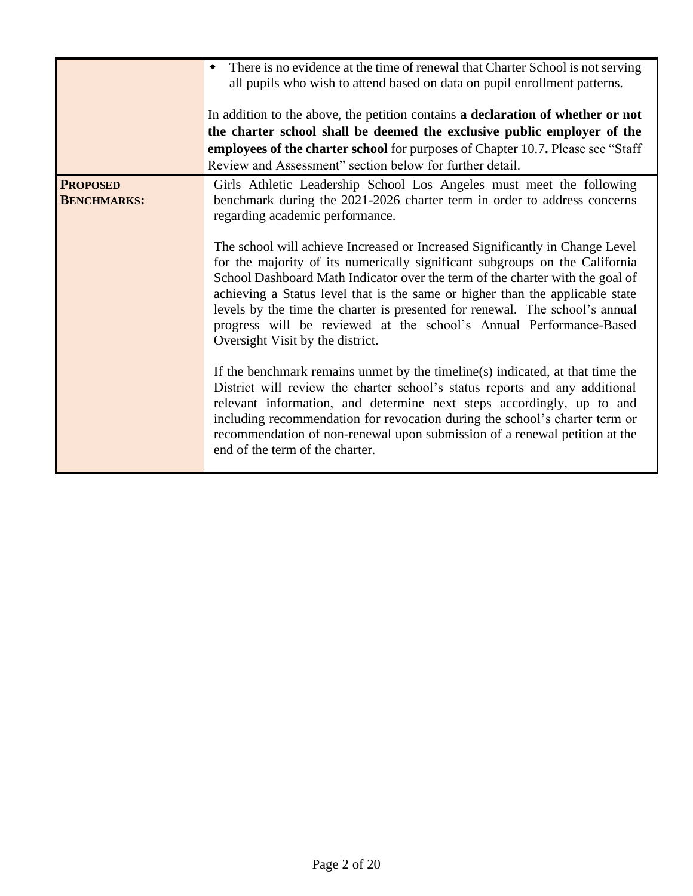| | |
|---|---|
| | • There is no evidence at the time of renewal that Charter School is not serving all pupils who wish to attend based on data on pupil enrollment patterns.<br><br>In addition to the above, the petition contains **a declaration of whether or not the charter school shall be deemed the exclusive public employer of the employees of the charter school** for purposes of Chapter 10.7**.** Please see "Staff Review and Assessment" section below for further detail. |
| **PROPOSED BENCHMARKS:** | Girls Athletic Leadership School Los Angeles must meet the following benchmark during the 2021-2026 charter term in order to address concerns regarding academic performance.<br><br>The school will achieve Increased or Increased Significantly in Change Level for the majority of its numerically significant subgroups on the California School Dashboard Math Indicator over the term of the charter with the goal of achieving a Status level that is the same or higher than the applicable state levels by the time the charter is presented for renewal. The school's annual progress will be reviewed at the school's Annual Performance-Based Oversight Visit by the district.<br><br>If the benchmark remains unmet by the timeline(s) indicated, at that time the District will review the charter school's status reports and any additional relevant information, and determine next steps accordingly, up to and including recommendation for revocation during the school's charter term or recommendation of non-renewal upon submission of a renewal petition at the end of the term of the charter. |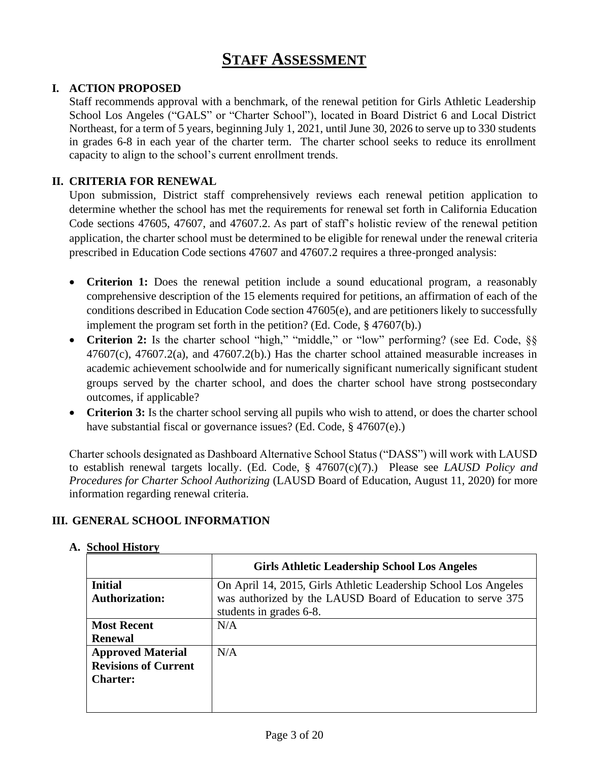# STAFF ASSESSMENT

## I. ACTION PROPOSED

Staff recommends approval with a benchmark, of the renewal petition for Girls Athletic Leadership School Los Angeles ("GALS" or "Charter School"), located in Board District 6 and Local District Northeast, for a term of 5 years, beginning July 1, 2021, until June 30, 2026 to serve up to 330 students in grades 6-8 in each year of the charter term. The charter school seeks to reduce its enrollment capacity to align to the school's current enrollment trends.

## II. CRITERIA FOR RENEWAL

Upon submission, District staff comprehensively reviews each renewal petition application to determine whether the school has met the requirements for renewal set forth in California Education Code sections 47605, 47607, and 47607.2. As part of staff's holistic review of the renewal petition application, the charter school must be determined to be eligible for renewal under the renewal criteria prescribed in Education Code sections 47607 and 47607.2 requires a three-pronged analysis:

- **Criterion 1:** Does the renewal petition include a sound educational program, a reasonably comprehensive description of the 15 elements required for petitions, an affirmation of each of the conditions described in Education Code section 47605(e), and are petitioners likely to successfully implement the program set forth in the petition? (Ed. Code, § 47607(b).)
- **Criterion 2:** Is the charter school "high," "middle," or "low" performing? (see Ed. Code, §§ 47607(c), 47607.2(a), and 47607.2(b).) Has the charter school attained measurable increases in academic achievement schoolwide and for numerically significant numerically significant student groups served by the charter school, and does the charter school have strong postsecondary outcomes, if applicable?
- **Criterion 3:** Is the charter school serving all pupils who wish to attend, or does the charter school have substantial fiscal or governance issues? (Ed. Code, § 47607(e).)

Charter schools designated as Dashboard Alternative School Status ("DASS") will work with LAUSD to establish renewal targets locally. (Ed. Code, § 47607(c)(7).) Please see *LAUSD Policy and Procedures for Charter School Authorizing* (LAUSD Board of Education, August 11, 2020) for more information regarding renewal criteria.

## III. GENERAL SCHOOL INFORMATION

### A. School History

| | **Girls Athletic Leadership School Los Angeles** |
|---|---|
| **Initial Authorization:** | On April 14, 2015, Girls Athletic Leadership School Los Angeles was authorized by the LAUSD Board of Education to serve 375 students in grades 6-8. |
| **Most Recent Renewal** | N/A |
| **Approved Material Revisions of Current Charter:** | N/A |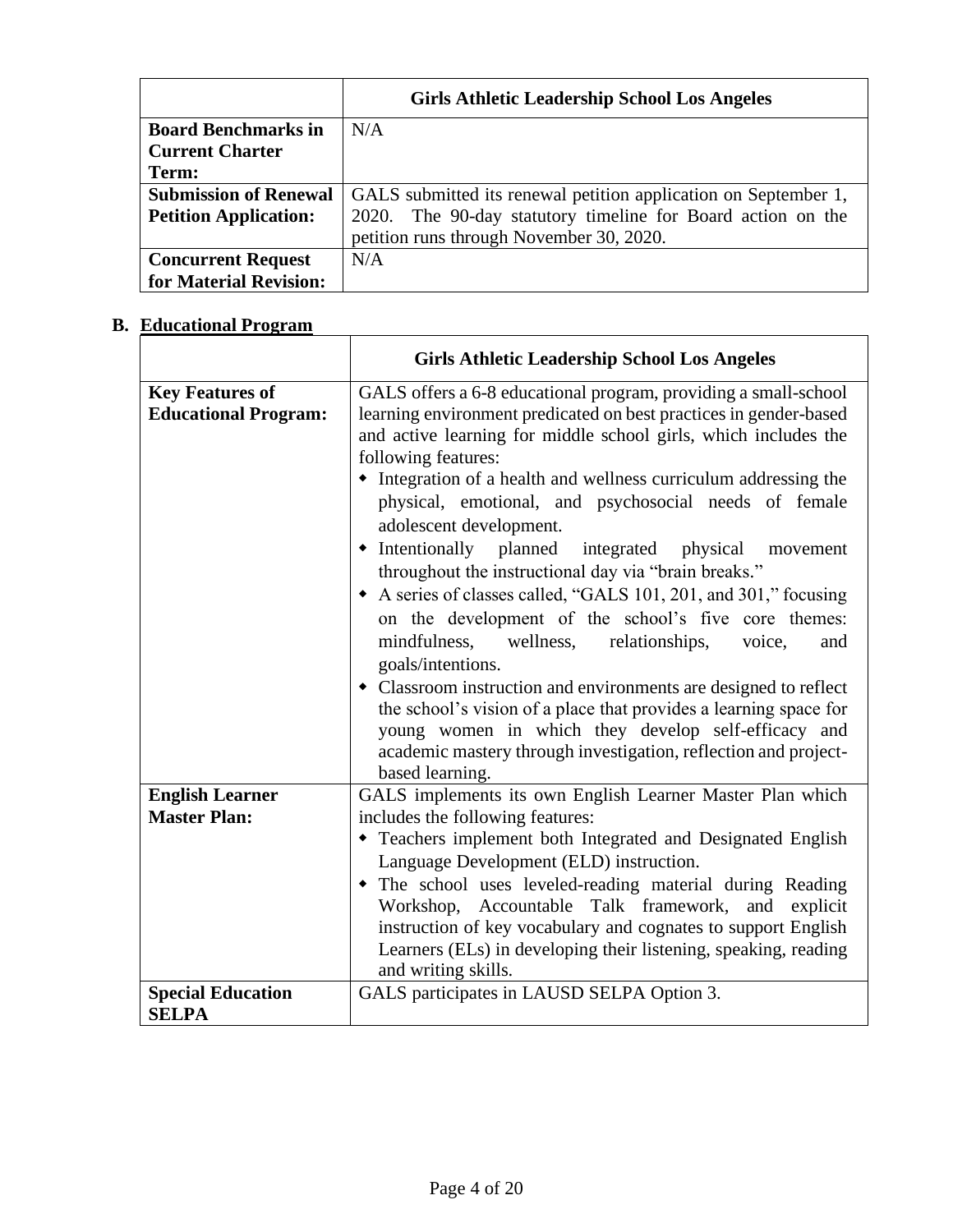| | Girls Athletic Leadership School Los Angeles |
|---|---|
| **Board Benchmarks in Current Charter Term:** | N/A |
| **Submission of Renewal Petition Application:** | GALS submitted its renewal petition application on September 1, 2020. The 90-day statutory timeline for Board action on the petition runs through November 30, 2020. |
| **Concurrent Request for Material Revision:** | N/A |

**B. Educational Program**

| | Girls Athletic Leadership School Los Angeles |
|---|---|
| **Key Features of Educational Program:** | GALS offers a 6-8 educational program, providing a small-school learning environment predicated on best practices in gender-based and active learning for middle school girls, which includes the following features: <br>◆ Integration of a health and wellness curriculum addressing the physical, emotional, and psychosocial needs of female adolescent development. <br>◆ Intentionally planned integrated physical movement throughout the instructional day via "brain breaks." <br>◆ A series of classes called, "GALS 101, 201, and 301," focusing on the development of the school's five core themes: mindfulness, wellness, relationships, voice, and goals/intentions. <br>◆ Classroom instruction and environments are designed to reflect the school's vision of a place that provides a learning space for young women in which they develop self-efficacy and academic mastery through investigation, reflection and project-based learning. |
| **English Learner Master Plan:** | GALS implements its own English Learner Master Plan which includes the following features: <br>◆ Teachers implement both Integrated and Designated English Language Development (ELD) instruction. <br>◆ The school uses leveled-reading material during Reading Workshop, Accountable Talk framework, and explicit instruction of key vocabulary and cognates to support English Learners (ELs) in developing their listening, speaking, reading and writing skills. |
| **Special Education SELPA** | GALS participates in LAUSD SELPA Option 3. |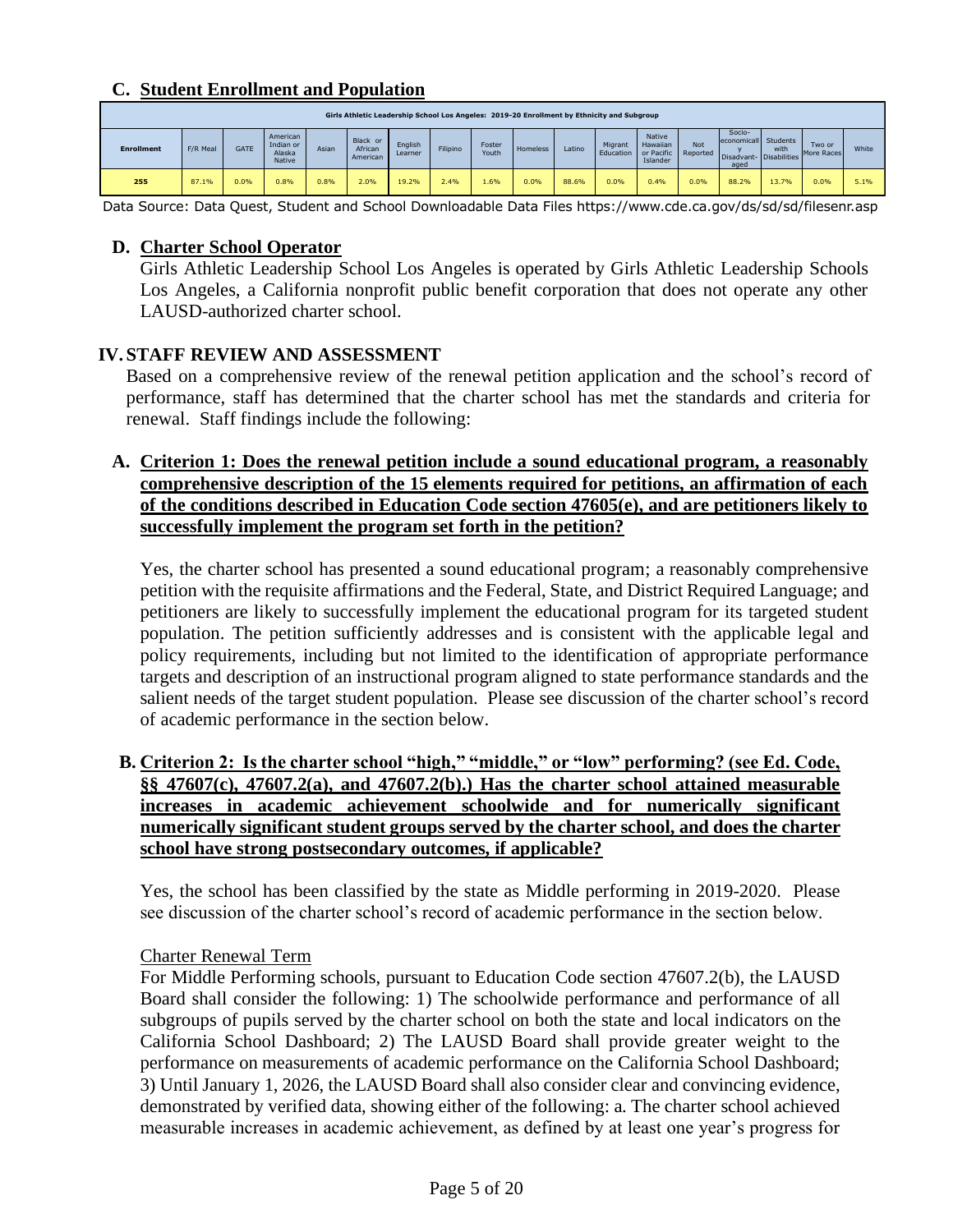## C. Student Enrollment and Population

| Girls Athletic Leadership School Los Angeles: 2019-20 Enrollment by Ethnicity and Subgroup | | | | | | | | | | | | | | | | | | |
|---|---|---|---|---|---|---|---|---|---|---|---|---|---|---|---|---|---|---|
| Enrollment | F/R Meal | GATE | American Indian or Alaska Native | Asian | Black or African American | English Learner | Filipino | Foster Youth | Homeless | Latino | Migrant Education | Native Hawaiian or Pacific Islander | Not Reported | Socio-economically Disadvant-aged | Students with Disabilities | Two or More Races | White |
| 255 | 87.1% | 0.0% | 0.8% | 0.8% | 2.0% | 19.2% | 2.4% | 1.6% | 0.0% | 88.6% | 0.0% | 0.4% | 0.0% | 88.2% | 13.7% | 0.0% | 5.1% |

Data Source: Data Quest, Student and School Downloadable Data Files https://www.cde.ca.gov/ds/sd/sd/filesenr.asp

## D. Charter School Operator

Girls Athletic Leadership School Los Angeles is operated by Girls Athletic Leadership Schools Los Angeles, a California nonprofit public benefit corporation that does not operate any other LAUSD-authorized charter school.

# IV. STAFF REVIEW AND ASSESSMENT

Based on a comprehensive review of the renewal petition application and the school's record of performance, staff has determined that the charter school has met the standards and criteria for renewal. Staff findings include the following:

## A. Criterion 1: Does the renewal petition include a sound educational program, a reasonably comprehensive description of the 15 elements required for petitions, an affirmation of each of the conditions described in Education Code section 47605(e), and are petitioners likely to successfully implement the program set forth in the petition?

Yes, the charter school has presented a sound educational program; a reasonably comprehensive petition with the requisite affirmations and the Federal, State, and District Required Language; and petitioners are likely to successfully implement the educational program for its targeted student population. The petition sufficiently addresses and is consistent with the applicable legal and policy requirements, including but not limited to the identification of appropriate performance targets and description of an instructional program aligned to state performance standards and the salient needs of the target student population. Please see discussion of the charter school's record of academic performance in the section below.

## B. Criterion 2: Is the charter school "high," "middle," or "low" performing? (see Ed. Code, §§ 47607(c), 47607.2(a), and 47607.2(b).) Has the charter school attained measurable increases in academic achievement schoolwide and for numerically significant numerically significant student groups served by the charter school, and does the charter school have strong postsecondary outcomes, if applicable?

Yes, the school has been classified by the state as Middle performing in 2019-2020. Please see discussion of the charter school's record of academic performance in the section below.

Charter Renewal Term

For Middle Performing schools, pursuant to Education Code section 47607.2(b), the LAUSD Board shall consider the following: 1) The schoolwide performance and performance of all subgroups of pupils served by the charter school on both the state and local indicators on the California School Dashboard; 2) The LAUSD Board shall provide greater weight to the performance on measurements of academic performance on the California School Dashboard; 3) Until January 1, 2026, the LAUSD Board shall also consider clear and convincing evidence, demonstrated by verified data, showing either of the following: a. The charter school achieved measurable increases in academic achievement, as defined by at least one year's progress for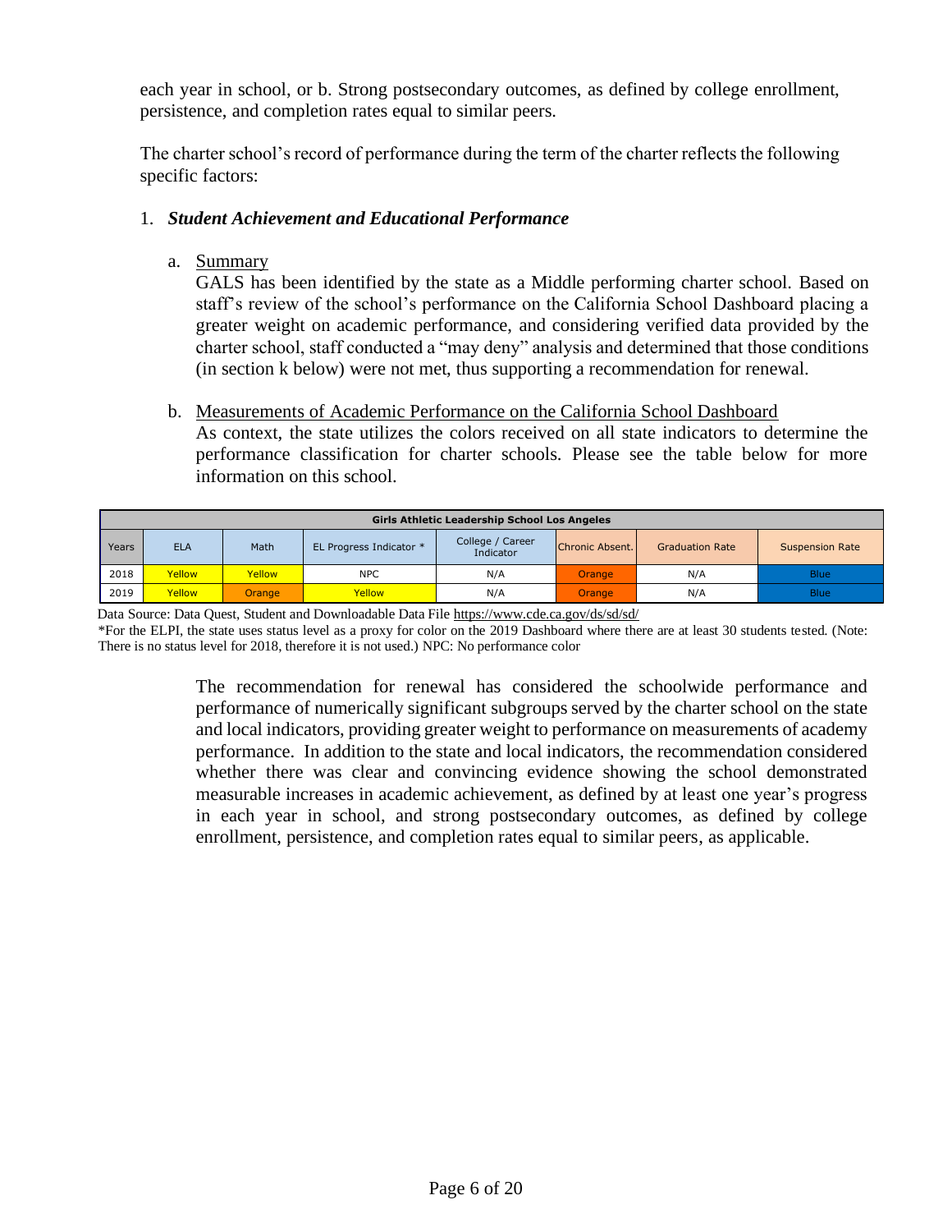each year in school, or b. Strong postsecondary outcomes, as defined by college enrollment, persistence, and completion rates equal to similar peers.

The charter school's record of performance during the term of the charter reflects the following specific factors:

1. ***Student Achievement and Educational Performance***

   a. Summary

   GALS has been identified by the state as a Middle performing charter school. Based on staff's review of the school's performance on the California School Dashboard placing a greater weight on academic performance, and considering verified data provided by the charter school, staff conducted a "may deny" analysis and determined that those conditions (in section k below) were not met, thus supporting a recommendation for renewal.

   b. Measurements of Academic Performance on the California School Dashboard

   As context, the state utilizes the colors received on all state indicators to determine the performance classification for charter schools. Please see the table below for more information on this school.

| Girls Athletic Leadership School Los Angeles | | | | | | | |
|---|---|---|---|---|---|---|---|
| Years | ELA | Math | EL Progress Indicator * | College / Career Indicator | Chronic Absent. | Graduation Rate | Suspension Rate |
| 2018 | Yellow | Yellow | NPC | N/A | Orange | N/A | Blue |
| 2019 | Yellow | Orange | Yellow | N/A | Orange | N/A | Blue |

Data Source: Data Quest, Student and Downloadable Data File https://www.cde.ca.gov/ds/sd/sd/

*For the ELPI, the state uses status level as a proxy for color on the 2019 Dashboard where there are at least 30 students tested. (Note: There is no status level for 2018, therefore it is not used.) NPC: No performance color

The recommendation for renewal has considered the schoolwide performance and performance of numerically significant subgroups served by the charter school on the state and local indicators, providing greater weight to performance on measurements of academy performance. In addition to the state and local indicators, the recommendation considered whether there was clear and convincing evidence showing the school demonstrated measurable increases in academic achievement, as defined by at least one year's progress in each year in school, and strong postsecondary outcomes, as defined by college enrollment, persistence, and completion rates equal to similar peers, as applicable.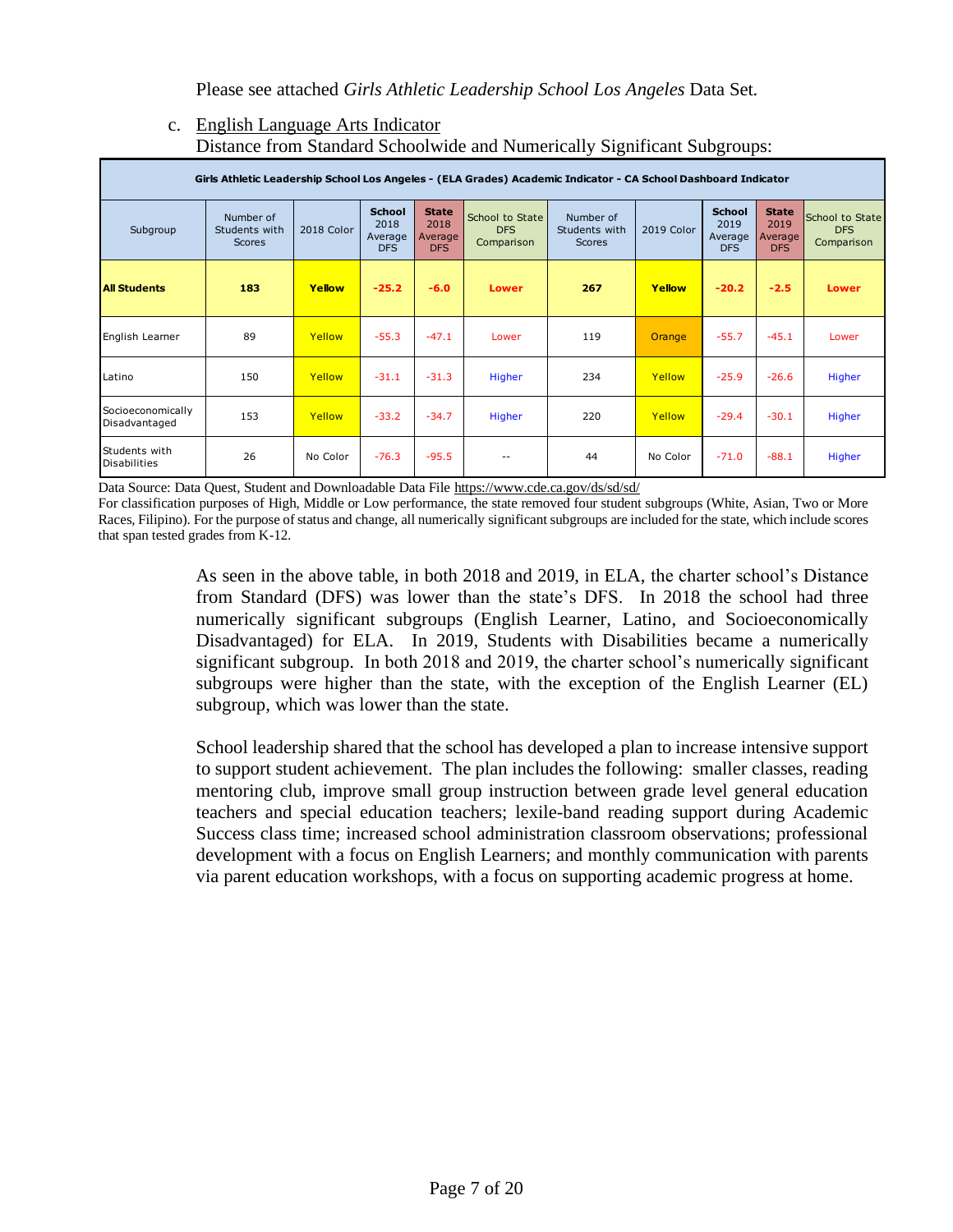Please see attached *Girls Athletic Leadership School Los Angeles* Data Set.

c. English Language Arts Indicator
Distance from Standard Schoolwide and Numerically Significant Subgroups:

| Girls Athletic Leadership School Los Angeles - (ELA Grades) Academic Indicator - CA School Dashboard Indicator | | | | | | | | | | |
|---|---|---|---|---|---|---|---|---|---|---|
| Subgroup | Number of Students with Scores | 2018 Color | School 2018 Average DFS | State 2018 Average DFS | School to State DFS Comparison | Number of Students with Scores | 2019 Color | School 2019 Average DFS | State 2019 Average DFS | School to State DFS Comparison |
| **All Students** | **183** | **Yellow** | **-25.2** | **-6.0** | **Lower** | **267** | **Yellow** | **-20.2** | **-2.5** | **Lower** |
| English Learner | 89 | Yellow | -55.3 | -47.1 | Lower | 119 | Orange | -55.7 | -45.1 | Lower |
| Latino | 150 | Yellow | -31.1 | -31.3 | Higher | 234 | Yellow | -25.9 | -26.6 | Higher |
| Socioeconomically Disadvantaged | 153 | Yellow | -33.2 | -34.7 | Higher | 220 | Yellow | -29.4 | -30.1 | Higher |
| Students with Disabilities | 26 | No Color | -76.3 | -95.5 | -- | 44 | No Color | -71.0 | -88.1 | Higher |

Data Source: Data Quest, Student and Downloadable Data File https://www.cde.ca.gov/ds/sd/sd/
For classification purposes of High, Middle or Low performance, the state removed four student subgroups (White, Asian, Two or More Races, Filipino). For the purpose of status and change, all numerically significant subgroups are included for the state, which include scores that span tested grades from K-12.

As seen in the above table, in both 2018 and 2019, in ELA, the charter school's Distance from Standard (DFS) was lower than the state's DFS. In 2018 the school had three numerically significant subgroups (English Learner, Latino, and Socioeconomically Disadvantaged) for ELA. In 2019, Students with Disabilities became a numerically significant subgroup. In both 2018 and 2019, the charter school's numerically significant subgroups were higher than the state, with the exception of the English Learner (EL) subgroup, which was lower than the state.

School leadership shared that the school has developed a plan to increase intensive support to support student achievement. The plan includes the following: smaller classes, reading mentoring club, improve small group instruction between grade level general education teachers and special education teachers; lexile-band reading support during Academic Success class time; increased school administration classroom observations; professional development with a focus on English Learners; and monthly communication with parents via parent education workshops, with a focus on supporting academic progress at home.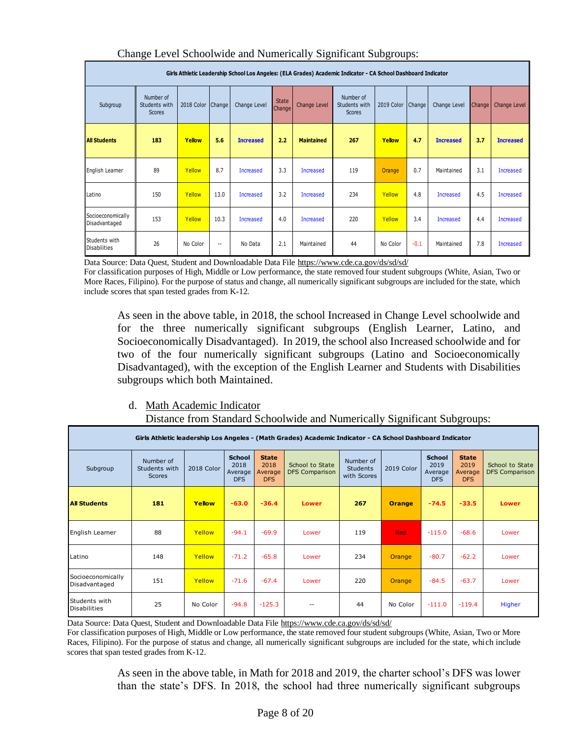Change Level Schoolwide and Numerically Significant Subgroups:

| Girls Athletic Leadership School Los Angeles: (ELA Grades) Academic Indicator - CA School Dashboard Indicator | | | | | | | | | | | | |
|---|---|---|---|---|---|---|---|---|---|---|---|---|
| Subgroup | Number of Students with Scores | 2018 Color | Change | Change Level | State Change | Change Level | Number of Students with Scores | 2019 Color | Change | Change Level | Change | Change Level |
| **All Students** | **183** | **Yellow** | **5.6** | **Increased** | **2.2** | **Maintained** | **267** | **Yellow** | **4.7** | **Increased** | **3.7** | **Increased** |
| English Learner | 89 | Yellow | 8.7 | Increased | 3.3 | Increased | 119 | Orange | 0.7 | Maintained | 3.1 | Increased |
| Latino | 150 | Yellow | 13.0 | Increased | 3.2 | Increased | 234 | Yellow | 4.8 | Increased | 4.5 | Increased |
| Socioeconomically Disadvantaged | 153 | Yellow | 10.3 | Increased | 4.0 | Increased | 220 | Yellow | 3.4 | Increased | 4.4 | Increased |
| Students with Disabilities | 26 | No Color | -- | No Data | 2.1 | Maintained | 44 | No Color | -0.1 | Maintained | 7.8 | Increased |

Data Source: Data Quest, Student and Downloadable Data File https://www.cde.ca.gov/ds/sd/sd/
For classification purposes of High, Middle or Low performance, the state removed four student subgroups (White, Asian, Two or More Races, Filipino). For the purpose of status and change, all numerically significant subgroups are included for the state, which include scores that span tested grades from K-12.

As seen in the above table, in 2018, the school Increased in Change Level schoolwide and for the three numerically significant subgroups (English Learner, Latino, and Socioeconomically Disadvantaged). In 2019, the school also Increased schoolwide and for two of the four numerically significant subgroups (Latino and Socioeconomically Disadvantaged), with the exception of the English Learner and Students with Disabilities subgroups which both Maintained.

d. Math Academic Indicator
Distance from Standard Schoolwide and Numerically Significant Subgroups:

| Girls Athletic leadership Los Angeles - (Math Grades) Academic Indicator - CA School Dashboard Indicator | | | | | | | | | | |
|---|---|---|---|---|---|---|---|---|---|---|
| Subgroup | Number of Students with Scores | 2018 Color | School 2018 Average DFS | State 2018 Average DFS | School to State DFS Comparison | Number of Students with Scores | 2019 Color | School 2019 Average DFS | State 2019 Average DFS | School to State DFS Comparison |
| **All Students** | **181** | **Yellow** | **-63.0** | **-36.4** | **Lower** | **267** | **Orange** | **-74.5** | **-33.5** | **Lower** |
| English Learner | 88 | Yellow | -94.1 | -69.9 | Lower | 119 | Red | -115.0 | -68.6 | Lower |
| Latino | 148 | Yellow | -71.2 | -65.8 | Lower | 234 | Orange | -80.7 | -62.2 | Lower |
| Socioeconomically Disadvantaged | 151 | Yellow | -71.6 | -67.4 | Lower | 220 | Orange | -84.5 | -63.7 | Lower |
| Students with Disabilities | 25 | No Color | -94.8 | -125.3 | -- | 44 | No Color | -111.0 | -119.4 | Higher |

Data Source: Data Quest, Student and Downloadable Data File https://www.cde.ca.gov/ds/sd/sd/
For classification purposes of High, Middle or Low performance, the state removed four student subgroups (White, Asian, Two or More Races, Filipino). For the purpose of status and change, all numerically significant subgroups are included for the state, which include scores that span tested grades from K-12.

As seen in the above table, in Math for 2018 and 2019, the charter school's DFS was lower than the state's DFS. In 2018, the school had three numerically significant subgroups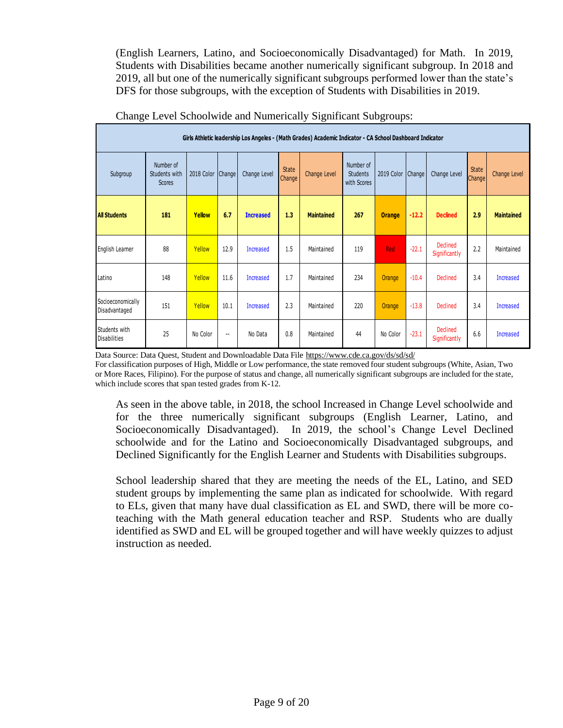(English Learners, Latino, and Socioeconomically Disadvantaged) for Math. In 2019, Students with Disabilities became another numerically significant subgroup. In 2018 and 2019, all but one of the numerically significant subgroups performed lower than the state's DFS for those subgroups, with the exception of Students with Disabilities in 2019.

Change Level Schoolwide and Numerically Significant Subgroups:

| Girls Athletic leadership Los Angeles - (Math Grades) Academic Indicator - CA School Dashboard Indicator | | | | | | | | | | | | | |
|---|---|---|---|---|---|---|---|---|---|---|---|---|---|
| Subgroup | Number of Students with Scores | 2018 Color | Change | Change Level | State Change | Change Level | Number of Students with Scores | 2019 Color | Change | Change Level | State Change | Change Level |
| **All Students** | **181** | **Yellow** | **6.7** | **Increased** | **1.3** | **Maintained** | **267** | **Orange** | **-12.2** | **Declined** | **2.9** | **Maintained** |
| English Learner | 88 | Yellow | 12.9 | Increased | 1.5 | Maintained | 119 | Red | -22.1 | Declined Significantly | 2.2 | Maintained |
| Latino | 148 | Yellow | 11.6 | Increased | 1.7 | Maintained | 234 | Orange | -10.4 | Declined | 3.4 | Increased |
| Socioeconomically Disadvantaged | 151 | Yellow | 10.1 | Increased | 2.3 | Maintained | 220 | Orange | -13.8 | Declined | 3.4 | Increased |
| Students with Disabilities | 25 | No Color | -- | No Data | 0.8 | Maintained | 44 | No Color | -23.1 | Declined Significantly | 6.6 | Increased |

Data Source: Data Quest, Student and Downloadable Data File https://www.cde.ca.gov/ds/sd/sd/
For classification purposes of High, Middle or Low performance, the state removed four student subgroups (White, Asian, Two or More Races, Filipino). For the purpose of status and change, all numerically significant subgroups are included for the state, which include scores that span tested grades from K-12.

As seen in the above table, in 2018, the school Increased in Change Level schoolwide and for the three numerically significant subgroups (English Learner, Latino, and Socioeconomically Disadvantaged). In 2019, the school's Change Level Declined schoolwide and for the Latino and Socioeconomically Disadvantaged subgroups, and Declined Significantly for the English Learner and Students with Disabilities subgroups.

School leadership shared that they are meeting the needs of the EL, Latino, and SED student groups by implementing the same plan as indicated for schoolwide. With regard to ELs, given that many have dual classification as EL and SWD, there will be more co-teaching with the Math general education teacher and RSP. Students who are dually identified as SWD and EL will be grouped together and will have weekly quizzes to adjust instruction as needed.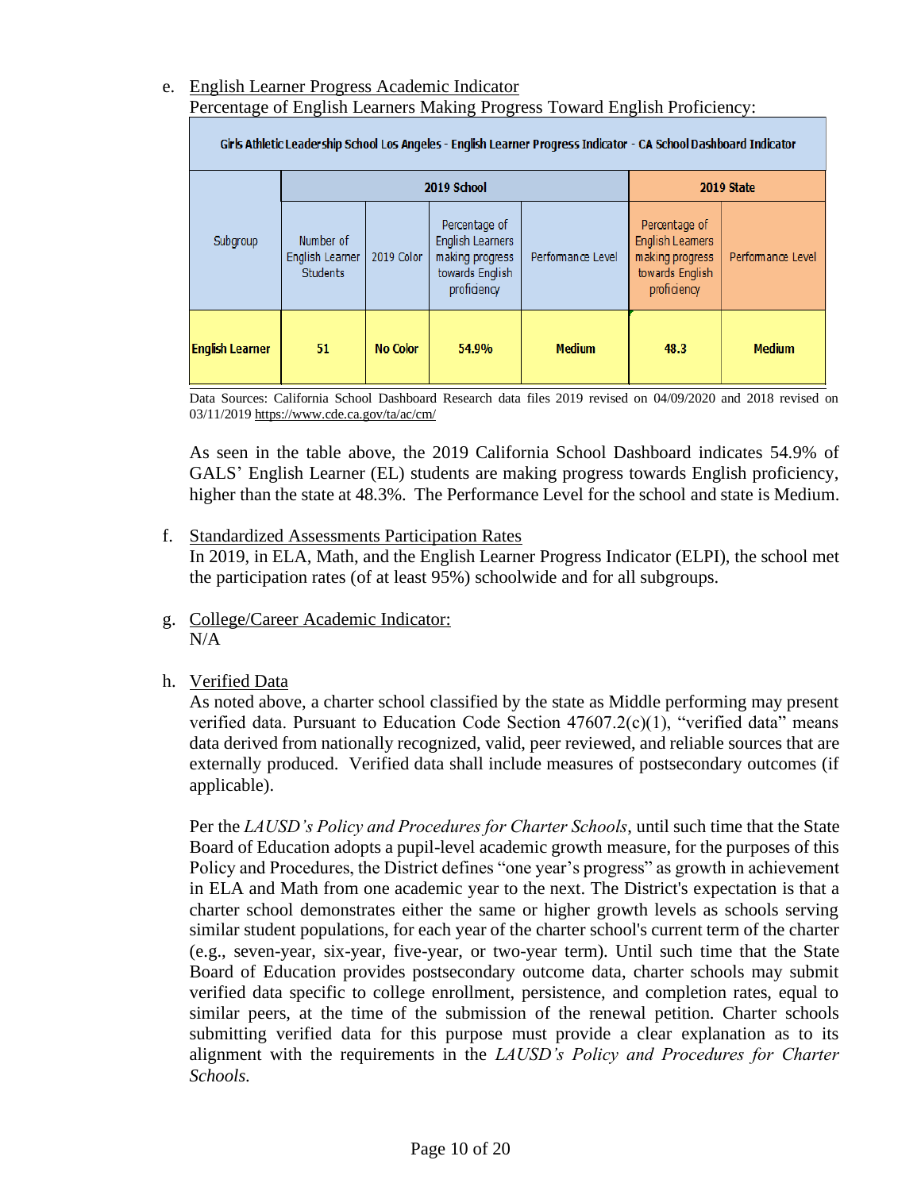e. <u>English Learner Progress Academic Indicator</u>

Percentage of English Learners Making Progress Toward English Proficiency:

| Girls Athletic Leadership School Los Angeles - English Learner Progress Indicator - CA School Dashboard Indicator | | | | | | |
|---|---|---|---|---|---|---|
| Subgroup | 2019 School | | | | 2019 State | |
| | Number of English Learner Students | 2019 Color | Percentage of English Learners making progress towards English proficiency | Performance Level | Percentage of English Learners making progress towards English proficiency | Performance Level |
| **English Learner** | **51** | **No Color** | **54.9%** | **Medium** | **48.3** | **Medium** |

Data Sources: California School Dashboard Research data files 2019 revised on 04/09/2020 and 2018 revised on 03/11/2019 https://www.cde.ca.gov/ta/ac/cm/

As seen in the table above, the 2019 California School Dashboard indicates 54.9% of GALS' English Learner (EL) students are making progress towards English proficiency, higher than the state at 48.3%. The Performance Level for the school and state is Medium.

f. <u>Standardized Assessments Participation Rates</u>

In 2019, in ELA, Math, and the English Learner Progress Indicator (ELPI), the school met the participation rates (of at least 95%) schoolwide and for all subgroups.

g. <u>College/Career Academic Indicator:</u>

N/A

h. <u>Verified Data</u>

As noted above, a charter school classified by the state as Middle performing may present verified data. Pursuant to Education Code Section 47607.2(c)(1), "verified data" means data derived from nationally recognized, valid, peer reviewed, and reliable sources that are externally produced. Verified data shall include measures of postsecondary outcomes (if applicable).

Per the *LAUSD's Policy and Procedures for Charter Schools*, until such time that the State Board of Education adopts a pupil-level academic growth measure, for the purposes of this Policy and Procedures, the District defines "one year's progress" as growth in achievement in ELA and Math from one academic year to the next. The District's expectation is that a charter school demonstrates either the same or higher growth levels as schools serving similar student populations, for each year of the charter school's current term of the charter (e.g., seven-year, six-year, five-year, or two-year term). Until such time that the State Board of Education provides postsecondary outcome data, charter schools may submit verified data specific to college enrollment, persistence, and completion rates, equal to similar peers, at the time of the submission of the renewal petition. Charter schools submitting verified data for this purpose must provide a clear explanation as to its alignment with the requirements in the *LAUSD's Policy and Procedures for Charter Schools*.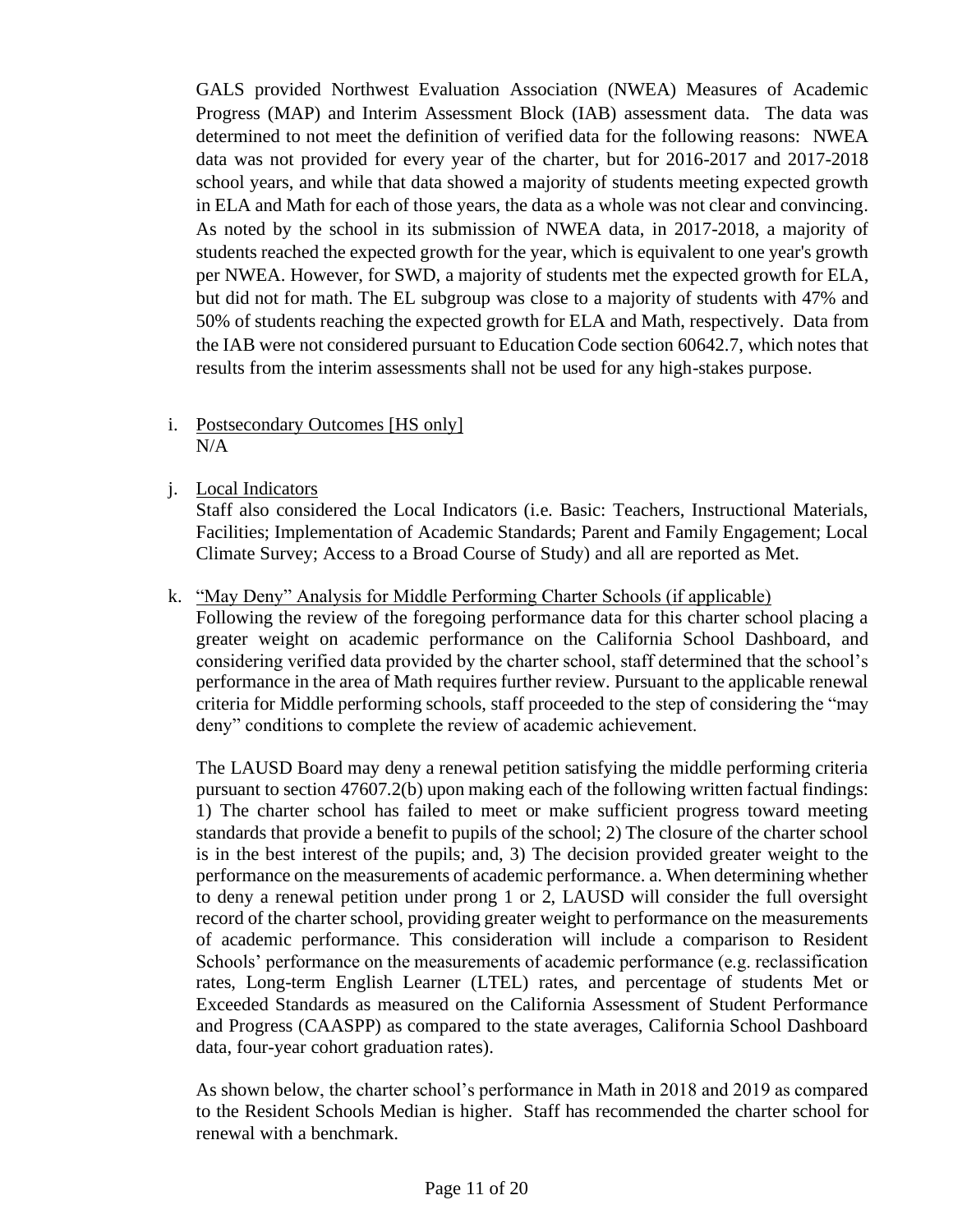GALS provided Northwest Evaluation Association (NWEA) Measures of Academic Progress (MAP) and Interim Assessment Block (IAB) assessment data. The data was determined to not meet the definition of verified data for the following reasons: NWEA data was not provided for every year of the charter, but for 2016-2017 and 2017-2018 school years, and while that data showed a majority of students meeting expected growth in ELA and Math for each of those years, the data as a whole was not clear and convincing. As noted by the school in its submission of NWEA data, in 2017-2018, a majority of students reached the expected growth for the year, which is equivalent to one year's growth per NWEA. However, for SWD, a majority of students met the expected growth for ELA, but did not for math. The EL subgroup was close to a majority of students with 47% and 50% of students reaching the expected growth for ELA and Math, respectively. Data from the IAB were not considered pursuant to Education Code section 60642.7, which notes that results from the interim assessments shall not be used for any high-stakes purpose.

i. Postsecondary Outcomes [HS only]
   N/A

j. Local Indicators
   Staff also considered the Local Indicators (i.e. Basic: Teachers, Instructional Materials, Facilities; Implementation of Academic Standards; Parent and Family Engagement; Local Climate Survey; Access to a Broad Course of Study) and all are reported as Met.

k. "May Deny" Analysis for Middle Performing Charter Schools (if applicable)
   Following the review of the foregoing performance data for this charter school placing a greater weight on academic performance on the California School Dashboard, and considering verified data provided by the charter school, staff determined that the school's performance in the area of Math requires further review. Pursuant to the applicable renewal criteria for Middle performing schools, staff proceeded to the step of considering the "may deny" conditions to complete the review of academic achievement.

   The LAUSD Board may deny a renewal petition satisfying the middle performing criteria pursuant to section 47607.2(b) upon making each of the following written factual findings: 1) The charter school has failed to meet or make sufficient progress toward meeting standards that provide a benefit to pupils of the school; 2) The closure of the charter school is in the best interest of the pupils; and, 3) The decision provided greater weight to the performance on the measurements of academic performance. a. When determining whether to deny a renewal petition under prong 1 or 2, LAUSD will consider the full oversight record of the charter school, providing greater weight to performance on the measurements of academic performance. This consideration will include a comparison to Resident Schools' performance on the measurements of academic performance (e.g. reclassification rates, Long-term English Learner (LTEL) rates, and percentage of students Met or Exceeded Standards as measured on the California Assessment of Student Performance and Progress (CAASPP) as compared to the state averages, California School Dashboard data, four-year cohort graduation rates).

   As shown below, the charter school's performance in Math in 2018 and 2019 as compared to the Resident Schools Median is higher. Staff has recommended the charter school for renewal with a benchmark.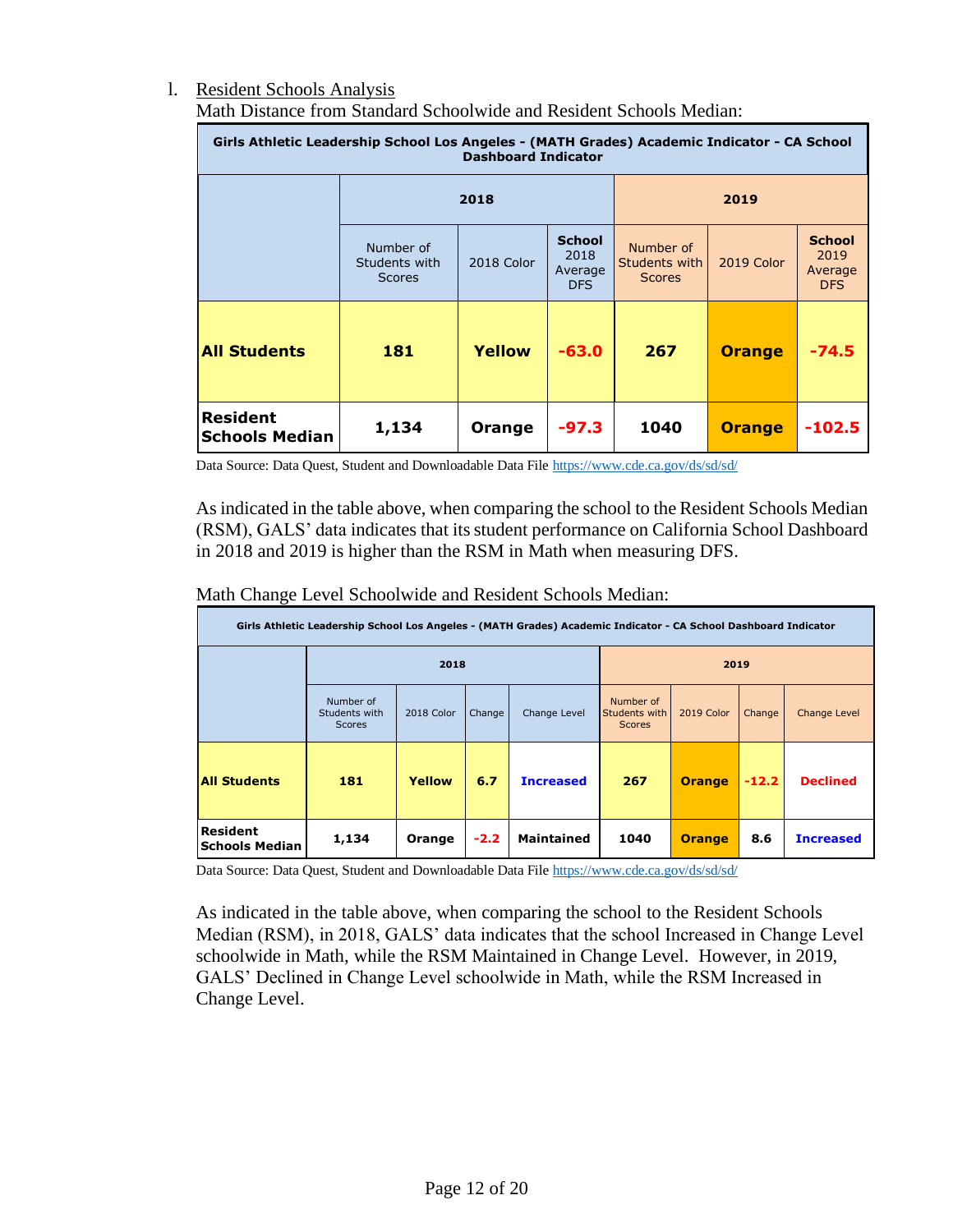l. Resident Schools Analysis

Math Distance from Standard Schoolwide and Resident Schools Median:

| Girls Athletic Leadership School Los Angeles - (MATH Grades) Academic Indicator - CA School Dashboard Indicator | | | | | | |
|---|---|---|---|---|---|---|
| | 2018 | | | 2019 | | |
| | Number of Students with Scores | 2018 Color | School 2018 Average DFS | Number of Students with Scores | 2019 Color | School 2019 Average DFS |
| **All Students** | **181** | **Yellow** | **-63.0** | **267** | **Orange** | **-74.5** |
| **Resident Schools Median** | **1,134** | **Orange** | **-97.3** | **1040** | **Orange** | **-102.5** |

Data Source: Data Quest, Student and Downloadable Data File https://www.cde.ca.gov/ds/sd/sd/

As indicated in the table above, when comparing the school to the Resident Schools Median (RSM), GALS' data indicates that its student performance on California School Dashboard in 2018 and 2019 is higher than the RSM in Math when measuring DFS.

Math Change Level Schoolwide and Resident Schools Median:

| Girls Athletic Leadership School Los Angeles - (MATH Grades) Academic Indicator - CA School Dashboard Indicator | | | | | | | | |
|---|---|---|---|---|---|---|---|---|
| | 2018 | | | | 2019 | | | |
| | Number of Students with Scores | 2018 Color | Change | Change Level | Number of Students with Scores | 2019 Color | Change | Change Level |
| **All Students** | **181** | **Yellow** | **6.7** | **Increased** | **267** | **Orange** | **-12.2** | **Declined** |
| **Resident Schools Median** | **1,134** | **Orange** | **-2.2** | **Maintained** | **1040** | **Orange** | **8.6** | **Increased** |

Data Source: Data Quest, Student and Downloadable Data File https://www.cde.ca.gov/ds/sd/sd/

As indicated in the table above, when comparing the school to the Resident Schools Median (RSM), in 2018, GALS' data indicates that the school Increased in Change Level schoolwide in Math, while the RSM Maintained in Change Level. However, in 2019, GALS' Declined in Change Level schoolwide in Math, while the RSM Increased in Change Level.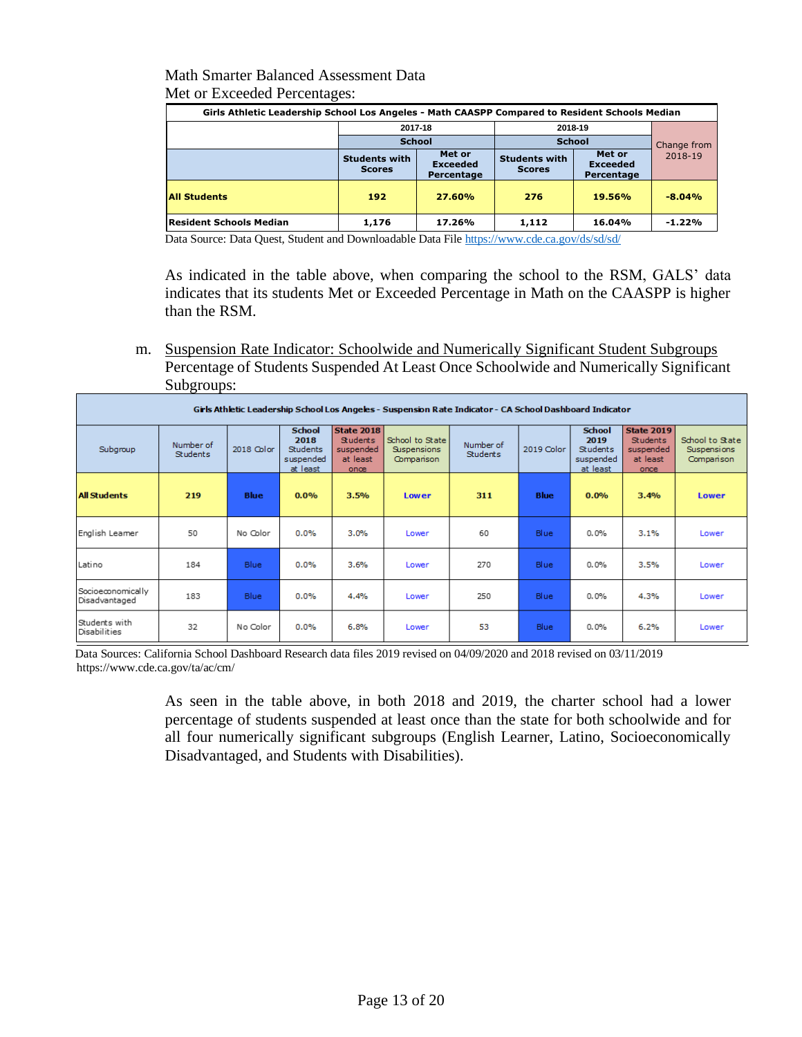Math Smarter Balanced Assessment Data
Met or Exceeded Percentages:

| Girls Athletic Leadership School Los Angeles - Math CAASPP Compared to Resident Schools Median | | | | | |
|---|---|---|---|---|---|
| | 2017-18 | | 2018-19 | | Change from 2018-19 |
| | School | | School | | |
| | Students with Scores | Met or Exceeded Percentage | Students with Scores | Met or Exceeded Percentage | |
| **All Students** | **192** | **27.60%** | **276** | **19.56%** | **-8.04%** |
| **Resident Schools Median** | **1,176** | **17.26%** | **1,112** | **16.04%** | **-1.22%** |

Data Source: Data Quest, Student and Downloadable Data File https://www.cde.ca.gov/ds/sd/sd/

As indicated in the table above, when comparing the school to the RSM, GALS' data indicates that its students Met or Exceeded Percentage in Math on the CAASPP is higher than the RSM.

m. Suspension Rate Indicator: Schoolwide and Numerically Significant Student Subgroups
Percentage of Students Suspended At Least Once Schoolwide and Numerically Significant Subgroups:

| Girls Athletic Leadership School Los Angeles - Suspension Rate Indicator - CA School Dashboard Indicator | | | | | | | | | | |
|---|---|---|---|---|---|---|---|---|---|---|
| Subgroup | Number of Students | 2018 Color | School 2018 Students suspended at least | State 2018 Students suspended at least once | School to State Suspensions Comparison | Number of Students | 2019 Color | School 2019 Students suspended at least | State 2019 Students suspended at least once | School to State Suspensions Comparison |
| **All Students** | **219** | **Blue** | **0.0%** | **3.5%** | **Lower** | **311** | **Blue** | **0.0%** | **3.4%** | **Lower** |
| English Learner | 50 | No Color | 0.0% | 3.0% | Lower | 60 | Blue | 0.0% | 3.1% | Lower |
| Latino | 184 | Blue | 0.0% | 3.6% | Lower | 270 | Blue | 0.0% | 3.5% | Lower |
| Socioeconomically Disadvantaged | 183 | Blue | 0.0% | 4.4% | Lower | 250 | Blue | 0.0% | 4.3% | Lower |
| Students with Disabilities | 32 | No Color | 0.0% | 6.8% | Lower | 53 | Blue | 0.0% | 6.2% | Lower |

Data Sources: California School Dashboard Research data files 2019 revised on 04/09/2020 and 2018 revised on 03/11/2019
https://www.cde.ca.gov/ta/ac/cm/

As seen in the table above, in both 2018 and 2019, the charter school had a lower percentage of students suspended at least once than the state for both schoolwide and for all four numerically significant subgroups (English Learner, Latino, Socioeconomically Disadvantaged, and Students with Disabilities).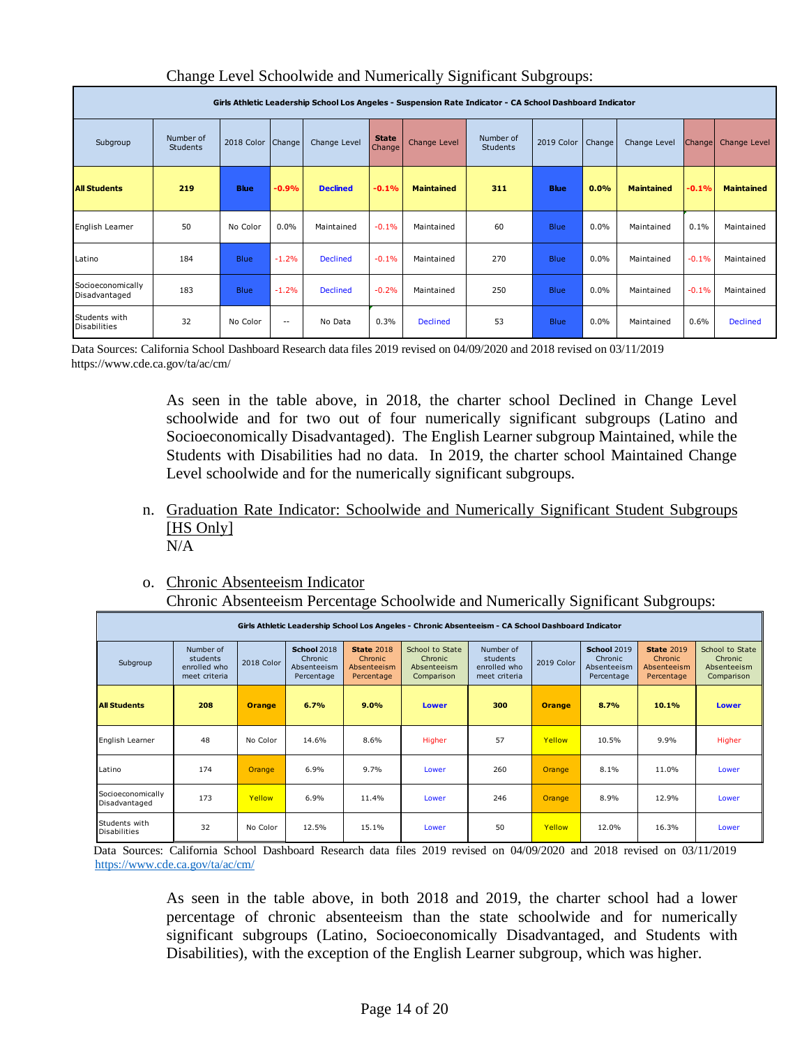Change Level Schoolwide and Numerically Significant Subgroups:

| Girls Athletic Leadership School Los Angeles - Suspension Rate Indicator - CA School Dashboard Indicator | | | | | | | | | | | | |
|---|---|---|---|---|---|---|---|---|---|---|---|---|
| Subgroup | Number of Students | 2018 Color | Change | Change Level | State Change | Change Level | Number of Students | 2019 Color | Change | Change Level | Change | Change Level |
| **All Students** | **219** | **Blue** | **-0.9%** | **Declined** | **-0.1%** | **Maintained** | **311** | **Blue** | **0.0%** | **Maintained** | **-0.1%** | **Maintained** |
| English Learner | 50 | No Color | 0.0% | Maintained | -0.1% | Maintained | 60 | Blue | 0.0% | Maintained | 0.1% | Maintained |
| Latino | 184 | Blue | -1.2% | Declined | -0.1% | Maintained | 270 | Blue | 0.0% | Maintained | -0.1% | Maintained |
| Socioeconomically Disadvantaged | 183 | Blue | -1.2% | Declined | -0.2% | Maintained | 250 | Blue | 0.0% | Maintained | -0.1% | Maintained |
| Students with Disabilities | 32 | No Color | -- | No Data | 0.3% | Declined | 53 | Blue | 0.0% | Maintained | 0.6% | Declined |

Data Sources: California School Dashboard Research data files 2019 revised on 04/09/2020 and 2018 revised on 03/11/2019 https://www.cde.ca.gov/ta/ac/cm/

As seen in the table above, in 2018, the charter school Declined in Change Level schoolwide and for two out of four numerically significant subgroups (Latino and Socioeconomically Disadvantaged). The English Learner subgroup Maintained, while the Students with Disabilities had no data. In 2019, the charter school Maintained Change Level schoolwide and for the numerically significant subgroups.

n. Graduation Rate Indicator: Schoolwide and Numerically Significant Student Subgroups [HS Only]
N/A

o. Chronic Absenteeism Indicator
Chronic Absenteeism Percentage Schoolwide and Numerically Significant Subgroups:

| Girls Athletic Leadership School Los Angeles - Chronic Absenteeism - CA School Dashboard Indicator | | | | | | | | | | |
|---|---|---|---|---|---|---|---|---|---|---|
| Subgroup | Number of students enrolled who meet criteria | 2018 Color | **School** 2018 Chronic Absenteeism Percentage | **State** 2018 Chronic Absenteeism Percentage | School to State Chronic Absenteeism Comparison | Number of students enrolled who meet criteria | 2019 Color | **School** 2019 Chronic Absenteeism Percentage | **State** 2019 Chronic Absenteeism Percentage | School to State Chronic Absenteeism Comparison |
| **All Students** | **208** | **Orange** | **6.7%** | **9.0%** | **Lower** | **300** | **Orange** | **8.7%** | **10.1%** | **Lower** |
| English Learner | 48 | No Color | 14.6% | 8.6% | Higher | 57 | Yellow | 10.5% | 9.9% | Higher |
| Latino | 174 | Orange | 6.9% | 9.7% | Lower | 260 | Orange | 8.1% | 11.0% | Lower |
| Socioeconomically Disadvantaged | 173 | Yellow | 6.9% | 11.4% | Lower | 246 | Orange | 8.9% | 12.9% | Lower |
| Students with Disabilities | 32 | No Color | 12.5% | 15.1% | Lower | 50 | Yellow | 12.0% | 16.3% | Lower |

Data Sources: California School Dashboard Research data files 2019 revised on 04/09/2020 and 2018 revised on 03/11/2019 https://www.cde.ca.gov/ta/ac/cm/

As seen in the table above, in both 2018 and 2019, the charter school had a lower percentage of chronic absenteeism than the state schoolwide and for numerically significant subgroups (Latino, Socioeconomically Disadvantaged, and Students with Disabilities), with the exception of the English Learner subgroup, which was higher.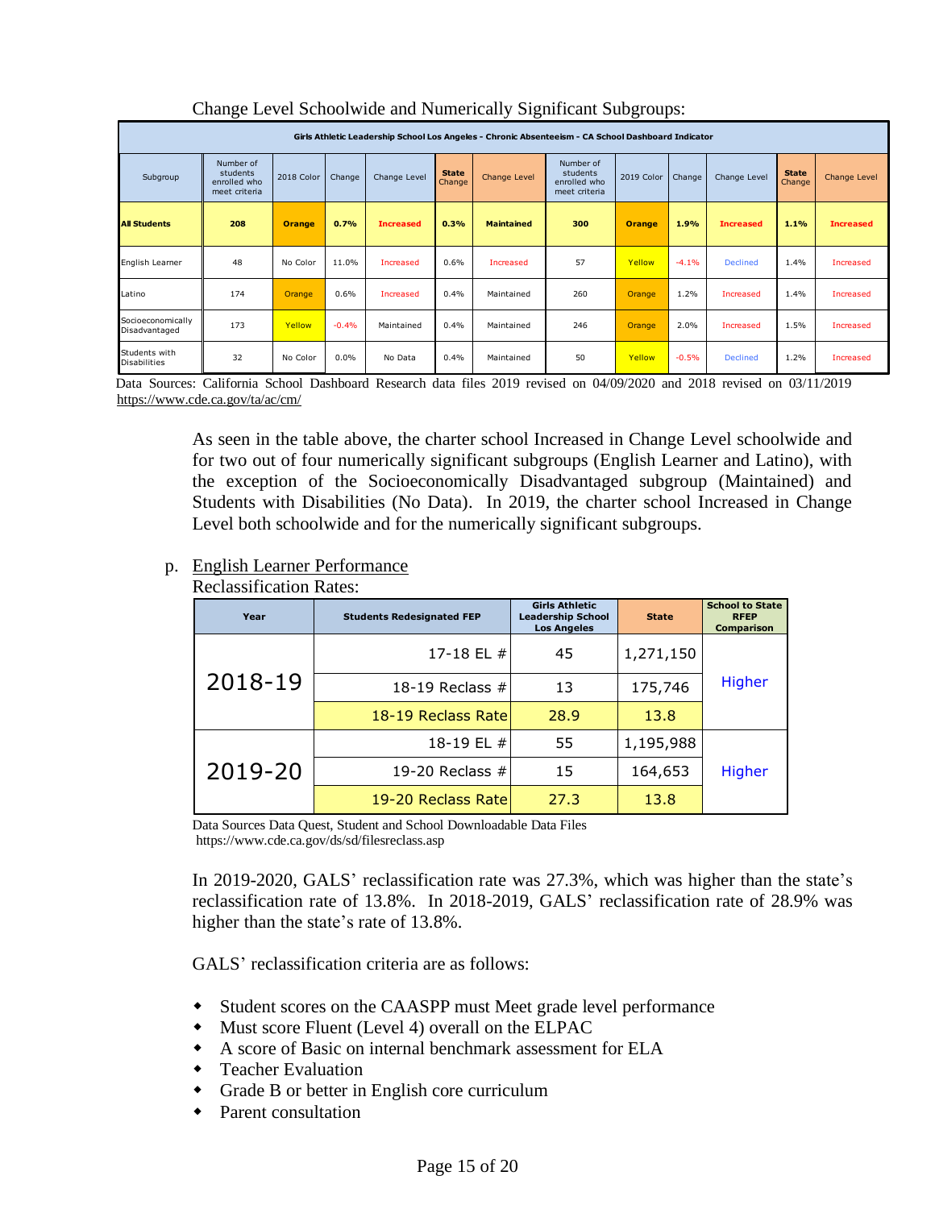Change Level Schoolwide and Numerically Significant Subgroups:

| Girls Athletic Leadership School Los Angeles - Chronic Absenteeism - CA School Dashboard Indicator | | | | | | | | | | | | |
|---|---|---|---|---|---|---|---|---|---|---|---|---|
| Subgroup | Number of students enrolled who meet criteria | 2018 Color | Change | Change Level | State Change | Change Level | Number of students enrolled who meet criteria | 2019 Color | Change | Change Level | State Change | Change Level |
| **All Students** | **208** | **Orange** | **0.7%** | **Increased** | **0.3%** | **Maintained** | **300** | **Orange** | **1.9%** | **Increased** | **1.1%** | **Increased** |
| English Learner | 48 | No Color | 11.0% | Increased | 0.6% | Increased | 57 | Yellow | -4.1% | Declined | 1.4% | Increased |
| Latino | 174 | Orange | 0.6% | Increased | 0.4% | Maintained | 260 | Orange | 1.2% | Increased | 1.4% | Increased |
| Socioeconomically Disadvantaged | 173 | Yellow | -0.4% | Maintained | 0.4% | Maintained | 246 | Orange | 2.0% | Increased | 1.5% | Increased |
| Students with Disabilities | 32 | No Color | 0.0% | No Data | 0.4% | Maintained | 50 | Yellow | -0.5% | Declined | 1.2% | Increased |

Data Sources: California School Dashboard Research data files 2019 revised on 04/09/2020 and 2018 revised on 03/11/2019 https://www.cde.ca.gov/ta/ac/cm/

As seen in the table above, the charter school Increased in Change Level schoolwide and for two out of four numerically significant subgroups (English Learner and Latino), with the exception of the Socioeconomically Disadvantaged subgroup (Maintained) and Students with Disabilities (No Data). In 2019, the charter school Increased in Change Level both schoolwide and for the numerically significant subgroups.

p. English Learner Performance

Reclassification Rates:

| Year | Students Redesignated FEP | Girls Athletic Leadership School Los Angeles | State | School to State RFEP Comparison |
|---|---|---|---|---|
| 2018-19 | 17-18 EL # | 45 | 1,271,150 | Higher |
| | 18-19 Reclass # | 13 | 175,746 | |
| | 18-19 Reclass Rate | 28.9 | 13.8 | |
| 2019-20 | 18-19 EL # | 55 | 1,195,988 | Higher |
| | 19-20 Reclass # | 15 | 164,653 | |
| | 19-20 Reclass Rate | 27.3 | 13.8 | |

Data Sources Data Quest, Student and School Downloadable Data Files https://www.cde.ca.gov/ds/sd/filesreclass.asp

In 2019-2020, GALS' reclassification rate was 27.3%, which was higher than the state's reclassification rate of 13.8%. In 2018-2019, GALS' reclassification rate of 28.9% was higher than the state's rate of 13.8%.

GALS' reclassification criteria are as follows:

- Student scores on the CAASPP must Meet grade level performance
- Must score Fluent (Level 4) overall on the ELPAC
- A score of Basic on internal benchmark assessment for ELA
- Teacher Evaluation
- Grade B or better in English core curriculum
- Parent consultation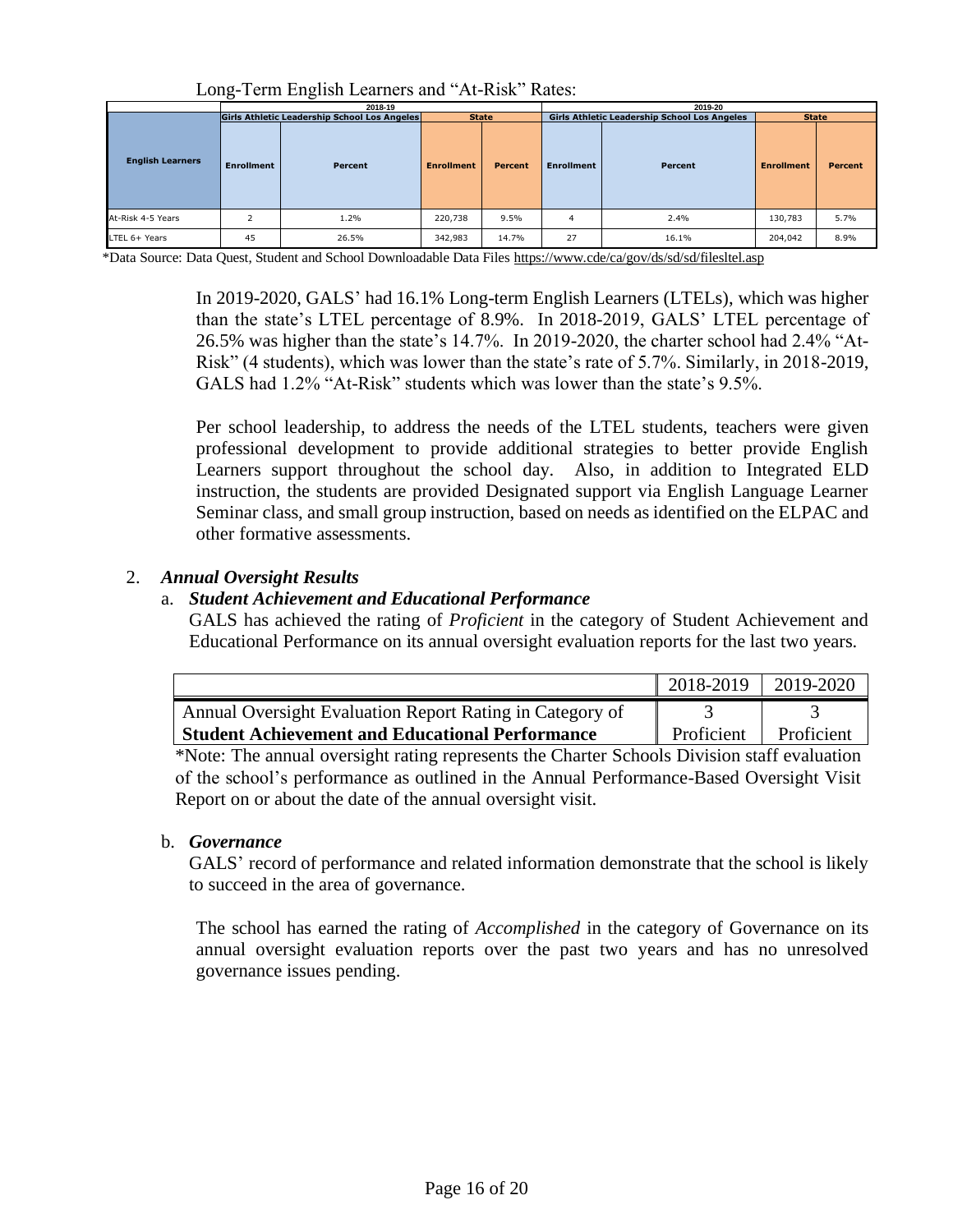Long-Term English Learners and "At-Risk" Rates:

| | 2018-19 | | | | 2019-20 | | | |
|---|---|---|---|---|---|---|---|---|
| | Girls Athletic Leadership School Los Angeles | | State | | Girls Athletic Leadership School Los Angeles | | State | |
| **English Learners** | **Enrollment** | **Percent** | **Enrollment** | **Percent** | **Enrollment** | **Percent** | **Enrollment** | **Percent** |
| At-Risk 4-5 Years | 2 | 1.2% | 220,738 | 9.5% | 4 | 2.4% | 130,783 | 5.7% |
| LTEL 6+ Years | 45 | 26.5% | 342,983 | 14.7% | 27 | 16.1% | 204,042 | 8.9% |

*Data Source: Data Quest, Student and School Downloadable Data Files https://www.cde/ca/gov/ds/sd/sd/filesltel.asp

In 2019-2020, GALS' had 16.1% Long-term English Learners (LTELs), which was higher than the state's LTEL percentage of 8.9%. In 2018-2019, GALS' LTEL percentage of 26.5% was higher than the state's 14.7%. In 2019-2020, the charter school had 2.4% "At-Risk" (4 students), which was lower than the state's rate of 5.7%. Similarly, in 2018-2019, GALS had 1.2% "At-Risk" students which was lower than the state's 9.5%.

Per school leadership, to address the needs of the LTEL students, teachers were given professional development to provide additional strategies to better provide English Learners support throughout the school day. Also, in addition to Integrated ELD instruction, the students are provided Designated support via English Language Learner Seminar class, and small group instruction, based on needs as identified on the ELPAC and other formative assessments.

2. ***Annual Oversight Results***

a. ***Student Achievement and Educational Performance***

GALS has achieved the rating of *Proficient* in the category of Student Achievement and Educational Performance on its annual oversight evaluation reports for the last two years.

| | 2018-2019 | 2019-2020 |
|---|---|---|
| Annual Oversight Evaluation Report Rating in Category of **Student Achievement and Educational Performance** | 3 Proficient | 3 Proficient |

*Note: The annual oversight rating represents the Charter Schools Division staff evaluation of the school's performance as outlined in the Annual Performance-Based Oversight Visit Report on or about the date of the annual oversight visit.

b. ***Governance***

GALS' record of performance and related information demonstrate that the school is likely to succeed in the area of governance.

The school has earned the rating of *Accomplished* in the category of Governance on its annual oversight evaluation reports over the past two years and has no unresolved governance issues pending.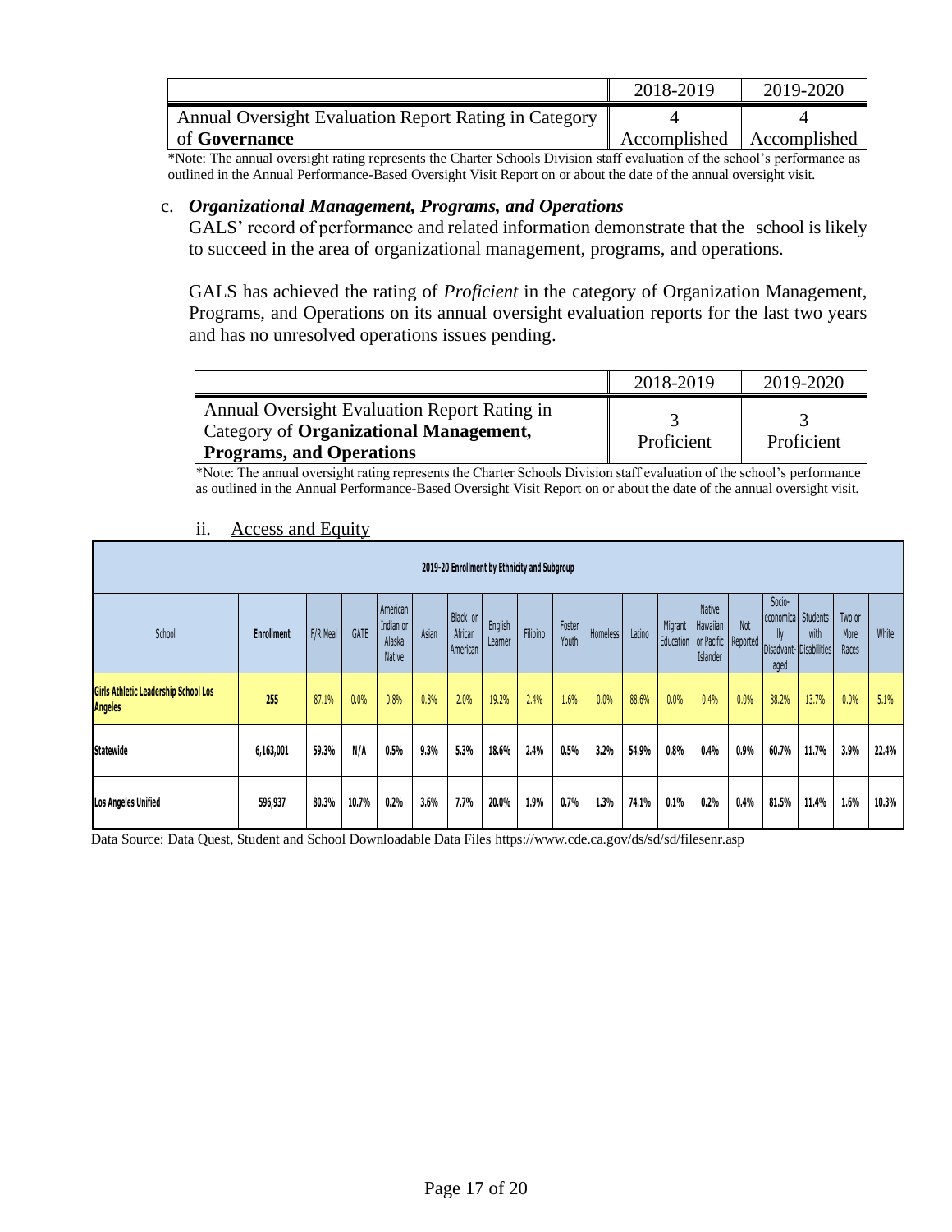| | 2018-2019 | 2019-2020 |
|---|---|---|
| Annual Oversight Evaluation Report Rating in Category of **Governance** | 4 Accomplished | 4 Accomplished |

*Note: The annual oversight rating represents the Charter Schools Division staff evaluation of the school's performance as outlined in the Annual Performance-Based Oversight Visit Report on or about the date of the annual oversight visit.

c. ***Organizational Management, Programs, and Operations***

GALS' record of performance and related information demonstrate that the school is likely to succeed in the area of organizational management, programs, and operations.

GALS has achieved the rating of *Proficient* in the category of Organization Management, Programs, and Operations on its annual oversight evaluation reports for the last two years and has no unresolved operations issues pending.

| | 2018-2019 | 2019-2020 |
|---|---|---|
| Annual Oversight Evaluation Report Rating in Category of **Organizational Management, Programs, and Operations** | 3 Proficient | 3 Proficient |

*Note: The annual oversight rating represents the Charter Schools Division staff evaluation of the school's performance as outlined in the Annual Performance-Based Oversight Visit Report on or about the date of the annual oversight visit.

ii. Access and Equity

**2019-20 Enrollment by Ethnicity and Subgroup**

| School | Enrollment | F/R Meal | GATE | American Indian or Alaska Native | Asian | Black or African American | English Learner | Filipino | Foster Youth | Homeless | Latino | Migrant Education | Native Hawaiian or Pacific Islander | Not Reported | Socio-economically Disadvant-aged | Students with Disabilities | Two or More Races | White |
|---|---|---|---|---|---|---|---|---|---|---|---|---|---|---|---|---|---|---|
| **Girls Athletic Leadership School Los Angeles** | **255** | 87.1% | 0.0% | 0.8% | 0.8% | 2.0% | 19.2% | 2.4% | 1.6% | 0.0% | 88.6% | 0.0% | 0.4% | 0.0% | 88.2% | 13.7% | 0.0% | 5.1% |
| **Statewide** | 6,163,001 | 59.3% | N/A | 0.5% | 9.3% | 5.3% | 18.6% | 2.4% | 0.5% | 3.2% | 54.9% | 0.8% | 0.4% | 0.9% | 60.7% | 11.7% | 3.9% | 22.4% |
| **Los Angeles Unified** | 596,937 | 80.3% | 10.7% | 0.2% | 3.6% | 7.7% | 20.0% | 1.9% | 0.7% | 1.3% | 74.1% | 0.1% | 0.2% | 0.4% | 81.5% | 11.4% | 1.6% | 10.3% |

Data Source: Data Quest, Student and School Downloadable Data Files https://www.cde.ca.gov/ds/sd/sd/filesenr.asp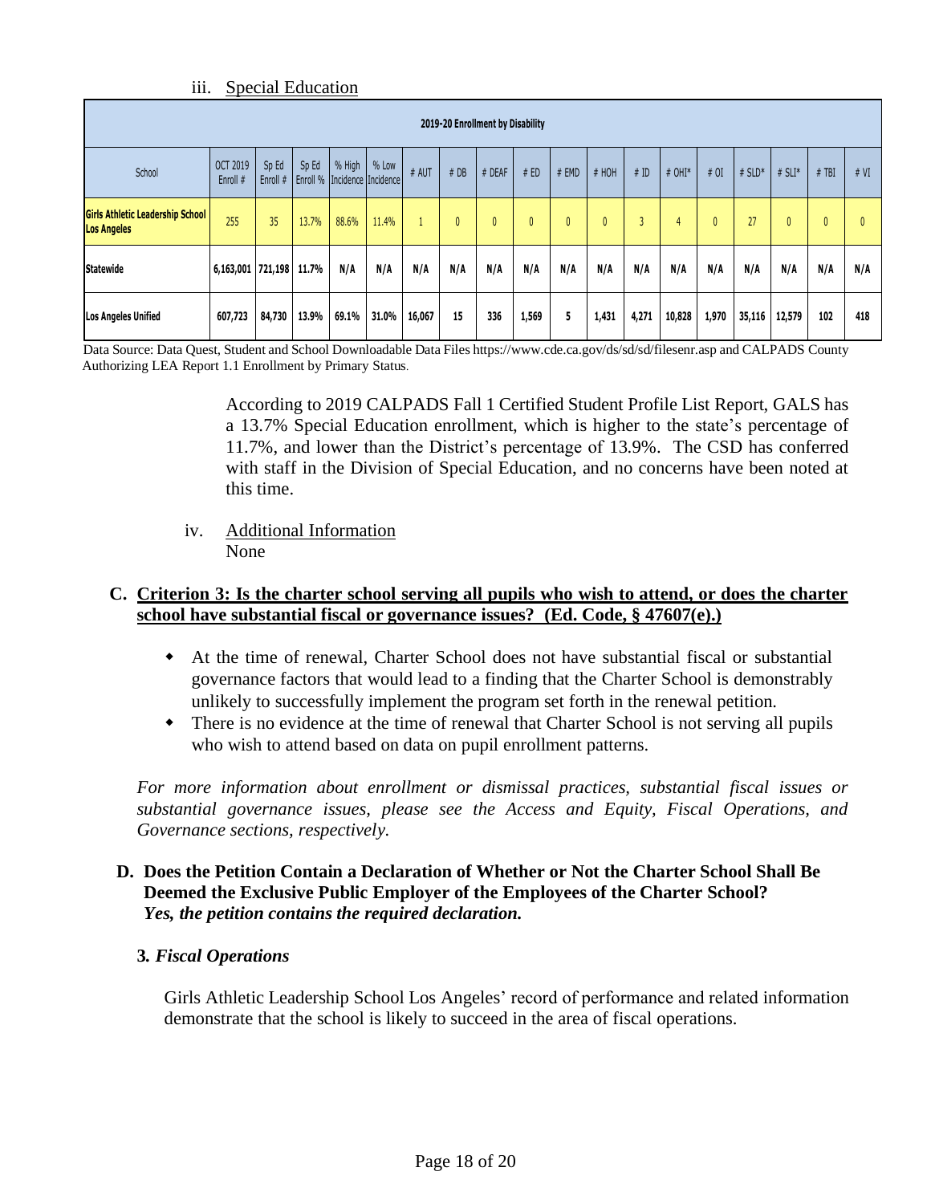iii. Special Education

| 2019-20 Enrollment by Disability | | | | | | | | | | | | | | | | | | | |
|---|---|---|---|---|---|---|---|---|---|---|---|---|---|---|---|---|---|---|---|
| School | OCT 2019 Enroll # | Sp Ed Enroll # | Sp Ed Enroll % | % High Incidence | % Low Incidence | # AUT | # DB | # DEAF | # ED | # EMD | # HOH | # ID | # OHI* | # OI | # SLD* | # SLI* | # TBI | # VI |
| **Girls Athletic Leadership School Los Angeles** | 255 | 35 | 13.7% | 88.6% | 11.4% | 1 | 0 | 0 | 0 | 0 | 0 | 3 | 4 | 0 | 27 | 0 | 0 | 0 |
| **Statewide** | 6,163,001 | 721,198 | 11.7% | N/A | N/A | N/A | N/A | N/A | N/A | N/A | N/A | N/A | N/A | N/A | N/A | N/A | N/A | N/A |
| **Los Angeles Unified** | 607,723 | 84,730 | 13.9% | 69.1% | 31.0% | 16,067 | 15 | 336 | 1,569 | 5 | 1,431 | 4,271 | 10,828 | 1,970 | 35,116 | 12,579 | 102 | 418 |

Data Source: Data Quest, Student and School Downloadable Data Files https://www.cde.ca.gov/ds/sd/sd/filesenr.asp and CALPADS County Authorizing LEA Report 1.1 Enrollment by Primary Status.

According to 2019 CALPADS Fall 1 Certified Student Profile List Report, GALS has a 13.7% Special Education enrollment, which is higher to the state's percentage of 11.7%, and lower than the District's percentage of 13.9%. The CSD has conferred with staff in the Division of Special Education, and no concerns have been noted at this time.

iv. Additional Information
None

### C. Criterion 3: Is the charter school serving all pupils who wish to attend, or does the charter school have substantial fiscal or governance issues? (Ed. Code, § 47607(e).)

- At the time of renewal, Charter School does not have substantial fiscal or substantial governance factors that would lead to a finding that the Charter School is demonstrably unlikely to successfully implement the program set forth in the renewal petition.
- There is no evidence at the time of renewal that Charter School is not serving all pupils who wish to attend based on data on pupil enrollment patterns.

*For more information about enrollment or dismissal practices, substantial fiscal issues or substantial governance issues, please see the Access and Equity, Fiscal Operations, and Governance sections, respectively.*

### D. Does the Petition Contain a Declaration of Whether or Not the Charter School Shall Be Deemed the Exclusive Public Employer of the Employees of the Charter School?

***Yes, the petition contains the required declaration.***

## 3. *Fiscal Operations*

Girls Athletic Leadership School Los Angeles' record of performance and related information demonstrate that the school is likely to succeed in the area of fiscal operations.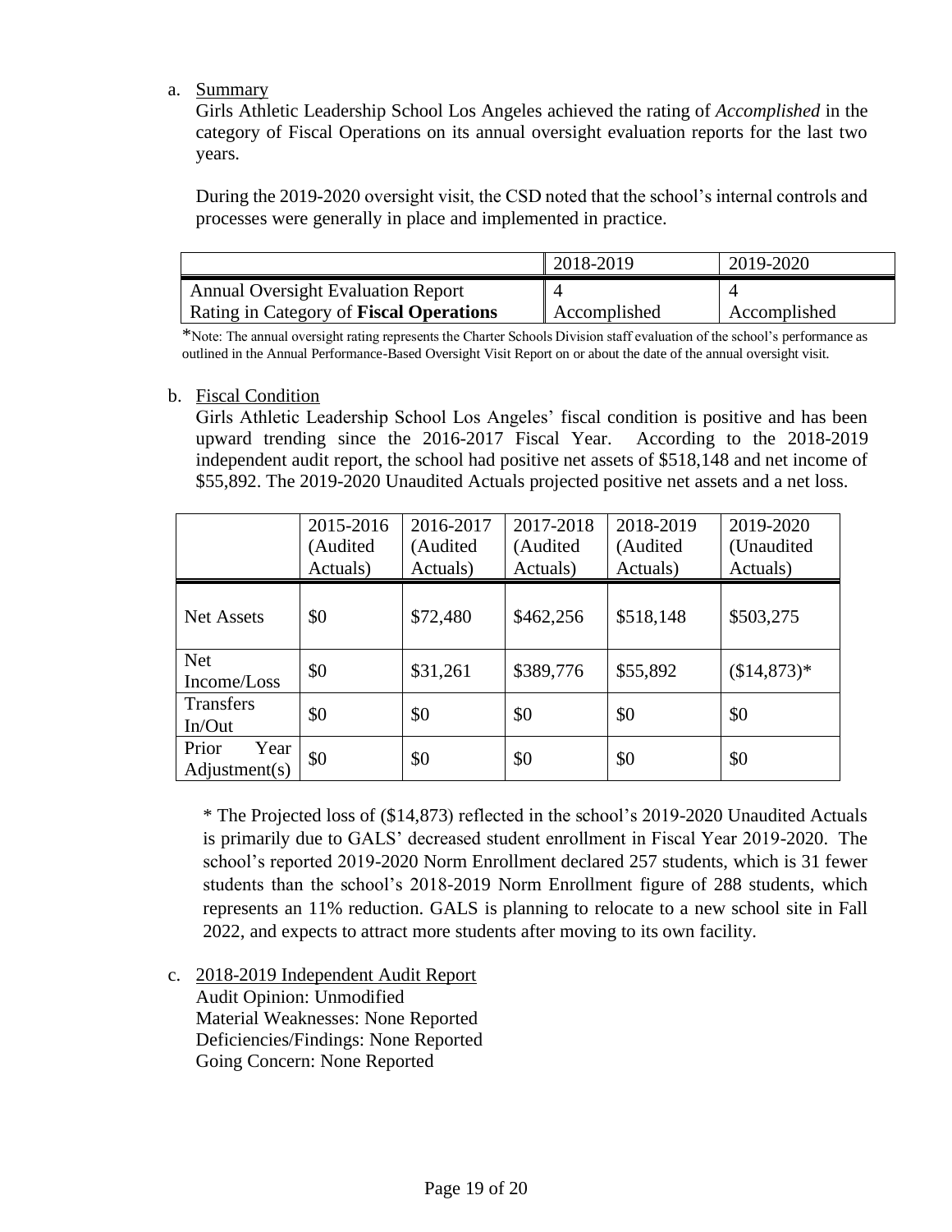a. Summary

Girls Athletic Leadership School Los Angeles achieved the rating of *Accomplished* in the category of Fiscal Operations on its annual oversight evaluation reports for the last two years.

During the 2019-2020 oversight visit, the CSD noted that the school's internal controls and processes were generally in place and implemented in practice.

| | 2018-2019 | 2019-2020 |
|---|---|---|
| Annual Oversight Evaluation Report Rating in Category of **Fiscal Operations** | 4 Accomplished | 4 Accomplished |

*Note: The annual oversight rating represents the Charter Schools Division staff evaluation of the school's performance as outlined in the Annual Performance-Based Oversight Visit Report on or about the date of the annual oversight visit.

b. Fiscal Condition

Girls Athletic Leadership School Los Angeles' fiscal condition is positive and has been upward trending since the 2016-2017 Fiscal Year. According to the 2018-2019 independent audit report, the school had positive net assets of $518,148 and net income of $55,892. The 2019-2020 Unaudited Actuals projected positive net assets and a net loss.

| | 2015-2016 (Audited Actuals) | 2016-2017 (Audited Actuals) | 2017-2018 (Audited Actuals) | 2018-2019 (Audited Actuals) | 2019-2020 (Unaudited Actuals) |
|---|---|---|---|---|---|
| Net Assets | $0 | $72,480 | $462,256 | $518,148 | $503,275 |
| Net Income/Loss | $0 | $31,261 | $389,776 | $55,892 | ($14,873)* |
| Transfers In/Out | $0 | $0 | $0 | $0 | $0 |
| Prior Year Adjustment(s) | $0 | $0 | $0 | $0 | $0 |

* The Projected loss of ($14,873) reflected in the school's 2019-2020 Unaudited Actuals is primarily due to GALS' decreased student enrollment in Fiscal Year 2019-2020. The school's reported 2019-2020 Norm Enrollment declared 257 students, which is 31 fewer students than the school's 2018-2019 Norm Enrollment figure of 288 students, which represents an 11% reduction. GALS is planning to relocate to a new school site in Fall 2022, and expects to attract more students after moving to its own facility.

c. 2018-2019 Independent Audit Report

Audit Opinion: Unmodified
Material Weaknesses: None Reported
Deficiencies/Findings: None Reported
Going Concern: None Reported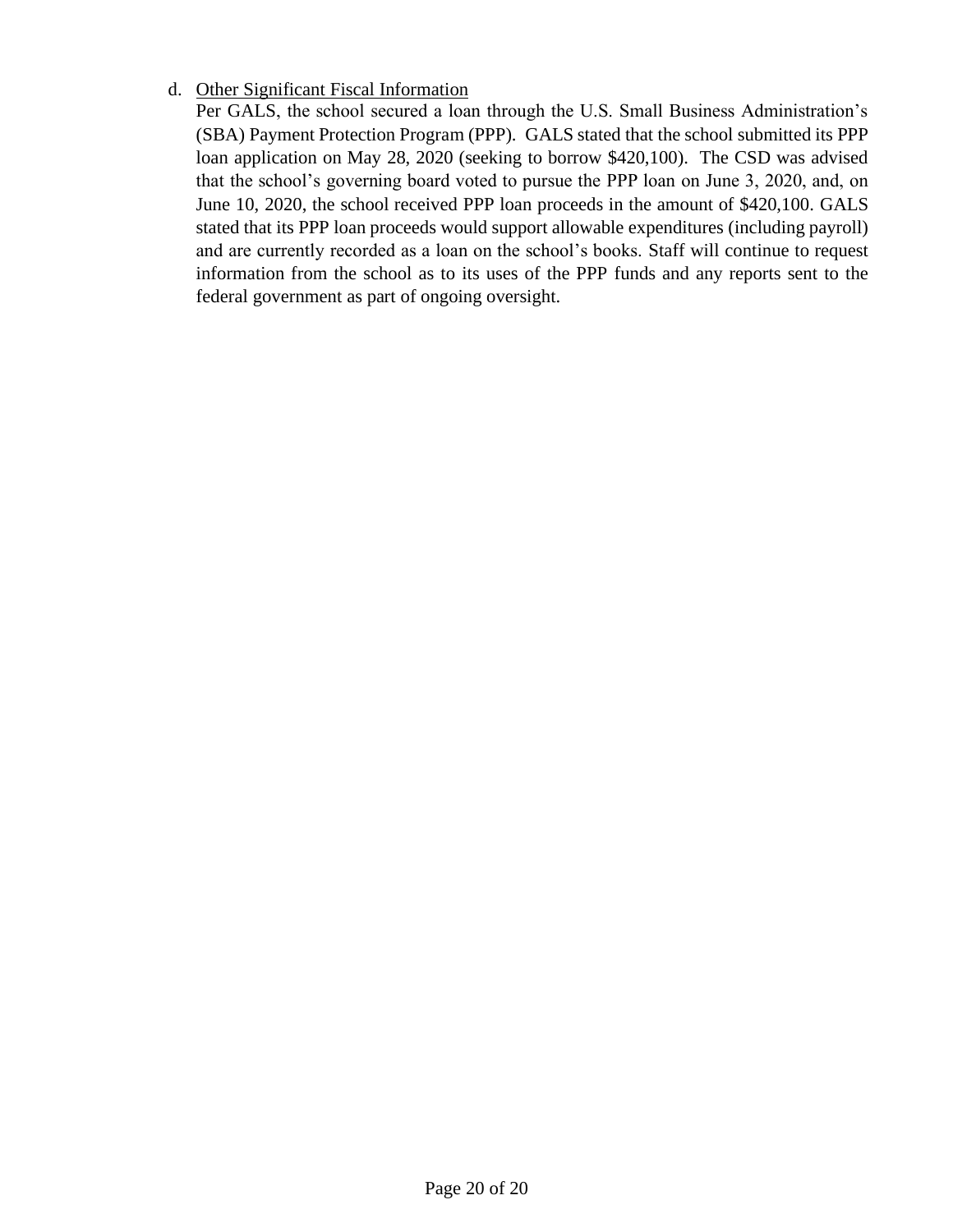d. Other Significant Fiscal Information

Per GALS, the school secured a loan through the U.S. Small Business Administration's (SBA) Payment Protection Program (PPP). GALS stated that the school submitted its PPP loan application on May 28, 2020 (seeking to borrow $420,100). The CSD was advised that the school's governing board voted to pursue the PPP loan on June 3, 2020, and, on June 10, 2020, the school received PPP loan proceeds in the amount of $420,100. GALS stated that its PPP loan proceeds would support allowable expenditures (including payroll) and are currently recorded as a loan on the school's books. Staff will continue to request information from the school as to its uses of the PPP funds and any reports sent to the federal government as part of ongoing oversight.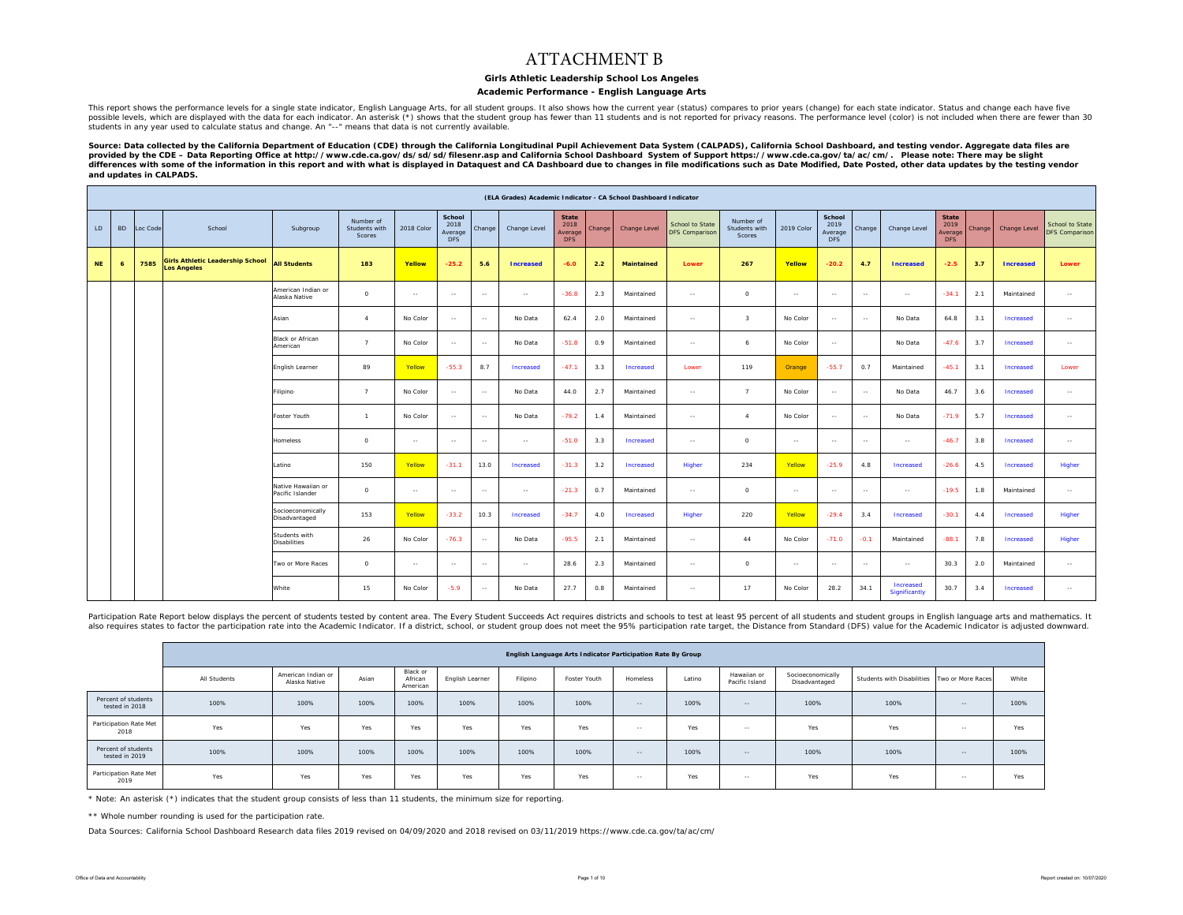# ATTACHMENT B

**Girls Athletic Leadership School Los Angeles**

**Academic Performance - English Language Arts**

This report shows the performance levels for a single state indicator, English Language Arts, for all student groups. It also shows how the current year (status) compares to prior years (change) for each state indicator. Status and change each have five possible levels, which are displayed with the data for each indicator. An asterisk (*) shows that the student group has fewer than 11 students and is not reported for privacy reasons. The performance level (color) is not included when there are fewer than 30 students in any year used to calculate status and change. An "--" means that data is not currently available.

**Source: Data collected by the California Department of Education (CDE) through the California Longitudinal Pupil Achievement Data System (CALPADS), California School Dashboard, and testing vendor. Aggregate data files are provided by the CDE – Data Reporting Office at http://www.cde.ca.gov/ds/sd/sd/filesenr.asp and California School Dashboard System of Support https://www.cde.ca.gov/ta/ac/cm/. Please note: There may be slight differences with some of the information in this report and with what is displayed in Dataquest and CA Dashboard due to changes in file modifications such as Date Modified, Date Posted, other data updates by the testing vendor and updates in CALPADS.**

**(ELA Grades) Academic Indicator - CA School Dashboard Indicator**

| LD | BD | Loc Code | School | Subgroup | Number of Students with Scores | 2018 Color | School 2018 Average DFS | Change | Change Level | State 2018 Average DFS | Change | Change Level | School to State DFS Comparison | Number of Students with Scores | 2019 Color | School 2019 Average DFS | Change | Change Level | State 2019 Average DFS | Change | Change Level | School to State DFS Comparison |
|---|---|---|---|---|---|---|---|---|---|---|---|---|---|---|---|---|---|---|---|---|---|---|
| **NE** | **6** | **7585** | **Girls Athletic Leadership School Los Angeles** | **All Students** | **183** | **Yellow** | **-25.2** | **5.6** | **Increased** | **-6.0** | **2.2** | **Maintained** | **Lower** | **267** | **Yellow** | **-20.2** | **4.7** | **Increased** | **-2.5** | **3.7** | **Increased** | **Lower** |
| | | | | American Indian or Alaska Native | 0 | -- | -- | -- | -- | -36.8 | 2.3 | Maintained | -- | 0 | -- | -- | -- | -- | -34.1 | 2.1 | Maintained | -- |
| | | | | Asian | 4 | No Color | -- | -- | No Data | 62.4 | 2.0 | Maintained | -- | 3 | No Color | -- | -- | No Data | 64.8 | 3.1 | Increased | -- |
| | | | | Black or African American | 7 | No Color | -- | -- | No Data | -51.8 | 0.9 | Maintained | -- | 6 | No Color | -- | | No Data | -47.6 | 3.7 | Increased | -- |
| | | | | English Learner | 89 | Yellow | -55.3 | 8.7 | Increased | -47.1 | 3.3 | Increased | Lower | 119 | Orange | -55.7 | 0.7 | Maintained | -45.1 | 3.1 | Increased | Lower |
| | | | | Filipino | 7 | No Color | -- | -- | No Data | 44.0 | 2.7 | Maintained | -- | 7 | No Color | -- | -- | No Data | 46.7 | 3.6 | Increased | -- |
| | | | | Foster Youth | 1 | No Color | -- | -- | No Data | -79.2 | 1.4 | Maintained | -- | 4 | No Color | -- | -- | No Data | -71.9 | 5.7 | Increased | -- |
| | | | | Homeless | 0 | -- | -- | -- | -- | -51.0 | 3.3 | Increased | -- | 0 | -- | -- | -- | -- | -46.7 | 3.8 | Increased | -- |
| | | | | Latino | 150 | Yellow | -31.1 | 13.0 | Increased | -31.3 | 3.2 | Increased | Higher | 234 | Yellow | -25.9 | 4.8 | Increased | -26.6 | 4.5 | Increased | Higher |
| | | | | Native Hawaiian or Pacific Islander | 0 | -- | -- | -- | -- | -21.3 | 0.7 | Maintained | -- | 0 | -- | -- | -- | -- | -19.5 | 1.8 | Maintained | -- |
| | | | | Socioeconomically Disadvantaged | 153 | Yellow | -33.2 | 10.3 | Increased | -34.7 | 4.0 | Increased | Higher | 220 | Yellow | -29.4 | 3.4 | Increased | -30.1 | 4.4 | Increased | Higher |
| | | | | Students with Disabilities | 26 | No Color | -76.3 | -- | No Data | -95.5 | 2.1 | Maintained | -- | 44 | No Color | -71.0 | -0.1 | Maintained | -88.1 | 7.8 | Increased | Higher |
| | | | | Two or More Races | 0 | -- | -- | -- | -- | 28.6 | 2.3 | Maintained | -- | 0 | -- | -- | -- | -- | 30.3 | 2.0 | Maintained | -- |
| | | | | White | 15 | No Color | -5.9 | -- | No Data | 27.7 | 0.8 | Maintained | -- | 17 | No Color | 28.2 | 34.1 | Increased Significantly | 30.7 | 3.4 | Increased | -- |

Participation Rate Report below displays the percent of students tested by content area. The Every Student Succeeds Act requires districts and schools to test at least 95 percent of all students and student groups in English language arts and mathematics. It also requires states to factor the participation rate into the Academic Indicator. If a district, school, or student group does not meet the 95% participation rate target, the Distance from Standard (DFS) value for the Academic Indicator is adjusted downward.

**English Language Arts Indicator Participation Rate By Group**

| | All Students | American Indian or Alaska Native | Asian | Black or African American | English Learner | Filipino | Foster Youth | Homeless | Latino | Hawaiian or Pacific Island | Socioeconomically Disadvantaged | Students with Disabilities | Two or More Races | White |
|---|---|---|---|---|---|---|---|---|---|---|---|---|---|---|
| Percent of students tested in 2018 | 100% | 100% | 100% | 100% | 100% | 100% | 100% | -- | 100% | -- | 100% | 100% | -- | 100% |
| Participation Rate Met 2018 | Yes | Yes | Yes | Yes | Yes | Yes | Yes | -- | Yes | -- | Yes | Yes | -- | Yes |
| Percent of students tested in 2019 | 100% | 100% | 100% | 100% | 100% | 100% | 100% | -- | 100% | -- | 100% | 100% | -- | 100% |
| Participation Rate Met 2019 | Yes | Yes | Yes | Yes | Yes | Yes | Yes | -- | Yes | -- | Yes | Yes | -- | Yes |

* Note: An asterisk (*) indicates that the student group consists of less than 11 students, the minimum size for reporting.

** Whole number rounding is used for the participation rate.

Data Sources: California School Dashboard Research data files 2019 revised on 04/09/2020 and 2018 revised on 03/11/2019 https://www.cde.ca.gov/ta/ac/cm/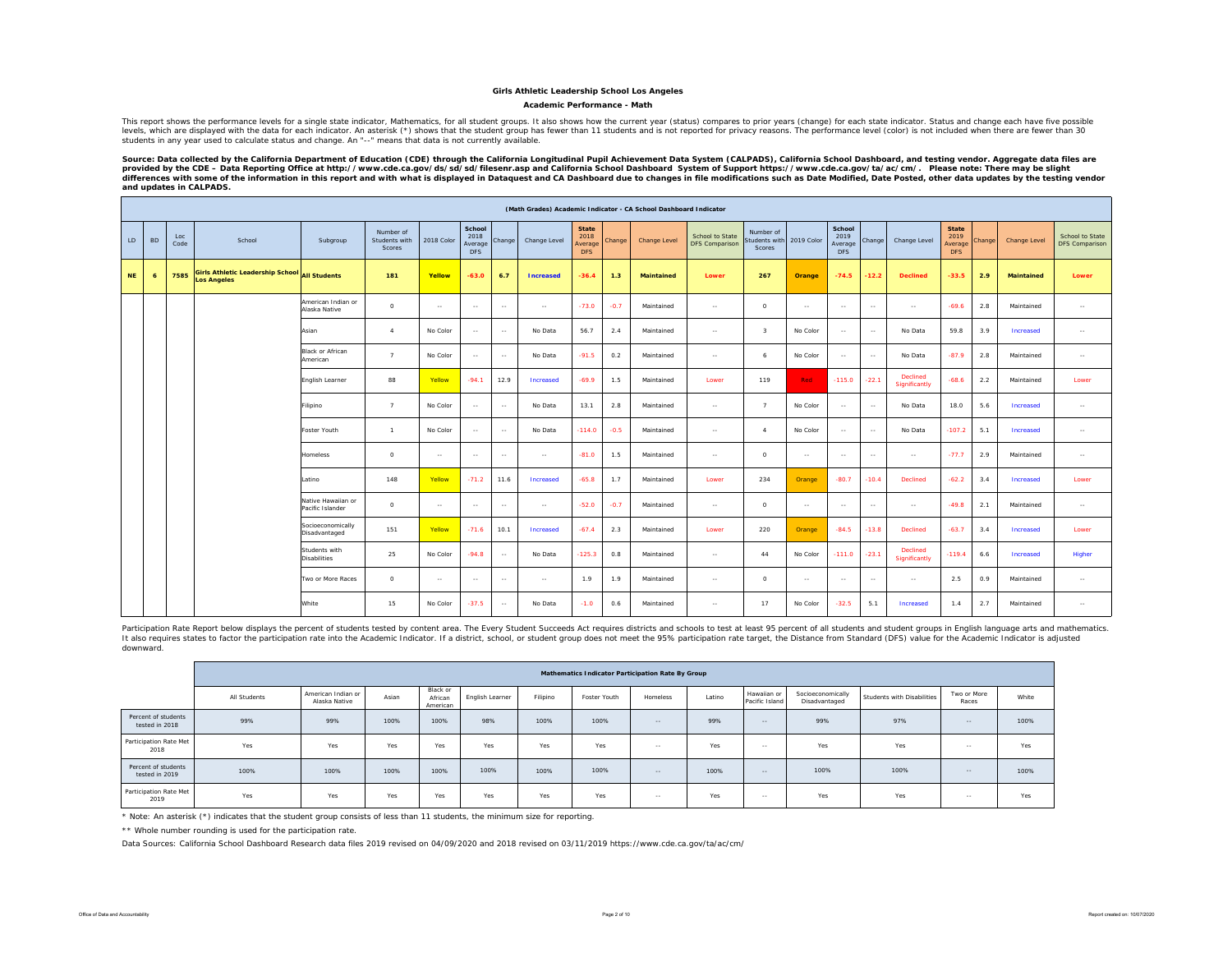# Girls Athletic Leadership School Los Angeles

## Academic Performance - Math

This report shows the performance levels for a single state indicator, Mathematics, for all student groups. It also shows how the current year (status) compares to prior years (change) for each state indicator. Status and change each have five possible levels, which are displayed with the data for each indicator. An asterisk (*) shows that the student group has fewer than 11 students and is not reported for privacy reasons. The performance level (color) is not included when there are fewer than 30 students in any year used to calculate status and change. An "--" means that data is not currently available.

**Source: Data collected by the California Department of Education (CDE) through the California Longitudinal Pupil Achievement Data System (CALPADS), California School Dashboard, and testing vendor. Aggregate data files are provided by the CDE – Data Reporting Office at http://www.cde.ca.gov/ds/sd/sd/filesenr.asp and California School Dashboard System of Support https://www.cde.ca.gov/ta/ac/cm/. Please note: There may be slight differences with some of the information in this report and with what is displayed in Dataquest and CA Dashboard due to changes in file modifications such as Date Modified, Date Posted, other data updates by the testing vendor and updates in CALPADS.**

**(Math Grades) Academic Indicator - CA School Dashboard Indicator**

| LD | BD | Loc Code | School | Subgroup | Number of Students with Scores | 2018 Color | School 2018 Average DFS | Change | Change Level | State 2018 Average DFS | Change | Change Level | School to State DFS Comparison | Number of Students with Scores | 2019 Color | School 2019 Average DFS | Change | Change Level | State 2019 Average DFS | Change | Change Level | School to State DFS Comparison |
|---|---|---|---|---|---|---|---|---|---|---|---|---|---|---|---|---|---|---|---|---|---|---|
| **NE** | **6** | **7585** | **Girls Athletic Leadership School Los Angeles** | **All Students** | **181** | **Yellow** | **-63.0** | **6.7** | **Increased** | **-36.4** | **1.3** | **Maintained** | **Lower** | **267** | **Orange** | **-74.5** | **-12.2** | **Declined** | **-33.5** | **2.9** | **Maintained** | **Lower** |
| | | | | American Indian or Alaska Native | 0 | -- | -- | -- | -- | -73.0 | -0.7 | Maintained | -- | 0 | -- | -- | -- | -- | -69.6 | 2.8 | Maintained | -- |
| | | | | Asian | 4 | No Color | -- | -- | No Data | 56.7 | 2.4 | Maintained | -- | 3 | No Color | -- | -- | No Data | 59.8 | 3.9 | Increased | -- |
| | | | | Black or African American | 7 | No Color | -- | -- | No Data | -91.5 | 0.2 | Maintained | -- | 6 | No Color | -- | -- | No Data | -87.9 | 2.8 | Maintained | -- |
| | | | | English Learner | 88 | Yellow | -94.1 | 12.9 | Increased | -69.9 | 1.5 | Maintained | Lower | 119 | Red | -115.0 | -22.1 | Declined Significantly | -68.6 | 2.2 | Maintained | Lower |
| | | | | Filipino | 7 | No Color | -- | -- | No Data | 13.1 | 2.8 | Maintained | -- | 7 | No Color | -- | -- | No Data | 18.0 | 5.6 | Increased | -- |
| | | | | Foster Youth | 1 | No Color | -- | -- | No Data | -114.0 | -0.5 | Maintained | -- | 4 | No Color | -- | -- | No Data | -107.2 | 5.1 | Increased | -- |
| | | | | Homeless | 0 | -- | -- | -- | -- | -81.0 | 1.5 | Maintained | -- | 0 | -- | -- | -- | -- | -77.7 | 2.9 | Maintained | -- |
| | | | | Latino | 148 | Yellow | -71.2 | 11.6 | Increased | -65.8 | 1.7 | Maintained | Lower | 234 | Orange | -80.7 | -10.4 | Declined | -62.2 | 3.4 | Increased | Lower |
| | | | | Native Hawaiian or Pacific Islander | 0 | -- | -- | -- | -- | -52.0 | -0.7 | Maintained | -- | 0 | -- | -- | -- | -- | -49.8 | 2.1 | Maintained | -- |
| | | | | Socioeconomically Disadvantaged | 151 | Yellow | -71.6 | 10.1 | Increased | -67.4 | 2.3 | Maintained | Lower | 220 | Orange | -84.5 | -13.8 | Declined | -63.7 | 3.4 | Increased | Lower |
| | | | | Students with Disabilities | 25 | No Color | -94.8 | -- | No Data | -125.3 | 0.8 | Maintained | -- | 44 | No Color | -111.0 | -23.1 | Declined Significantly | -119.4 | 6.6 | Increased | Higher |
| | | | | Two or More Races | 0 | -- | -- | -- | -- | 1.9 | 1.9 | Maintained | -- | 0 | -- | -- | -- | -- | 2.5 | 0.9 | Maintained | -- |
| | | | | White | 15 | No Color | -37.5 | -- | No Data | -1.0 | 0.6 | Maintained | -- | 17 | No Color | -32.5 | 5.1 | Increased | 1.4 | 2.7 | Maintained | -- |

Participation Rate Report below displays the percent of students tested by content area. The Every Student Succeeds Act requires districts and schools to test at least 95 percent of all students and student groups in English language arts and mathematics. It also requires states to factor the participation rate into the Academic Indicator. If a district, school, or student group does not meet the 95% participation rate target, the Distance from Standard (DFS) value for the Academic Indicator is adjusted downward.

**Mathematics Indicator Participation Rate By Group**

| | All Students | American Indian or Alaska Native | Asian | Black or African American | English Learner | Filipino | Foster Youth | Homeless | Latino | Hawaiian or Pacific Island | Socioeconomically Disadvantaged | Students with Disabilities | Two or More Races | White |
|---|---|---|---|---|---|---|---|---|---|---|---|---|---|---|
| Percent of students tested in 2018 | 99% | 99% | 100% | 100% | 98% | 100% | 100% | -- | 99% | -- | 99% | 97% | -- | 100% |
| Participation Rate Met 2018 | Yes | Yes | Yes | Yes | Yes | Yes | Yes | -- | Yes | -- | Yes | Yes | -- | Yes |
| Percent of students tested in 2019 | 100% | 100% | 100% | 100% | 100% | 100% | 100% | -- | 100% | -- | 100% | 100% | -- | 100% |
| Participation Rate Met 2019 | Yes | Yes | Yes | Yes | Yes | Yes | Yes | -- | Yes | -- | Yes | Yes | -- | Yes |

* Note: An asterisk (*) indicates that the student group consists of less than 11 students, the minimum size for reporting.

** Whole number rounding is used for the participation rate.

Data Sources: California School Dashboard Research data files 2019 revised on 04/09/2020 and 2018 revised on 03/11/2019 https://www.cde.ca.gov/ta/ac/cm/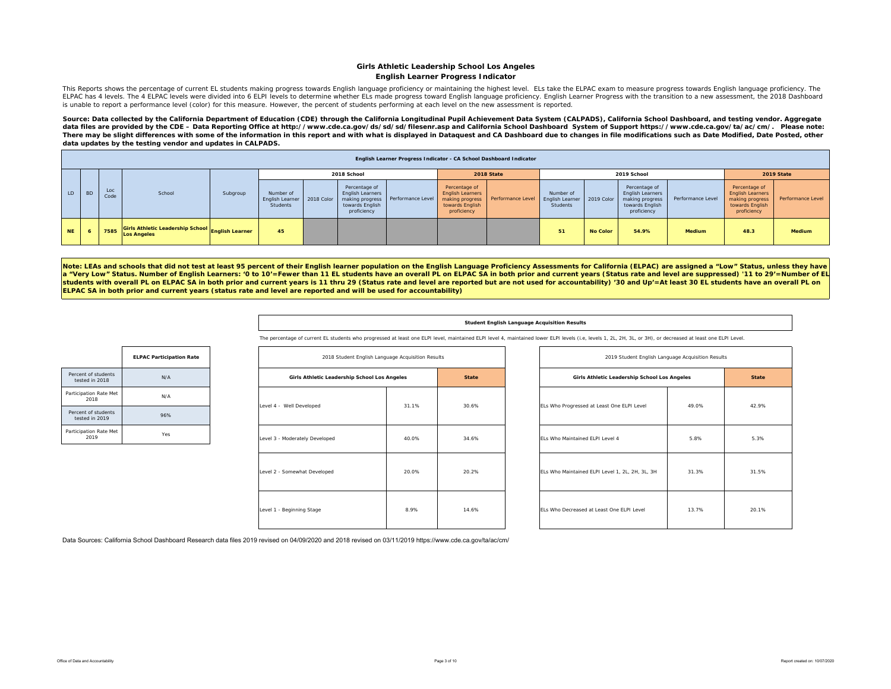# Girls Athletic Leadership School Los Angeles

## English Learner Progress Indicator

This Reports shows the percentage of current EL students making progress towards English language proficiency or maintaining the highest level. ELs take the ELPAC exam to measure progress towards English language proficiency. The ELPAC has 4 levels. The 4 ELPAC levels were divided into 6 ELPI levels to determine whether ELs made progress toward English language proficiency. English Learner Progress with the transition to a new assessment, the 2018 Dashboard is unable to report a performance level (color) for this measure. However, the percent of students performing at each level on the new assessment is reported.

**Source: Data collected by the California Department of Education (CDE) through the California Longitudinal Pupil Achievement Data System (CALPADS), California School Dashboard, and testing vendor. Aggregate data files are provided by the CDE – Data Reporting Office at http://www.cde.ca.gov/ds/sd/sd/filesenr.asp and California School Dashboard System of Support https://www.cde.ca.gov/ta/ac/cm/. Please note: There may be slight differences with some of the information in this report and with what is displayed in Dataquest and CA Dashboard due to changes in file modifications such as Date Modified, Date Posted, other data updates by the testing vendor and updates in CALPADS.**

**English Learner Progress Indicator - CA School Dashboard Indicator**

| LD | BD | Loc Code | School | Subgroup | 2018 School | | | | 2018 State | | 2019 School | | | | 2019 State | |
|---|---|---|---|---|---|---|---|---|---|---|---|---|---|---|---|---|
| | | | | | Number of English Learner Students | 2018 Color | Percentage of English Learners making progress towards English proficiency | Performance Level | Percentage of English Learners making progress towards English proficiency | Performance Level | Number of English Learner Students | 2019 Color | Percentage of English Learners making progress towards English proficiency | Performance Level | Percentage of English Learners making progress towards English proficiency | Performance Level |
| NE | 6 | 7585 | Girls Athletic Leadership School Los Angeles | English Learner | 45 | | | | | | 51 | No Color | 54.9% | Medium | 48.3 | Medium |

**Note: LEAs and schools that did not test at least 95 percent of their English learner population on the English Language Proficiency Assessments for California (ELPAC) are assigned a "Low" Status, unless they have a "Very Low" Status. Number of English Learners: '0 to 10'=Fewer than 11 EL students have an overall PL on ELPAC SA in both prior and current years (Status rate and level are suppressed) '11 to 29'=Number of EL students with overall PL on ELPAC SA in both prior and current years is 11 thru 29 (Status rate and level are reported but are not used for accountability) '30 and Up'=At least 30 EL students have an overall PL on ELPAC SA in both prior and current years (status rate and level are reported and will be used for accountability)**

| | ELPAC Participation Rate |
|---|---|
| Percent of students tested in 2018 | N/A |
| Participation Rate Met 2018 | N/A |
| Percent of students tested in 2019 | 96% |
| Participation Rate Met 2019 | Yes |

**Student English Language Acquisition Results**

The percentage of current EL students who progressed at least one ELPI level, maintained ELPI level 4, maintained lower ELPI levels (i.e, levels 1, 2L, 2H, 3L, or 3H), or decreased at least one ELPI Level.

2018 Student English Language Acquisition Results

| | Girls Athletic Leadership School Los Angeles | State |
|---|---|---|
| Level 4 - Well Developed | 31.1% | 30.6% |
| Level 3 - Moderately Developed | 40.0% | 34.6% |
| Level 2 - Somewhat Developed | 20.0% | 20.2% |
| Level 1 - Beginning Stage | 8.9% | 14.6% |

2019 Student English Language Acquisition Results

| | Girls Athletic Leadership School Los Angeles | State |
|---|---|---|
| ELs Who Progressed at Least One ELPI Level | 49.0% | 42.9% |
| ELs Who Maintained ELPI Level 4 | 5.8% | 5.3% |
| ELs Who Maintained ELPI Level 1, 2L, 2H, 3L, 3H | 31.3% | 31.5% |
| ELs Who Decreased at Least One ELPI Level | 13.7% | 20.1% |

Data Sources: California School Dashboard Research data files 2019 revised on 04/09/2020 and 2018 revised on 03/11/2019 https://www.cde.ca.gov/ta/ac/cm/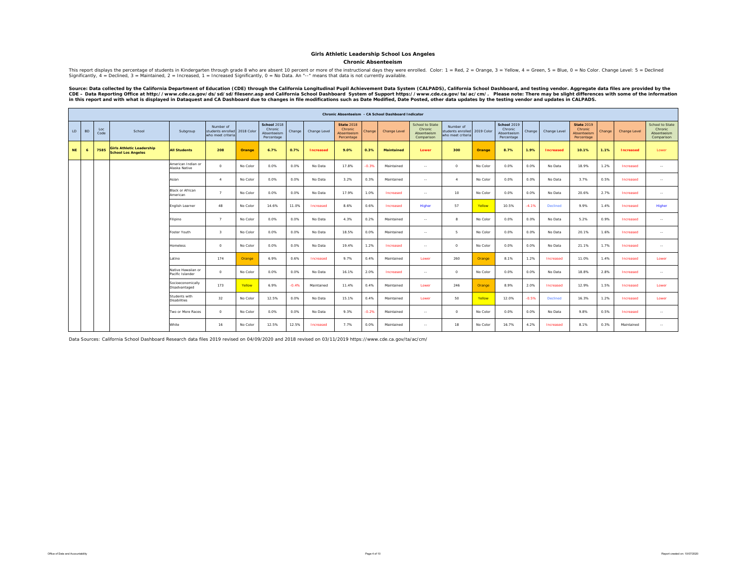# Girls Athletic Leadership School Los Angeles

## Chronic Absenteeism

This report displays the percentage of students in Kindergarten through grade 8 who are absent 10 percent or more of the instructional days they were enrolled. Color: 1 = Red, 2 = Orange, 3 = Yellow, 4 = Green, 5 = Blue, 0 = No Color. Change Level: 5 = Declined Significantly, 4 = Declined, 3 = Maintained, 2 = Increased, 1 = Increased Significantly, 0 = No Data. An "--" means that data is not currently available.

**Source: Data collected by the California Department of Education (CDE) through the California Longitudinal Pupil Achievement Data System (CALPADS), California School Dashboard, and testing vendor. Aggregate data files are provided by the CDE – Data Reporting Office at http://www.cde.ca.gov/ds/sd/sd/filesenr.asp and California School Dashboard System of Support https://www.cde.ca.gov/ta/ac/cm/. Please note: There may be slight differences with some of the information in this report and with what is displayed in Dataquest and CA Dashboard due to changes in file modifications such as Date Modified, Date Posted, other data updates by the testing vendor and updates in CALPADS.**

| Chronic Absenteeism - CA School Dashboard Indicator | | | | | | | | | | | | | | | | | | | | | | | | |
|---|---|---|---|---|---|---|---|---|---|---|---|---|---|---|---|---|---|---|---|---|---|---|---|---|
| LD | BD | Loc Code | School | Subgroup | Number of students enrolled who meet criteria | 2018 Color | School 2018 Chronic Absenteeism Percentage | Change | Change Level | State 2018 Chronic Absenteeism Percentage | Change | Change Level | School to State Chronic Absenteeism Comparison | Number of students enrolled who meet criteria | 2019 Color | School 2019 Chronic Absenteeism Percentage | Change | Change Level | State 2019 Chronic Absenteeism Percentage | Change | Change Level | School to State Chronic Absenteeism Comparison |
| **NE** | **6** | **7585** | **Girls Athletic Leadership School Los Angeles** | **All Students** | **208** | **Orange** | **6.7%** | **0.7%** | **Increased** | **9.0%** | **0.3%** | **Maintained** | **Lower** | **300** | **Orange** | **8.7%** | **1.9%** | **Increased** | **10.1%** | **1.1%** | **Increased** | **Lower** |
| | | | | American Indian or Alaska Native | 0 | No Color | 0.0% | 0.0% | No Data | 17.8% | -0.3% | Maintained | -- | 0 | No Color | 0.0% | 0.0% | No Data | 18.9% | 1.2% | Increased | -- |
| | | | | Asian | 4 | No Color | 0.0% | 0.0% | No Data | 3.2% | 0.3% | Maintained | -- | 4 | No Color | 0.0% | 0.0% | No Data | 3.7% | 0.5% | Increased | -- |
| | | | | Black or African American | 7 | No Color | 0.0% | 0.0% | No Data | 17.9% | 1.0% | Increased | -- | 10 | No Color | 0.0% | 0.0% | No Data | 20.6% | 2.7% | Increased | -- |
| | | | | English Learner | 48 | No Color | 14.6% | 11.0% | Increased | 8.6% | 0.6% | Increased | Higher | 57 | Yellow | 10.5% | -4.1% | Declined | 9.9% | 1.4% | Increased | Higher |
| | | | | Filipino | 7 | No Color | 0.0% | 0.0% | No Data | 4.3% | 0.2% | Maintained | -- | 8 | No Color | 0.0% | 0.0% | No Data | 5.2% | 0.9% | Increased | -- |
| | | | | Foster Youth | 3 | No Color | 0.0% | 0.0% | No Data | 18.5% | 0.0% | Maintained | -- | 5 | No Color | 0.0% | 0.0% | No Data | 20.1% | 1.6% | Increased | -- |
| | | | | Homeless | 0 | No Color | 0.0% | 0.0% | No Data | 19.4% | 1.2% | Increased | -- | 0 | No Color | 0.0% | 0.0% | No Data | 21.1% | 1.7% | Increased | -- |
| | | | | Latino | 174 | Orange | 6.9% | 0.6% | Increased | 9.7% | 0.4% | Maintained | Lower | 260 | Orange | 8.1% | 1.2% | Increased | 11.0% | 1.4% | Increased | Lower |
| | | | | Native Hawaiian or Pacific Islander | 0 | No Color | 0.0% | 0.0% | No Data | 16.1% | 2.0% | Increased | -- | 0 | No Color | 0.0% | 0.0% | No Data | 18.8% | 2.8% | Increased | -- |
| | | | | Socioeconomically Disadvantaged | 173 | Yellow | 6.9% | -0.4% | Maintained | 11.4% | 0.4% | Maintained | Lower | 246 | Orange | 8.9% | 2.0% | Increased | 12.9% | 1.5% | Increased | Lower |
| | | | | Students with Disabilities | 32 | No Color | 12.5% | 0.0% | No Data | 15.1% | 0.4% | Maintained | Lower | 50 | Yellow | 12.0% | -0.5% | Declined | 16.3% | 1.2% | Increased | Lower |
| | | | | Two or More Races | 0 | No Color | 0.0% | 0.0% | No Data | 9.3% | -0.2% | Maintained | -- | 0 | No Color | 0.0% | 0.0% | No Data | 9.8% | 0.5% | Increased | -- |
| | | | | White | 16 | No Color | 12.5% | 12.5% | Increased | 7.7% | 0.0% | Maintained | -- | 18 | No Color | 16.7% | 4.2% | Increased | 8.1% | 0.3% | Maintained | -- |

Data Sources: California School Dashboard Research data files 2019 revised on 04/09/2020 and 2018 revised on 03/11/2019 https://www.cde.ca.gov/ta/ac/cm/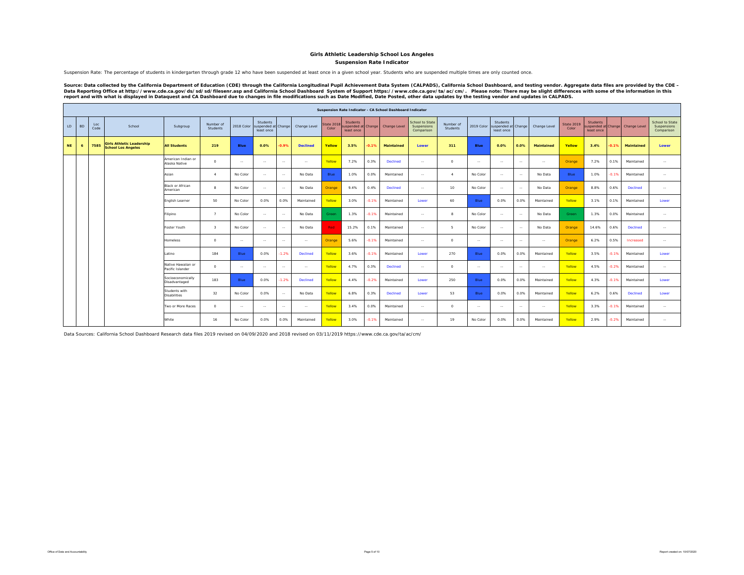## Girls Athletic Leadership School Los Angeles

### Suspension Rate Indicator

Suspension Rate: The percentage of students in kindergarten through grade 12 who have been suspended at least once in a given school year. Students who are suspended multiple times are only counted once.

**Source: Data collected by the California Department of Education (CDE) through the California Longitudinal Pupil Achievement Data System (CALPADS), California School Dashboard, and testing vendor. Aggregate data files are provided by the CDE – Data Reporting Office at http://www.cde.ca.gov/ds/sd/sd/filesenr.asp and California School Dashboard System of Support https://www.cde.ca.gov/ta/ac/cm/. Please note: There may be slight differences with some of the information in this report and with what is displayed in Dataquest and CA Dashboard due to changes in file modifications such as Date Modified, Date Posted, other data updates by the testing vendor and updates in CALPADS.**

| Suspension Rate Indicator - CA School Dashboard Indicator | | | | | | | | | | | | | | | | | | | | | | | | | |
|---|---|---|---|---|---|---|---|---|---|---|---|---|---|---|---|---|---|---|---|---|---|---|---|---|---|
| LD | BD | Loc Code | School | Subgroup | Number of Students | 2018 Color | Students suspended at least once | Change | Change Level | State 2018 Color | Students suspended at least once | Change | Change Level | School to State Suspensions Comparison | Number of Students | 2019 Color | Students suspended at least once | Change | Change Level | State 2019 Color | Students suspended at least once | Change | Change Level | School to State Suspensions Comparison |
| **NE** | **6** | **7585** | **Girls Athletic Leadership School Los Angeles** | **All Students** | **219** | **Blue** | **0.0%** | **-0.9%** | **Declined** | **Yellow** | **3.5%** | **-0.1%** | **Maintained** | **Lower** | **311** | **Blue** | **0.0%** | **0.0%** | **Maintained** | **Yellow** | **3.4%** | **-0.1%** | **Maintained** | **Lower** |
| | | | | American Indian or Alaska Native | 0 | -- | -- | -- | -- | Yellow | 7.2% | 0.3% | Declined | -- | 0 | -- | -- | -- | -- | Orange | 7.2% | 0.1% | Maintained | -- |
| | | | | Asian | 4 | No Color | -- | -- | No Data | Blue | 1.0% | 0.0% | Maintained | -- | 4 | No Color | -- | -- | No Data | Blue | 1.0% | -0.1% | Maintained | -- |
| | | | | Black or African American | 8 | No Color | -- | -- | No Data | Orange | 9.4% | 0.4% | Declined | -- | 10 | No Color | -- | -- | No Data | Orange | 8.8% | 0.6% | Declined | -- |
| | | | | English Learner | 50 | No Color | 0.0% | 0.0% | Maintained | Yellow | 3.0% | -0.1% | Maintained | Lower | 60 | Blue | 0.0% | 0.0% | Maintained | Yellow | 3.1% | 0.1% | Maintained | Lower |
| | | | | Filipino | 7 | No Color | -- | -- | No Data | Green | 1.3% | -0.1% | Maintained | -- | 8 | No Color | -- | -- | No Data | Green | 1.3% | 0.0% | Maintained | -- |
| | | | | Foster Youth | 3 | No Color | -- | -- | No Data | Red | 15.2% | 0.1% | Maintained | -- | 5 | No Color | -- | -- | No Data | Orange | 14.6% | 0.6% | Declined | -- |
| | | | | Homeless | 0 | -- | -- | -- | -- | Orange | 5.6% | -0.1% | Maintained | -- | 0 | -- | -- | -- | -- | Orange | 6.2% | 0.5% | Increased | -- |
| | | | | Latino | 184 | Blue | 0.0% | -1.2% | Declined | Yellow | 3.6% | -0.1% | Maintained | Lower | 270 | Blue | 0.0% | 0.0% | Maintained | Yellow | 3.5% | -0.1% | Maintained | Lower |
| | | | | Native Hawaiian or Pacific Islander | 0 | -- | -- | -- | -- | Yellow | 4.7% | 0.3% | Declined | -- | 0 | -- | -- | -- | -- | Yellow | 4.5% | -0.2% | Maintained | -- |
| | | | | Socioeconomically Disadvantaged | 183 | Blue | 0.0% | -1.2% | Declined | Yellow | 4.4% | -0.2% | Maintained | Lower | 250 | Blue | 0.0% | 0.0% | Maintained | Yellow | 4.3% | -0.1% | Maintained | Lower |
| | | | | Students with Disabilities | 32 | No Color | 0.0% | -- | No Data | Yellow | 6.8% | 0.3% | Declined | Lower | 53 | Blue | 0.0% | 0.0% | Maintained | Yellow | 6.2% | 0.6% | Declined | Lower |
| | | | | Two or More Races | 0 | -- | -- | -- | -- | Yellow | 3.4% | 0.0% | Maintained | -- | 0 | -- | -- | -- | -- | Yellow | 3.3% | -0.1% | Maintained | -- |
| | | | | White | 16 | No Color | 0.0% | 0.0% | Maintained | Yellow | 3.0% | -0.1% | Maintained | -- | 19 | No Color | 0.0% | 0.0% | Maintained | Yellow | 2.9% | -0.2% | Maintained | -- |

Data Sources: California School Dashboard Research data files 2019 revised on 04/09/2020 and 2018 revised on 03/11/2019 https://www.cde.ca.gov/ta/ac/cm/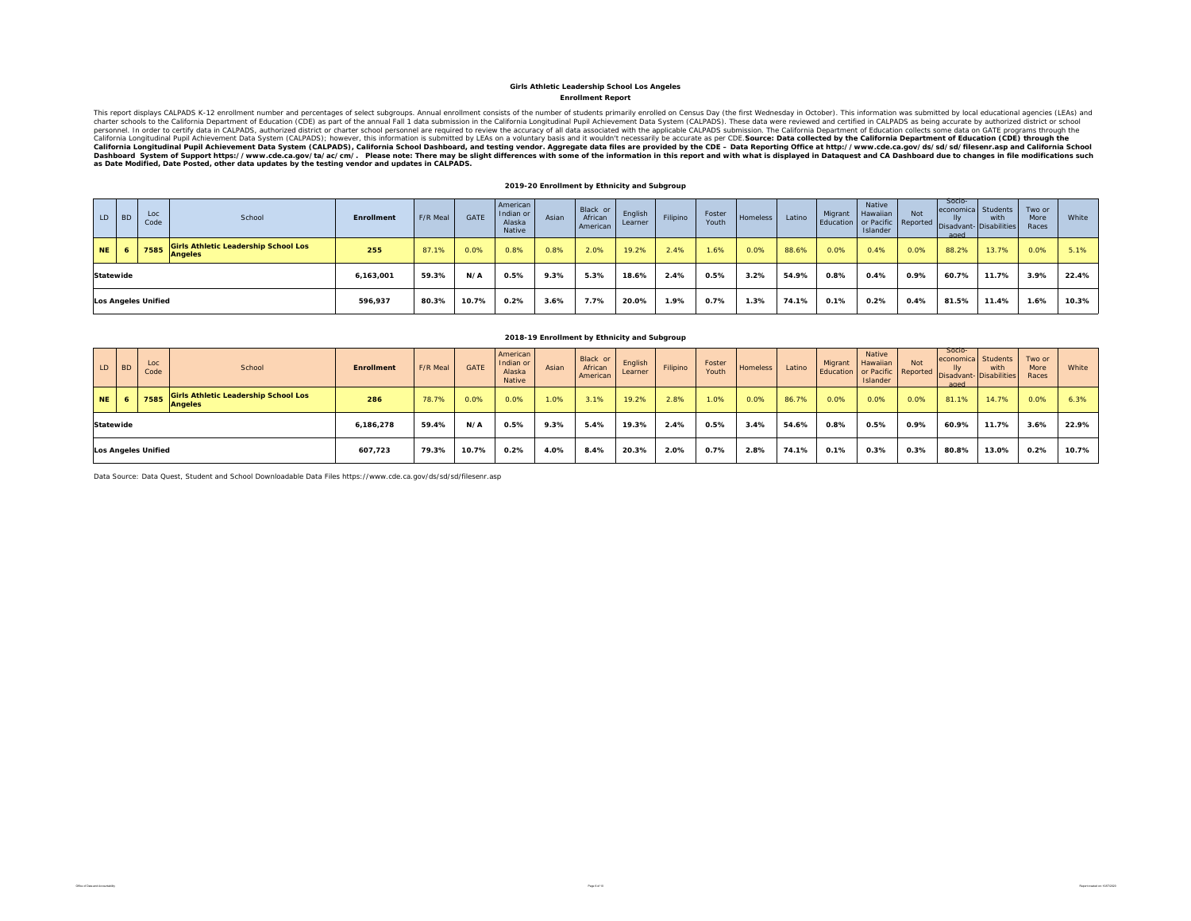**Girls Athletic Leadership School Los Angeles**

**Enrollment Report**

This report displays CALPADS K-12 enrollment number and percentages of select subgroups. Annual enrollment consists of the number of students primarily enrolled on Census Day (the first Wednesday in October). This information was submitted by local educational agencies (LEAs) and charter schools to the California Department of Education (CDE) as part of the annual Fall 1 data submission in the California Longitudinal Pupil Achievement Data System (CALPADS). These data were reviewed and certified in CALPADS as being accurate by authorized district or school personnel. In order to certify data in CALPADS, authorized district or charter school personnel are required to review the accuracy of all data associated with the applicable CALPADS submission. The California Department of Education collects some data on GATE programs through the California Longitudinal Pupil Achievement Data System (CALPADS); however, this information is submitted by LEAs on a voluntary basis and it wouldn't necessarily be accurate as per CDE. **Source: Data collected by the California Department of Education (CDE) through the California Longitudinal Pupil Achievement Data System (CALPADS), California School Dashboard, and testing vendor. Aggregate data files are provided by the CDE – Data Reporting Office at http://www.cde.ca.gov/ds/sd/sd/filesenr.asp and California School Dashboard System of Support https://www.cde.ca.gov/ta/ac/cm/. Please note: There may be slight differences with some of the information in this report and with what is displayed in Dataquest and CA Dashboard due to changes in file modifications such as Date Modified, Date Posted, other data updates by the testing vendor and updates in CALPADS.**

**2019-20 Enrollment by Ethnicity and Subgroup**

| LD | BD | Loc Code | School | Enrollment | F/R Meal | GATE | American Indian or Alaska Native | Asian | Black or African American | English Learner | Filipino | Foster Youth | Homeless | Latino | Migrant Education | Native Hawaiian or Pacific Islander | Not Reported | Socio-economically Disadvantaged | Students with Disabilities | Two or More Races | White |
|---|---|---|---|---|---|---|---|---|---|---|---|---|---|---|---|---|---|---|---|---|---|
| NE | 6 | 7585 | Girls Athletic Leadership School Los Angeles | 255 | 87.1% | 0.0% | 0.8% | 0.8% | 2.0% | 19.2% | 2.4% | 1.6% | 0.0% | 88.6% | 0.0% | 0.4% | 0.0% | 88.2% | 13.7% | 0.0% | 5.1% |
| Statewide | | | | 6,163,001 | 59.3% | N/A | 0.5% | 9.3% | 5.3% | 18.6% | 2.4% | 0.5% | 3.2% | 54.9% | 0.8% | 0.4% | 0.9% | 60.7% | 11.7% | 3.9% | 22.4% |
| Los Angeles Unified | | | | 596,937 | 80.3% | 10.7% | 0.2% | 3.6% | 7.7% | 20.0% | 1.9% | 0.7% | 1.3% | 74.1% | 0.1% | 0.2% | 0.4% | 81.5% | 11.4% | 1.6% | 10.3% |

**2018-19 Enrollment by Ethnicity and Subgroup**

| LD | BD | Loc Code | School | Enrollment | F/R Meal | GATE | American Indian or Alaska Native | Asian | Black or African American | English Learner | Filipino | Foster Youth | Homeless | Latino | Migrant Education | Native Hawaiian or Pacific Islander | Not Reported | Socio-economically Disadvantaged | Students with Disabilities | Two or More Races | White |
|---|---|---|---|---|---|---|---|---|---|---|---|---|---|---|---|---|---|---|---|---|---|
| NE | 6 | 7585 | Girls Athletic Leadership School Los Angeles | 286 | 78.7% | 0.0% | 0.0% | 1.0% | 3.1% | 19.2% | 2.8% | 1.0% | 0.0% | 86.7% | 0.0% | 0.0% | 0.0% | 81.1% | 14.7% | 0.0% | 6.3% |
| Statewide | | | | 6,186,278 | 59.4% | N/A | 0.5% | 9.3% | 5.4% | 19.3% | 2.4% | 0.5% | 3.4% | 54.6% | 0.8% | 0.5% | 0.9% | 60.9% | 11.7% | 3.6% | 22.9% |
| Los Angeles Unified | | | | 607,723 | 79.3% | 10.7% | 0.2% | 4.0% | 8.4% | 20.3% | 2.0% | 0.7% | 2.8% | 74.1% | 0.1% | 0.3% | 0.3% | 80.8% | 13.0% | 0.2% | 10.7% |

Data Source: Data Quest, Student and School Downloadable Data Files https://www.cde.ca.gov/ds/sd/sd/filesenr.asp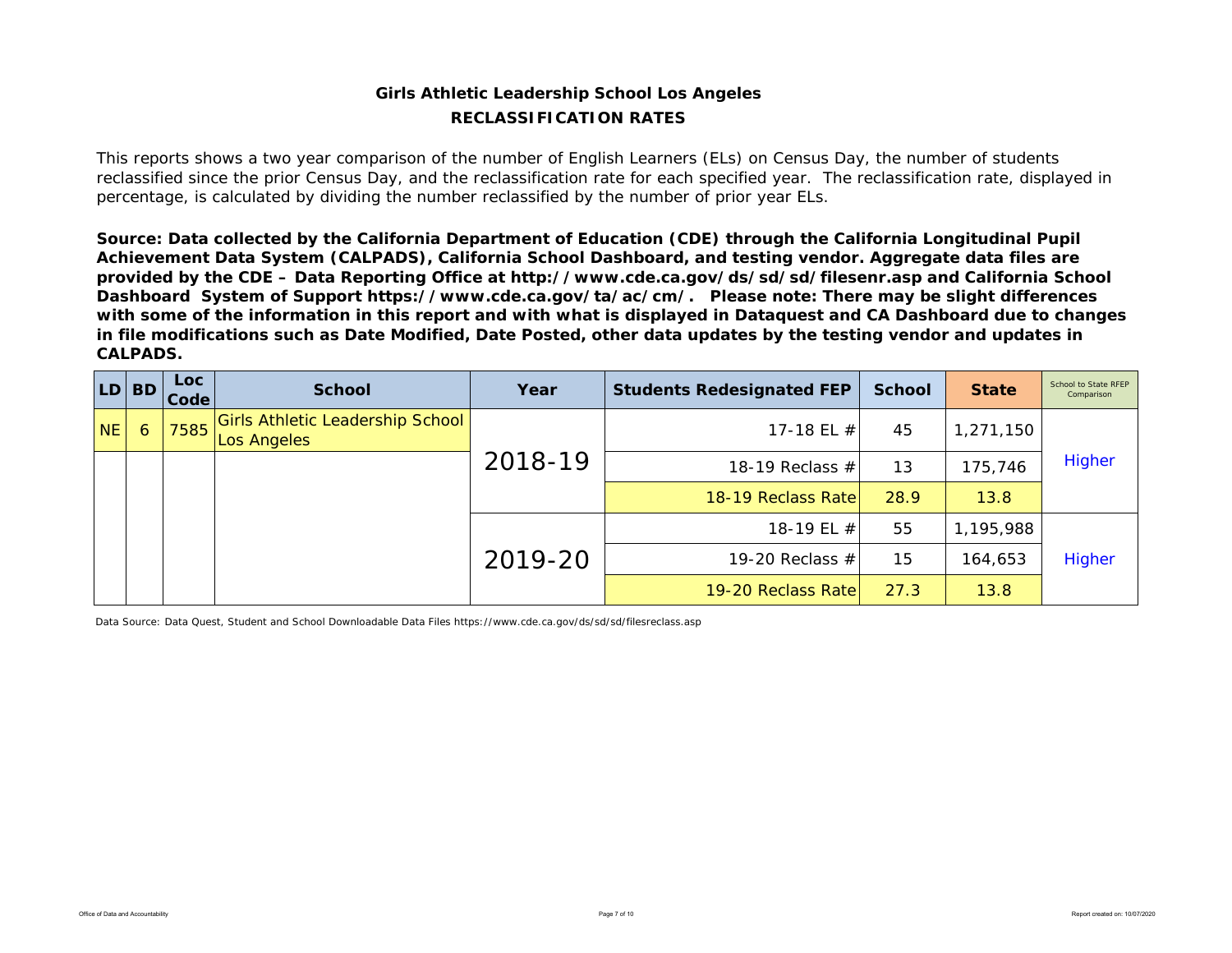## Girls Athletic Leadership School Los Angeles

## RECLASSIFICATION RATES

This reports shows a two year comparison of the number of English Learners (ELs) on Census Day, the number of students reclassified since the prior Census Day, and the reclassification rate for each specified year. The reclassification rate, displayed in percentage, is calculated by dividing the number reclassified by the number of prior year ELs.

**Source: Data collected by the California Department of Education (CDE) through the California Longitudinal Pupil Achievement Data System (CALPADS), California School Dashboard, and testing vendor. Aggregate data files are provided by the CDE – Data Reporting Office at http://www.cde.ca.gov/ds/sd/sd/filesenr.asp and California School Dashboard System of Support https://www.cde.ca.gov/ta/ac/cm/. Please note: There may be slight differences with some of the information in this report and with what is displayed in Dataquest and CA Dashboard due to changes in file modifications such as Date Modified, Date Posted, other data updates by the testing vendor and updates in CALPADS.**

| LD | BD | Loc Code | School | Year | Students Redesignated FEP | School | State | School to State RFEP Comparison |
|---|---|---|---|---|---|---|---|---|
| NE | 6 | 7585 | Girls Athletic Leadership School Los Angeles | 2018-19 | 17-18 EL # | 45 | 1,271,150 | Higher |
| | | | | | 18-19 Reclass # | 13 | 175,746 | |
| | | | | | 18-19 Reclass Rate | 28.9 | 13.8 | |
| | | | | 2019-20 | 18-19 EL # | 55 | 1,195,988 | Higher |
| | | | | | 19-20 Reclass # | 15 | 164,653 | |
| | | | | | 19-20 Reclass Rate | 27.3 | 13.8 | |

Data Source: Data Quest, Student and School Downloadable Data Files https://www.cde.ca.gov/ds/sd/sd/filesreclass.asp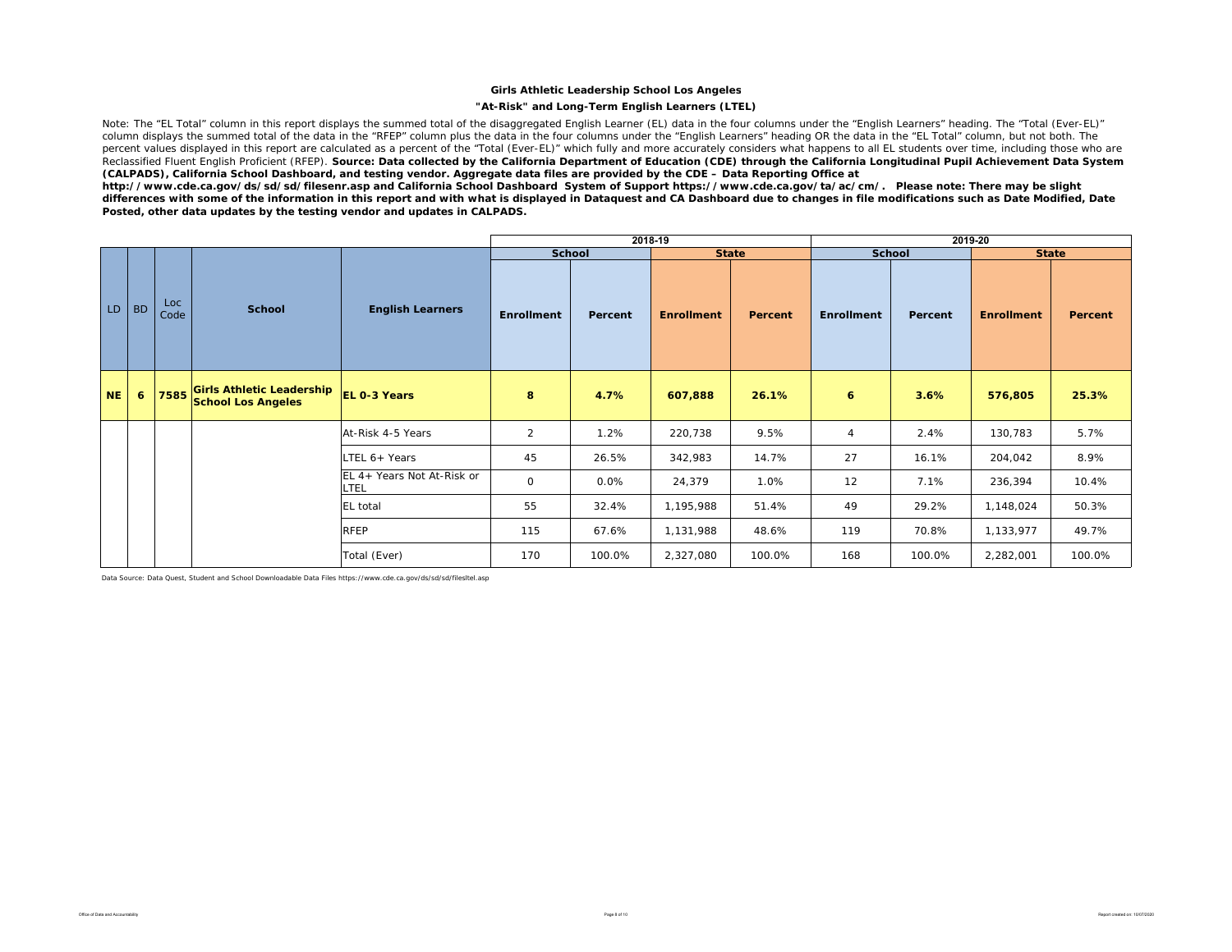**Girls Athletic Leadership School Los Angeles**

**"At-Risk" and Long-Term English Learners (LTEL)**

Note: The "EL Total" column in this report displays the summed total of the disaggregated English Learner (EL) data in the four columns under the "English Learners" heading. The "Total (Ever-EL)" column displays the summed total of the data in the "RFEP" column plus the data in the four columns under the "English Learners" heading OR the data in the "EL Total" column, but not both. The percent values displayed in this report are calculated as a percent of the "Total (Ever-EL)" which fully and more accurately considers what happens to all EL students over time, including those who are Reclassified Fluent English Proficient (RFEP). **Source: Data collected by the California Department of Education (CDE) through the California Longitudinal Pupil Achievement Data System (CALPADS), California School Dashboard, and testing vendor. Aggregate data files are provided by the CDE – Data Reporting Office at http://www.cde.ca.gov/ds/sd/sd/filesenr.asp and California School Dashboard System of Support https://www.cde.ca.gov/ta/ac/cm/. Please note: There may be slight differences with some of the information in this report and with what is displayed in Dataquest and CA Dashboard due to changes in file modifications such as Date Modified, Date Posted, other data updates by the testing vendor and updates in CALPADS.**

| | | | | | 2018-19 | | | | 2019-20 | | | |
|---|---|---|---|---|---|---|---|---|---|---|---|---|
| | | | | | School | | State | | School | | State | |
| LD | BD | Loc Code | School | English Learners | Enrollment | Percent | Enrollment | Percent | Enrollment | Percent | Enrollment | Percent |
| **NE** | **6** | **7585** | **Girls Athletic Leadership School Los Angeles** | **EL 0-3 Years** | **8** | **4.7%** | **607,888** | **26.1%** | **6** | **3.6%** | **576,805** | **25.3%** |
| | | | | At-Risk 4-5 Years | 2 | 1.2% | 220,738 | 9.5% | 4 | 2.4% | 130,783 | 5.7% |
| | | | | LTEL 6+ Years | 45 | 26.5% | 342,983 | 14.7% | 27 | 16.1% | 204,042 | 8.9% |
| | | | | EL 4+ Years Not At-Risk or LTEL | 0 | 0.0% | 24,379 | 1.0% | 12 | 7.1% | 236,394 | 10.4% |
| | | | | EL total | 55 | 32.4% | 1,195,988 | 51.4% | 49 | 29.2% | 1,148,024 | 50.3% |
| | | | | RFEP | 115 | 67.6% | 1,131,988 | 48.6% | 119 | 70.8% | 1,133,977 | 49.7% |
| | | | | Total (Ever) | 170 | 100.0% | 2,327,080 | 100.0% | 168 | 100.0% | 2,282,001 | 100.0% |

Data Source: Data Quest, Student and School Downloadable Data Files https://www.cde.ca.gov/ds/sd/sd/filesltel.asp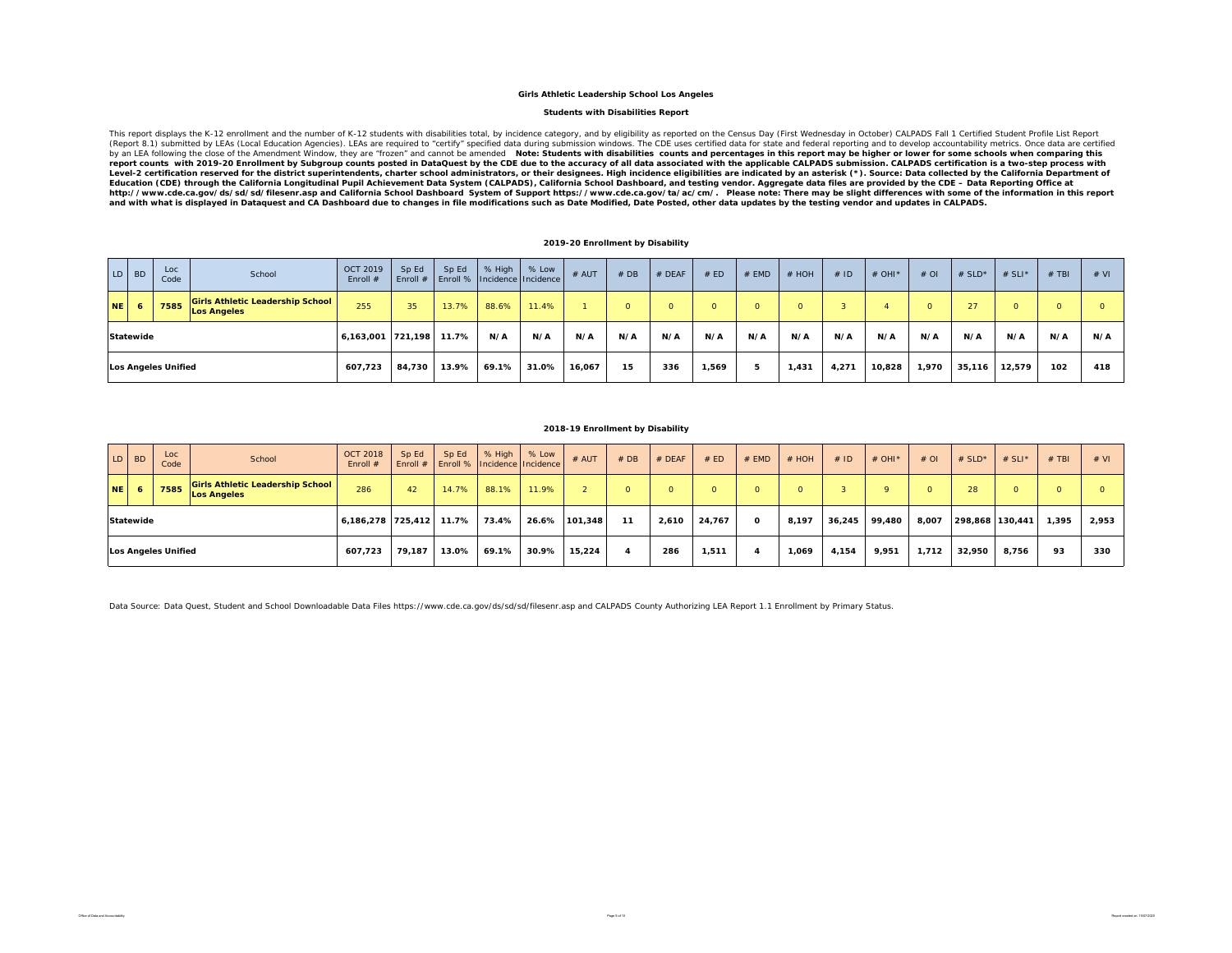**Girls Athletic Leadership School Los Angeles**

**Students with Disabilities Report**

This report displays the K-12 enrollment and the number of K-12 students with disabilities total, by incidence category, and by eligibility as reported on the Census Day (First Wednesday in October) CALPADS Fall 1 Certified Student Profile List Report (Report 8.1) submitted by LEAs (Local Education Agencies). LEAs are required to "certify" specified data during submission windows. The CDE uses certified data for state and federal reporting and to develop accountability metrics. Once data are certified by an LEA following the close of the Amendment Window, they are "frozen" and cannot be amended **Note: Students with disabilities counts and percentages in this report may be higher or lower for some schools when comparing this report counts with 2019-20 Enrollment by Subgroup counts posted in DataQuest by the CDE due to the accuracy of all data associated with the applicable CALPADS submission. CALPADS certification is a two-step process with Level-2 certification reserved for the district superintendents, charter school administrators, or their designees. High incidence eligibilities are indicated by an asterisk (*). Source: Data collected by the California Department of Education (CDE) through the California Longitudinal Pupil Achievement Data System (CALPADS), California School Dashboard, and testing vendor. Aggregate data files are provided by the CDE – Data Reporting Office at http://www.cde.ca.gov/ds/sd/sd/filesenr.asp and California School Dashboard System of Support https://www.cde.ca.gov/ta/ac/cm/. Please note: There may be slight differences with some of the information in this report and with what is displayed in Dataquest and CA Dashboard due to changes in file modifications such as Date Modified, Date Posted, other data updates by the testing vendor and updates in CALPADS.**

**2019-20 Enrollment by Disability**

| LD | BD | Loc Code | School | OCT 2019 Enroll # | Sp Ed Enroll # | Sp Ed Enroll % | % High Incidence | % Low Incidence | # AUT | # DB | # DEAF | # ED | # EMD | # HOH | # ID | # OHI* | # OI | # SLD* | # SLI* | # TBI | # VI |
|---|---|---|---|---|---|---|---|---|---|---|---|---|---|---|---|---|---|---|---|---|---|
| NE | 6 | 7585 | Girls Athletic Leadership School Los Angeles | 255 | 35 | 13.7% | 88.6% | 11.4% | 1 | 0 | 0 | 0 | 0 | 0 | 3 | 4 | 0 | 27 | 0 | 0 | 0 |
| Statewide | | | | 6,163,001 | 721,198 | 11.7% | N/A | N/A | N/A | N/A | N/A | N/A | N/A | N/A | N/A | N/A | N/A | N/A | N/A | N/A | N/A |
| Los Angeles Unified | | | | 607,723 | 84,730 | 13.9% | 69.1% | 31.0% | 16,067 | 15 | 336 | 1,569 | 5 | 1,431 | 4,271 | 10,828 | 1,970 | 35,116 | 12,579 | 102 | 418 |

**2018-19 Enrollment by Disability**

| LD | BD | Loc Code | School | OCT 2018 Enroll # | Sp Ed Enroll # | Sp Ed Enroll % | % High Incidence | % Low Incidence | # AUT | # DB | # DEAF | # ED | # EMD | # HOH | # ID | # OHI* | # OI | # SLD* | # SLI* | # TBI | # VI |
|---|---|---|---|---|---|---|---|---|---|---|---|---|---|---|---|---|---|---|---|---|---|
| NE | 6 | 7585 | Girls Athletic Leadership School Los Angeles | 286 | 42 | 14.7% | 88.1% | 11.9% | 2 | 0 | 0 | 0 | 0 | 0 | 3 | 9 | 0 | 28 | 0 | 0 | 0 |
| Statewide | | | | 6,186,278 | 725,412 | 11.7% | 73.4% | 26.6% | 101,348 | 11 | 2,610 | 24,767 | 0 | 8,197 | 36,245 | 99,480 | 8,007 | 298,868 | 130,441 | 1,395 | 2,953 |
| Los Angeles Unified | | | | 607,723 | 79,187 | 13.0% | 69.1% | 30.9% | 15,224 | 4 | 286 | 1,511 | 4 | 1,069 | 4,154 | 9,951 | 1,712 | 32,950 | 8,756 | 93 | 330 |

Data Source: Data Quest, Student and School Downloadable Data Files https://www.cde.ca.gov/ds/sd/sd/filesenr.asp and CALPADS County Authorizing LEA Report 1.1 Enrollment by Primary Status.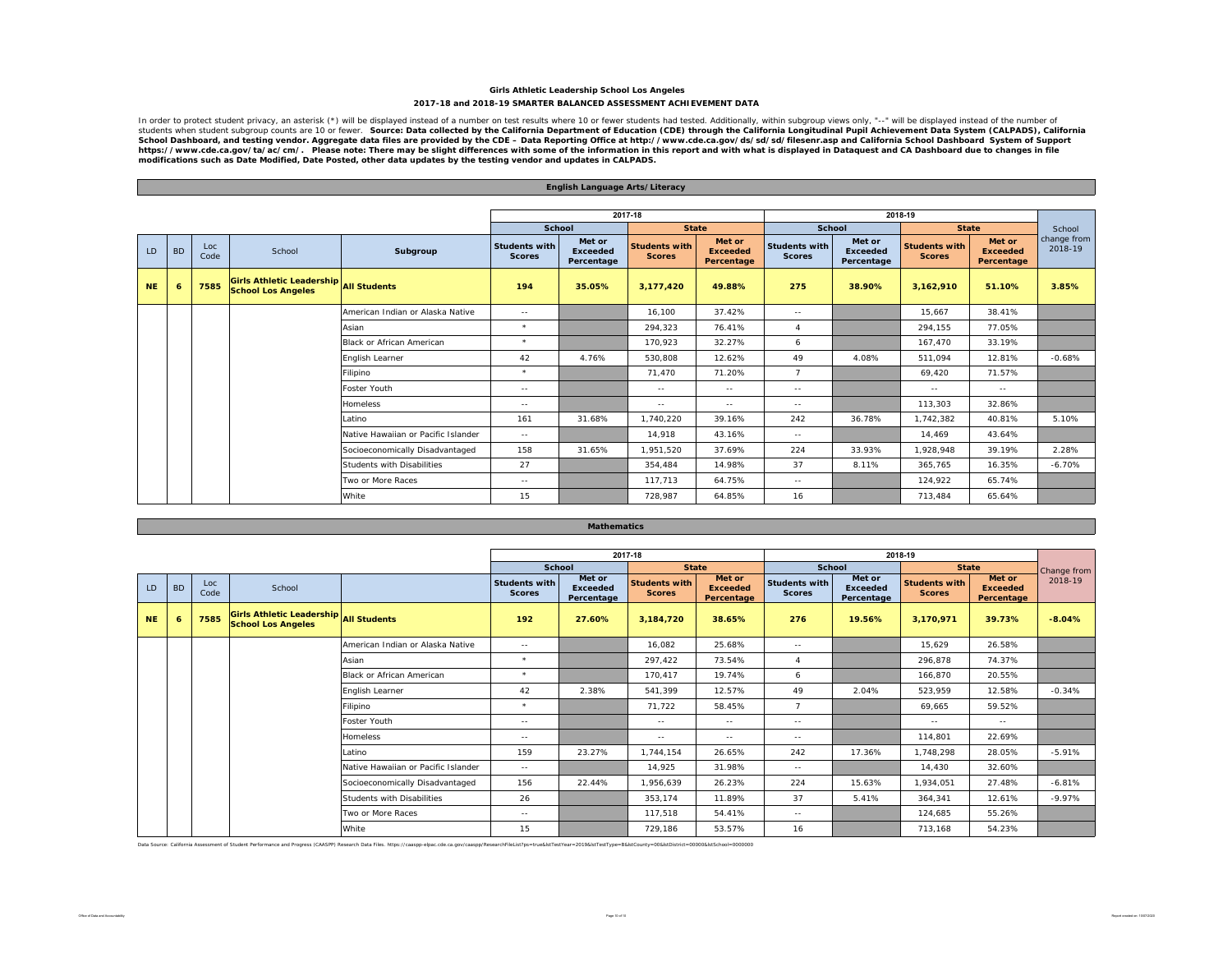## Girls Athletic Leadership School Los Angeles

### 2017-18 and 2018-19 SMARTER BALANCED ASSESSMENT ACHIEVEMENT DATA

In order to protect student privacy, an asterisk (*) will be displayed instead of a number on test results where 10 or fewer students had tested. Additionally, within subgroup views only, "--" will be displayed instead of the number of students when student subgroup counts are 10 or fewer. **Source: Data collected by the California Department of Education (CDE) through the California Longitudinal Pupil Achievement Data System (CALPADS), California School Dashboard, and testing vendor. Aggregate data files are provided by the CDE – Data Reporting Office at http://www.cde.ca.gov/ds/sd/sd/filesenr.asp and California School Dashboard System of Support https://www.cde.ca.gov/ta/ac/cm/. Please note: There may be slight differences with some of the information in this report and with what is displayed in Dataquest and CA Dashboard due to changes in file modifications such as Date Modified, Date Posted, other data updates by the testing vendor and updates in CALPADS.**

### English Language Arts/Literacy

| | | | | | 2017-18 | | | | 2018-19 | | | | |
|---|---|---|---|---|---|---|---|---|---|---|---|---|---|
| | | | | | School | | State | | School | | State | | School change from 2018-19 |
| LD | BD | Loc Code | School | Subgroup | Students with Scores | Met or Exceeded Percentage | Students with Scores | Met or Exceeded Percentage | Students with Scores | Met or Exceeded Percentage | Students with Scores | Met or Exceeded Percentage | |
| **NE** | **6** | **7585** | **Girls Athletic Leadership School Los Angeles** | **All Students** | **194** | **35.05%** | **3,177,420** | **49.88%** | **275** | **38.90%** | **3,162,910** | **51.10%** | **3.85%** |
| | | | | American Indian or Alaska Native | -- | | 16,100 | 37.42% | -- | | 15,667 | 38.41% | |
| | | | | Asian | * | | 294,323 | 76.41% | 4 | | 294,155 | 77.05% | |
| | | | | Black or African American | * | | 170,923 | 32.27% | 6 | | 167,470 | 33.19% | |
| | | | | English Learner | 42 | 4.76% | 530,808 | 12.62% | 49 | 4.08% | 511,094 | 12.81% | -0.68% |
| | | | | Filipino | * | | 71,470 | 71.20% | 7 | | 69,420 | 71.57% | |
| | | | | Foster Youth | -- | | -- | -- | -- | | -- | -- | |
| | | | | Homeless | -- | | -- | -- | -- | | 113,303 | 32.86% | |
| | | | | Latino | 161 | 31.68% | 1,740,220 | 39.16% | 242 | 36.78% | 1,742,382 | 40.81% | 5.10% |
| | | | | Native Hawaiian or Pacific Islander | -- | | 14,918 | 43.16% | -- | | 14,469 | 43.64% | |
| | | | | Socioeconomically Disadvantaged | 158 | 31.65% | 1,951,520 | 37.69% | 224 | 33.93% | 1,928,948 | 39.19% | 2.28% |
| | | | | Students with Disabilities | 27 | | 354,484 | 14.98% | 37 | 8.11% | 365,765 | 16.35% | -6.70% |
| | | | | Two or More Races | -- | | 117,713 | 64.75% | -- | | 124,922 | 65.74% | |
| | | | | White | 15 | | 728,987 | 64.85% | 16 | | 713,484 | 65.64% | |

### Mathematics

| | | | | | 2017-18 | | | | 2018-19 | | | | |
|---|---|---|---|---|---|---|---|---|---|---|---|---|---|
| | | | | | School | | State | | School | | State | | Change from 2018-19 |
| LD | BD | Loc Code | School | | Students with Scores | Met or Exceeded Percentage | Students with Scores | Met or Exceeded Percentage | Students with Scores | Met or Exceeded Percentage | Students with Scores | Met or Exceeded Percentage | |
| **NE** | **6** | **7585** | **Girls Athletic Leadership School Los Angeles** | **All Students** | **192** | **27.60%** | **3,184,720** | **38.65%** | **276** | **19.56%** | **3,170,971** | **39.73%** | **-8.04%** |
| | | | | American Indian or Alaska Native | -- | | 16,082 | 25.68% | -- | | 15,629 | 26.58% | |
| | | | | Asian | * | | 297,422 | 73.54% | 4 | | 296,878 | 74.37% | |
| | | | | Black or African American | * | | 170,417 | 19.74% | 6 | | 166,870 | 20.55% | |
| | | | | English Learner | 42 | 2.38% | 541,399 | 12.57% | 49 | 2.04% | 523,959 | 12.58% | -0.34% |
| | | | | Filipino | * | | 71,722 | 58.45% | 7 | | 69,665 | 59.52% | |
| | | | | Foster Youth | -- | | -- | -- | -- | | -- | -- | |
| | | | | Homeless | -- | | -- | -- | -- | | 114,801 | 22.69% | |
| | | | | Latino | 159 | 23.27% | 1,744,154 | 26.65% | 242 | 17.36% | 1,748,298 | 28.05% | -5.91% |
| | | | | Native Hawaiian or Pacific Islander | -- | | 14,925 | 31.98% | -- | | 14,430 | 32.60% | |
| | | | | Socioeconomically Disadvantaged | 156 | 22.44% | 1,956,639 | 26.23% | 224 | 15.63% | 1,934,051 | 27.48% | -6.81% |
| | | | | Students with Disabilities | 26 | | 353,174 | 11.89% | 37 | 5.41% | 364,341 | 12.61% | -9.97% |
| | | | | Two or More Races | -- | | 117,518 | 54.41% | -- | | 124,685 | 55.26% | |
| | | | | White | 15 | | 729,186 | 53.57% | 16 | | 713,168 | 54.23% | |

Data Source: California Assessment of Student Performance and Progress (CAASPP) Research Data Files. https://caaspp-elpac.cde.ca.gov/caaspp/ResearchFileList?ps=true&lstTestYear=2019&lstTestType=B&lstCounty=00&lstDistrict=00000&lstSchool=0000000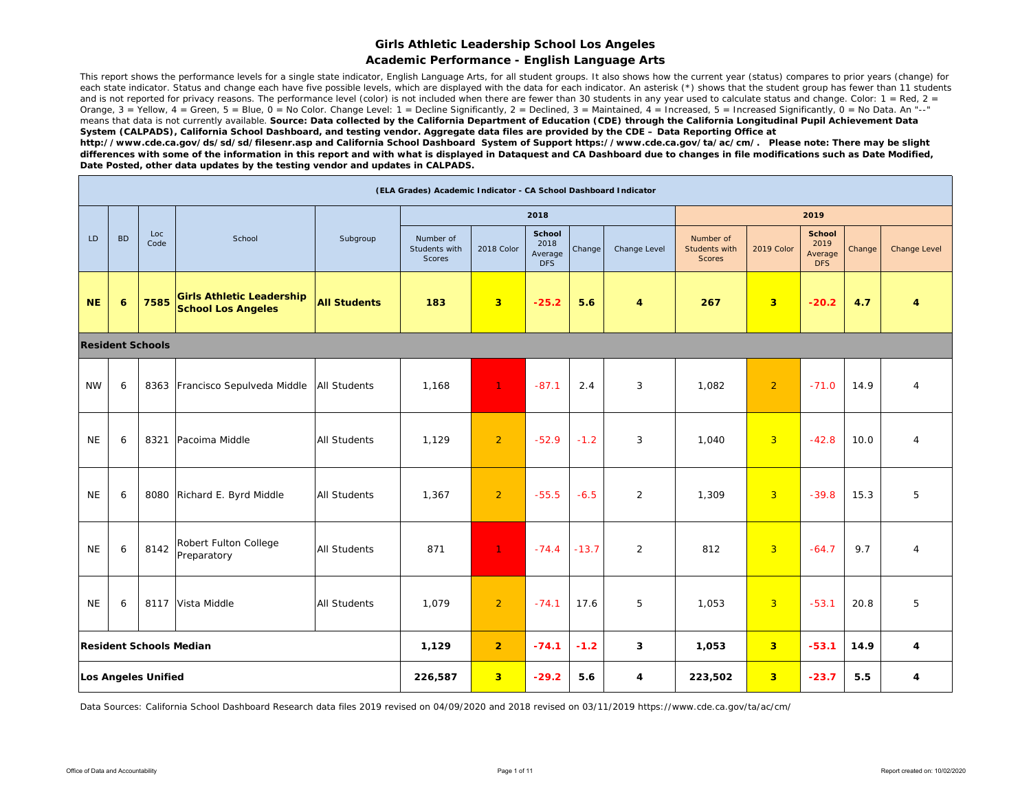# Girls Athletic Leadership School Los Angeles

## Academic Performance - English Language Arts

This report shows the performance levels for a single state indicator, English Language Arts, for all student groups. It also shows how the current year (status) compares to prior years (change) for each state indicator. Status and change each have five possible levels, which are displayed with the data for each indicator. An asterisk (*) shows that the student group has fewer than 11 students and is not reported for privacy reasons. The performance level (color) is not included when there are fewer than 30 students in any year used to calculate status and change. Color: 1 = Red, 2 = Orange, 3 = Yellow, 4 = Green, 5 = Blue, 0 = No Color. Change Level: 1 = Decline Significantly, 2 = Declined, 3 = Maintained, 4 = Increased, 5 = Increased Significantly, 0 = No Data. An "--" means that data is not currently available. **Source: Data collected by the California Department of Education (CDE) through the California Longitudinal Pupil Achievement Data System (CALPADS), California School Dashboard, and testing vendor. Aggregate data files are provided by the CDE – Data Reporting Office at http://www.cde.ca.gov/ds/sd/sd/filesenr.asp and California School Dashboard System of Support https://www.cde.ca.gov/ta/ac/cm/. Please note: There may be slight differences with some of the information in this report and with what is displayed in Dataquest and CA Dashboard due to changes in file modifications such as Date Modified, Date Posted, other data updates by the testing vendor and updates in CALPADS.**

| (ELA Grades) Academic Indicator - CA School Dashboard Indicator | | | | | | | | | | | | | | |
|---|---|---|---|---|---|---|---|---|---|---|---|---|---|---|
| | | | | | 2018 | | | | | 2019 | | | | |
| LD | BD | Loc Code | School | Subgroup | Number of Students with Scores | 2018 Color | School 2018 Average DFS | Change | Change Level | Number of Students with Scores | 2019 Color | School 2019 Average DFS | Change | Change Level |
| **NE** | **6** | **7585** | **Girls Athletic Leadership School Los Angeles** | **All Students** | **183** | **3** | **-25.2** | **5.6** | **4** | **267** | **3** | **-20.2** | **4.7** | **4** |
| **Resident Schools** | | | | | | | | | | | | | | |
| NW | 6 | 8363 | Francisco Sepulveda Middle | All Students | 1,168 | 1 | -87.1 | 2.4 | 3 | 1,082 | 2 | -71.0 | 14.9 | 4 |
| NE | 6 | 8321 | Pacoima Middle | All Students | 1,129 | 2 | -52.9 | -1.2 | 3 | 1,040 | 3 | -42.8 | 10.0 | 4 |
| NE | 6 | 8080 | Richard E. Byrd Middle | All Students | 1,367 | 2 | -55.5 | -6.5 | 2 | 1,309 | 3 | -39.8 | 15.3 | 5 |
| NE | 6 | 8142 | Robert Fulton College Preparatory | All Students | 871 | 1 | -74.4 | -13.7 | 2 | 812 | 3 | -64.7 | 9.7 | 4 |
| NE | 6 | 8117 | Vista Middle | All Students | 1,079 | 2 | -74.1 | 17.6 | 5 | 1,053 | 3 | -53.1 | 20.8 | 5 |
| **Resident Schools Median** | | | | | **1,129** | **2** | **-74.1** | **-1.2** | **3** | **1,053** | **3** | **-53.1** | **14.9** | **4** |
| **Los Angeles Unified** | | | | | **226,587** | **3** | **-29.2** | **5.6** | **4** | **223,502** | **3** | **-23.7** | **5.5** | **4** |

Data Sources: California School Dashboard Research data files 2019 revised on 04/09/2020 and 2018 revised on 03/11/2019 https://www.cde.ca.gov/ta/ac/cm/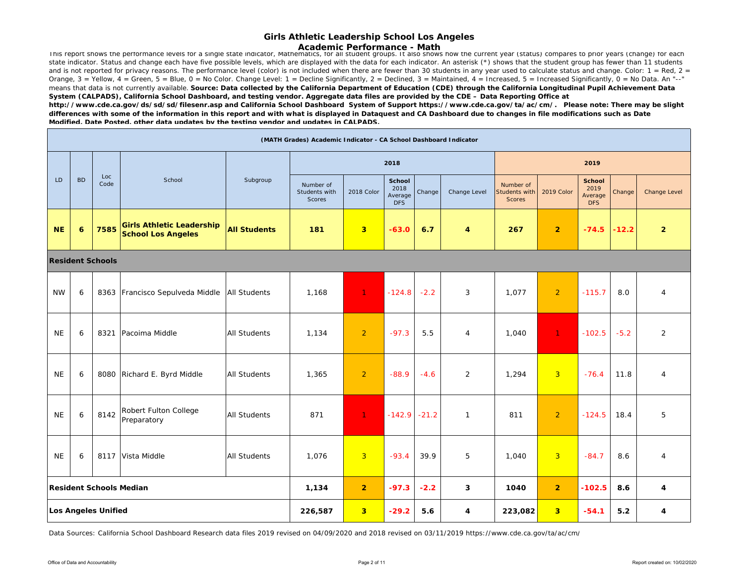# Girls Athletic Leadership School Los Angeles

## Academic Performance - Math

This report shows the performance levels for a single state indicator, Mathematics, for all student groups. It also shows how the current year (status) compares to prior years (change) for each state indicator. Status and change each have five possible levels, which are displayed with the data for each indicator. An asterisk (*) shows that the student group has fewer than 11 students and is not reported for privacy reasons. The performance level (color) is not included when there are fewer than 30 students in any year used to calculate status and change. Color: 1 = Red, 2 = Orange, 3 = Yellow, 4 = Green, 5 = Blue, 0 = No Color. Change Level: 1 = Decline Significantly, 2 = Declined, 3 = Maintained, 4 = Increased, 5 = Increased Significantly, 0 = No Data. An "--" means that data is not currently available. **Source: Data collected by the California Department of Education (CDE) through the California Longitudinal Pupil Achievement Data System (CALPADS), California School Dashboard, and testing vendor. Aggregate data files are provided by the CDE – Data Reporting Office at http://www.cde.ca.gov/ds/sd/sd/filesenr.asp and California School Dashboard System of Support https://www.cde.ca.gov/ta/ac/cm/. Please note: There may be slight differences with some of the information in this report and with what is displayed in Dataquest and CA Dashboard due to changes in file modifications such as Date Modified, Date Posted, other data updates by the testing vendor and updates in CALPADS.**

**(MATH Grades) Academic Indicator - CA School Dashboard Indicator**

| LD | BD | Loc Code | School | Subgroup | 2018 | | | | | 2019 | | | | |
|---|---|---|---|---|---|---|---|---|---|---|---|---|---|---|
| | | | | | Number of Students with Scores | 2018 Color | School 2018 Average DFS | Change | Change Level | Number of Students with Scores | 2019 Color | School 2019 Average DFS | Change | Change Level |
| **NE** | **6** | **7585** | **Girls Athletic Leadership School Los Angeles** | **All Students** | **181** | **3** | **-63.0** | **6.7** | **4** | **267** | **2** | **-74.5** | **-12.2** | **2** |
| **Resident Schools** | | | | | | | | | | | | | | |
| NW | 6 | 8363 | Francisco Sepulveda Middle | All Students | 1,168 | 1 | -124.8 | -2.2 | 3 | 1,077 | 2 | -115.7 | 8.0 | 4 |
| NE | 6 | 8321 | Pacoima Middle | All Students | 1,134 | 2 | -97.3 | 5.5 | 4 | 1,040 | 1 | -102.5 | -5.2 | 2 |
| NE | 6 | 8080 | Richard E. Byrd Middle | All Students | 1,365 | 2 | -88.9 | -4.6 | 2 | 1,294 | 3 | -76.4 | 11.8 | 4 |
| NE | 6 | 8142 | Robert Fulton College Preparatory | All Students | 871 | 1 | -142.9 | -21.2 | 1 | 811 | 2 | -124.5 | 18.4 | 5 |
| NE | 6 | 8117 | Vista Middle | All Students | 1,076 | 3 | -93.4 | 39.9 | 5 | 1,040 | 3 | -84.7 | 8.6 | 4 |
| **Resident Schools Median** | | | | | **1,134** | **2** | **-97.3** | **-2.2** | **3** | **1040** | **2** | **-102.5** | **8.6** | **4** |
| **Los Angeles Unified** | | | | | **226,587** | **3** | **-29.2** | **5.6** | **4** | **223,082** | **3** | **-54.1** | **5.2** | **4** |

Data Sources: California School Dashboard Research data files 2019 revised on 04/09/2020 and 2018 revised on 03/11/2019 https://www.cde.ca.gov/ta/ac/cm/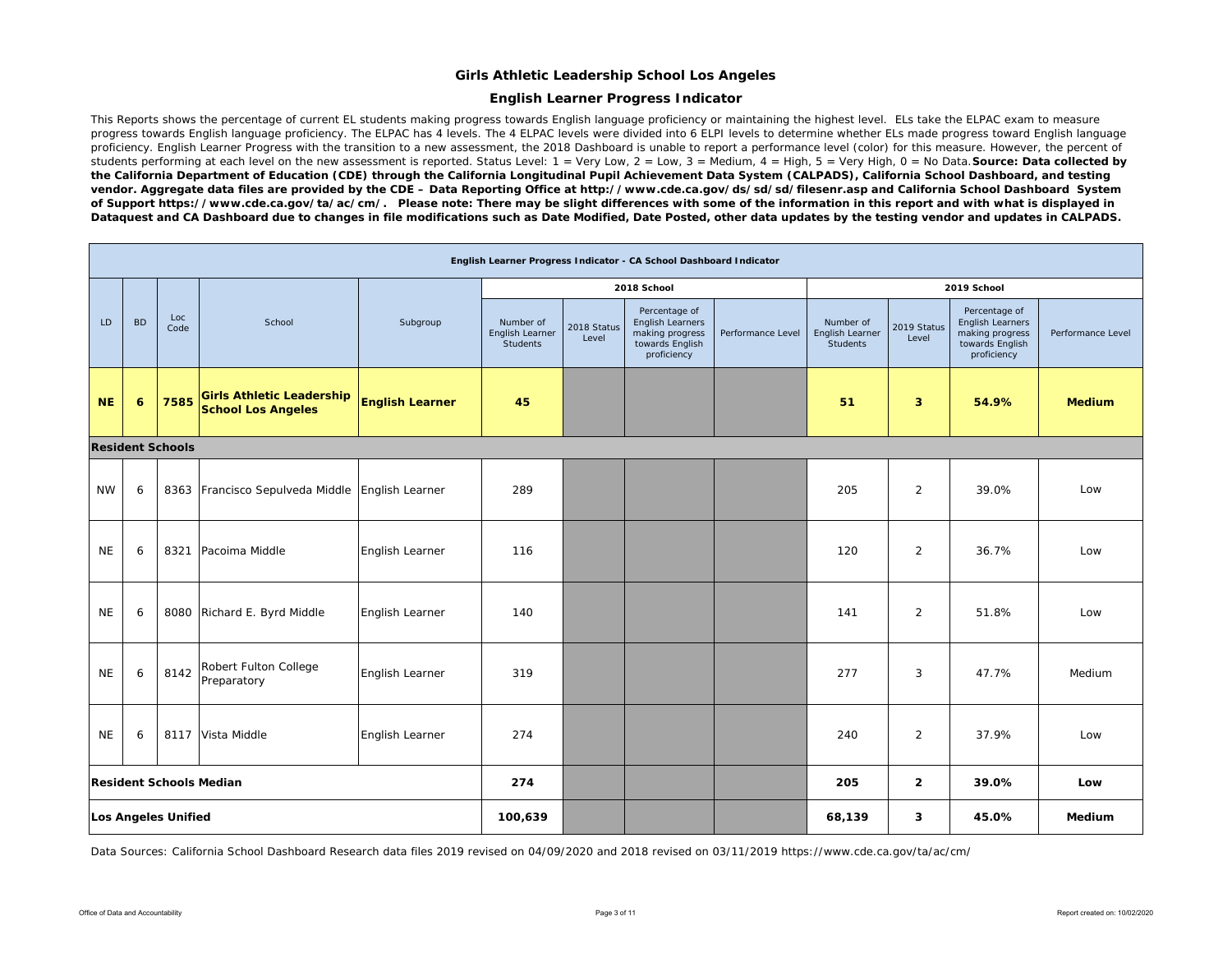# Girls Athletic Leadership School Los Angeles

## English Learner Progress Indicator

This Reports shows the percentage of current EL students making progress towards English language proficiency or maintaining the highest level. ELs take the ELPAC exam to measure progress towards English language proficiency. The ELPAC has 4 levels. The 4 ELPAC levels were divided into 6 ELPI levels to determine whether ELs made progress toward English language proficiency. English Learner Progress with the transition to a new assessment, the 2018 Dashboard is unable to report a performance level (color) for this measure. However, the percent of students performing at each level on the new assessment is reported. Status Level: 1 = Very Low, 2 = Low, 3 = Medium, 4 = High, 5 = Very High, 0 = No Data. **Source: Data collected by the California Department of Education (CDE) through the California Longitudinal Pupil Achievement Data System (CALPADS), California School Dashboard, and testing vendor. Aggregate data files are provided by the CDE – Data Reporting Office at http://www.cde.ca.gov/ds/sd/sd/filesenr.asp and California School Dashboard System of Support https://www.cde.ca.gov/ta/ac/cm/. Please note: There may be slight differences with some of the information in this report and with what is displayed in Dataquest and CA Dashboard due to changes in file modifications such as Date Modified, Date Posted, other data updates by the testing vendor and updates in CALPADS.**

| English Learner Progress Indicator - CA School Dashboard Indicator | | | | | | | | | | | | |
|---|---|---|---|---|---|---|---|---|---|---|---|---|
| | | | | | 2018 School | | | | 2019 School | | | |
| LD | BD | Loc Code | School | Subgroup | Number of English Learner Students | 2018 Status Level | Percentage of English Learners making progress towards English proficiency | Performance Level | Number of English Learner Students | 2019 Status Level | Percentage of English Learners making progress towards English proficiency | Performance Level |
| **NE** | **6** | **7585** | **Girls Athletic Leadership School Los Angeles** | **English Learner** | **45** | | | | **51** | **3** | **54.9%** | **Medium** |
| **Resident Schools** | | | | | | | | | | | | |
| NW | 6 | 8363 | Francisco Sepulveda Middle | English Learner | 289 | | | | 205 | 2 | 39.0% | Low |
| NE | 6 | 8321 | Pacoima Middle | English Learner | 116 | | | | 120 | 2 | 36.7% | Low |
| NE | 6 | 8080 | Richard E. Byrd Middle | English Learner | 140 | | | | 141 | 2 | 51.8% | Low |
| NE | 6 | 8142 | Robert Fulton College Preparatory | English Learner | 319 | | | | 277 | 3 | 47.7% | Medium |
| NE | 6 | 8117 | Vista Middle | English Learner | 274 | | | | 240 | 2 | 37.9% | Low |
| **Resident Schools Median** | | | | | **274** | | | | **205** | **2** | **39.0%** | **Low** |
| **Los Angeles Unified** | | | | | **100,639** | | | | **68,139** | **3** | **45.0%** | **Medium** |

Data Sources: California School Dashboard Research data files 2019 revised on 04/09/2020 and 2018 revised on 03/11/2019 https://www.cde.ca.gov/ta/ac/cm/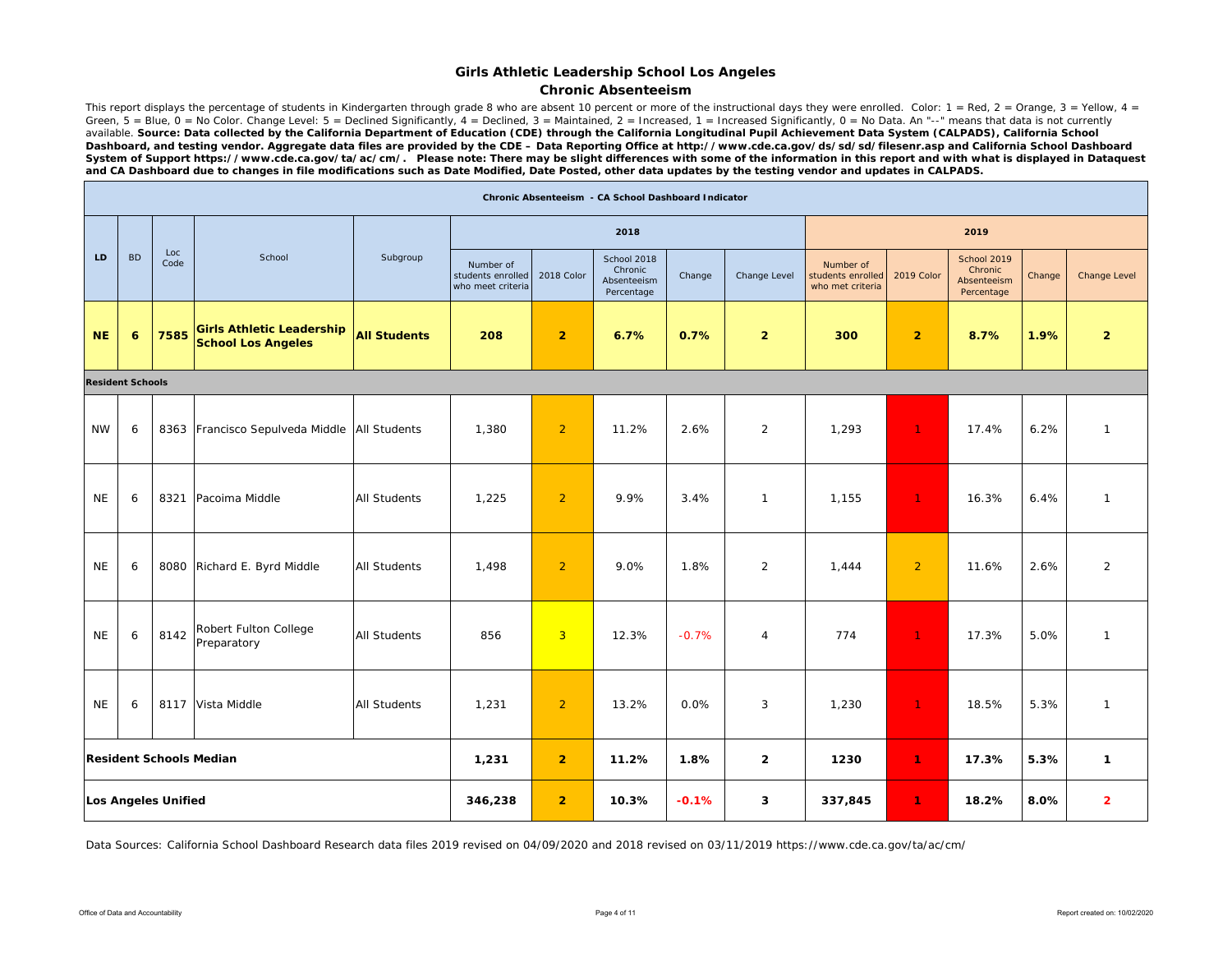# Girls Athletic Leadership School Los Angeles

## Chronic Absenteeism

This report displays the percentage of students in Kindergarten through grade 8 who are absent 10 percent or more of the instructional days they were enrolled. Color: 1 = Red, 2 = Orange, 3 = Yellow, 4 = Green, 5 = Blue, 0 = No Color. Change Level: 5 = Declined Significantly, 4 = Declined, 3 = Maintained, 2 = Increased, 1 = Increased Significantly, 0 = No Data. An "--" means that data is not currently available. **Source: Data collected by the California Department of Education (CDE) through the California Longitudinal Pupil Achievement Data System (CALPADS), California School Dashboard, and testing vendor. Aggregate data files are provided by the CDE – Data Reporting Office at http://www.cde.ca.gov/ds/sd/sd/filesenr.asp and California School Dashboard System of Support https://www.cde.ca.gov/ta/ac/cm/. Please note: There may be slight differences with some of the information in this report and with what is displayed in Dataquest and CA Dashboard due to changes in file modifications such as Date Modified, Date Posted, other data updates by the testing vendor and updates in CALPADS.**

**Chronic Absenteeism - CA School Dashboard Indicator**

| LD | BD | Loc Code | School | Subgroup | 2018 | | | | | 2019 | | | | |
|---|---|---|---|---|---|---|---|---|---|---|---|---|---|---|
| | | | | | Number of students enrolled who meet criteria | 2018 Color | School 2018 Chronic Absenteeism Percentage | Change | Change Level | Number of students enrolled who met criteria | 2019 Color | School 2019 Chronic Absenteeism Percentage | Change | Change Level |
| **NE** | **6** | **7585** | **Girls Athletic Leadership School Los Angeles** | **All Students** | **208** | **2** | **6.7%** | **0.7%** | **2** | **300** | **2** | **8.7%** | **1.9%** | **2** |
| **Resident Schools** | | | | | | | | | | | | | | |
| NW | 6 | 8363 | Francisco Sepulveda Middle | All Students | 1,380 | 2 | 11.2% | 2.6% | 2 | 1,293 | 1 | 17.4% | 6.2% | 1 |
| NE | 6 | 8321 | Pacoima Middle | All Students | 1,225 | 2 | 9.9% | 3.4% | 1 | 1,155 | 1 | 16.3% | 6.4% | 1 |
| NE | 6 | 8080 | Richard E. Byrd Middle | All Students | 1,498 | 2 | 9.0% | 1.8% | 2 | 1,444 | 2 | 11.6% | 2.6% | 2 |
| NE | 6 | 8142 | Robert Fulton College Preparatory | All Students | 856 | 3 | 12.3% | -0.7% | 4 | 774 | 1 | 17.3% | 5.0% | 1 |
| NE | 6 | 8117 | Vista Middle | All Students | 1,231 | 2 | 13.2% | 0.0% | 3 | 1,230 | 1 | 18.5% | 5.3% | 1 |
| **Resident Schools Median** | | | | | **1,231** | **2** | **11.2%** | **1.8%** | **2** | **1230** | **1** | **17.3%** | **5.3%** | **1** |
| **Los Angeles Unified** | | | | | **346,238** | **2** | **10.3%** | **-0.1%** | **3** | **337,845** | **1** | **18.2%** | **8.0%** | **2** |

Data Sources: California School Dashboard Research data files 2019 revised on 04/09/2020 and 2018 revised on 03/11/2019 https://www.cde.ca.gov/ta/ac/cm/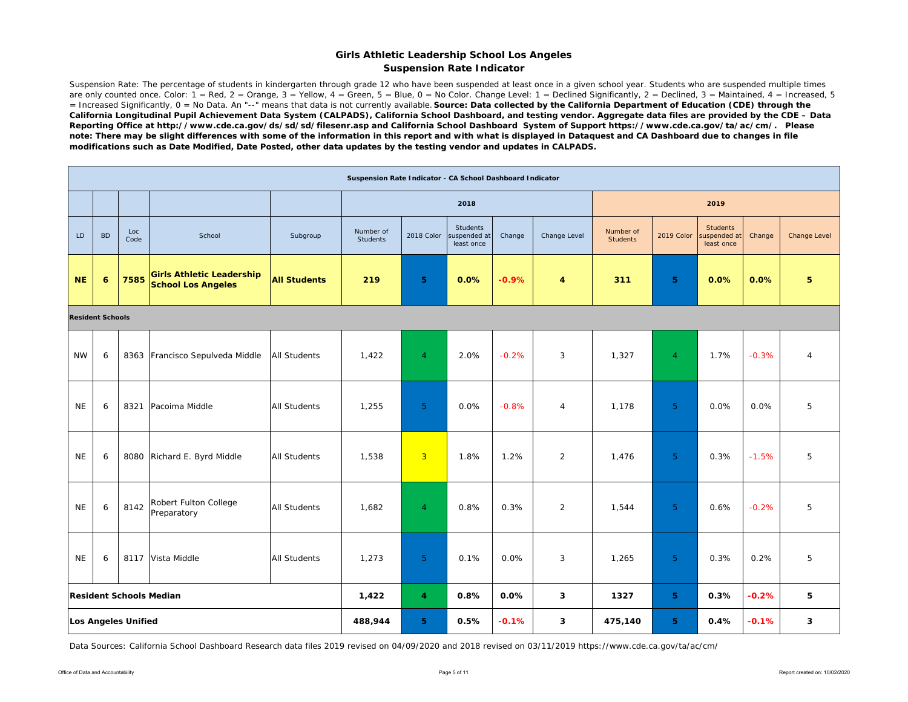## Girls Athletic Leadership School Los Angeles
## Suspension Rate Indicator

Suspension Rate: The percentage of students in kindergarten through grade 12 who have been suspended at least once in a given school year. Students who are suspended multiple times are only counted once. Color: 1 = Red, 2 = Orange, 3 = Yellow, 4 = Green, 5 = Blue, 0 = No Color. Change Level: 1 = Declined Significantly, 2 = Declined, 3 = Maintained, 4 = Increased, 5 = Increased Significantly, 0 = No Data. An "--" means that data is not currently available. **Source: Data collected by the California Department of Education (CDE) through the California Longitudinal Pupil Achievement Data System (CALPADS), California School Dashboard, and testing vendor. Aggregate data files are provided by the CDE – Data Reporting Office at http://www.cde.ca.gov/ds/sd/sd/filesenr.asp and California School Dashboard System of Support https://www.cde.ca.gov/ta/ac/cm/. Please note: There may be slight differences with some of the information in this report and with what is displayed in Dataquest and CA Dashboard due to changes in file modifications such as Date Modified, Date Posted, other data updates by the testing vendor and updates in CALPADS.**

| Suspension Rate Indicator - CA School Dashboard Indicator | | | | | | | | | | | | | | |
|---|---|---|---|---|---|---|---|---|---|---|---|---|---|---|
| | | | | | 2018 | | | | | 2019 | | | | |
| LD | BD | Loc Code | School | Subgroup | Number of Students | 2018 Color | Students suspended at least once | Change | Change Level | Number of Students | 2019 Color | Students suspended at least once | Change | Change Level |
| **NE** | **6** | **7585** | **Girls Athletic Leadership School Los Angeles** | **All Students** | **219** | **5** | **0.0%** | **-0.9%** | **4** | **311** | **5** | **0.0%** | **0.0%** | **5** |
| **Resident Schools** | | | | | | | | | | | | | | |
| NW | 6 | 8363 | Francisco Sepulveda Middle | All Students | 1,422 | 4 | 2.0% | -0.2% | 3 | 1,327 | 4 | 1.7% | -0.3% | 4 |
| NE | 6 | 8321 | Pacoima Middle | All Students | 1,255 | 5 | 0.0% | -0.8% | 4 | 1,178 | 5 | 0.0% | 0.0% | 5 |
| NE | 6 | 8080 | Richard E. Byrd Middle | All Students | 1,538 | 3 | 1.8% | 1.2% | 2 | 1,476 | 5 | 0.3% | -1.5% | 5 |
| NE | 6 | 8142 | Robert Fulton College Preparatory | All Students | 1,682 | 4 | 0.8% | 0.3% | 2 | 1,544 | 5 | 0.6% | -0.2% | 5 |
| NE | 6 | 8117 | Vista Middle | All Students | 1,273 | 5 | 0.1% | 0.0% | 3 | 1,265 | 5 | 0.3% | 0.2% | 5 |
| **Resident Schools Median** | | | | | **1,422** | **4** | **0.8%** | **0.0%** | **3** | **1327** | **5** | **0.3%** | **-0.2%** | **5** |
| **Los Angeles Unified** | | | | | **488,944** | **5** | **0.5%** | **-0.1%** | **3** | **475,140** | **5** | **0.4%** | **-0.1%** | **3** |

Data Sources: California School Dashboard Research data files 2019 revised on 04/09/2020 and 2018 revised on 03/11/2019 https://www.cde.ca.gov/ta/ac/cm/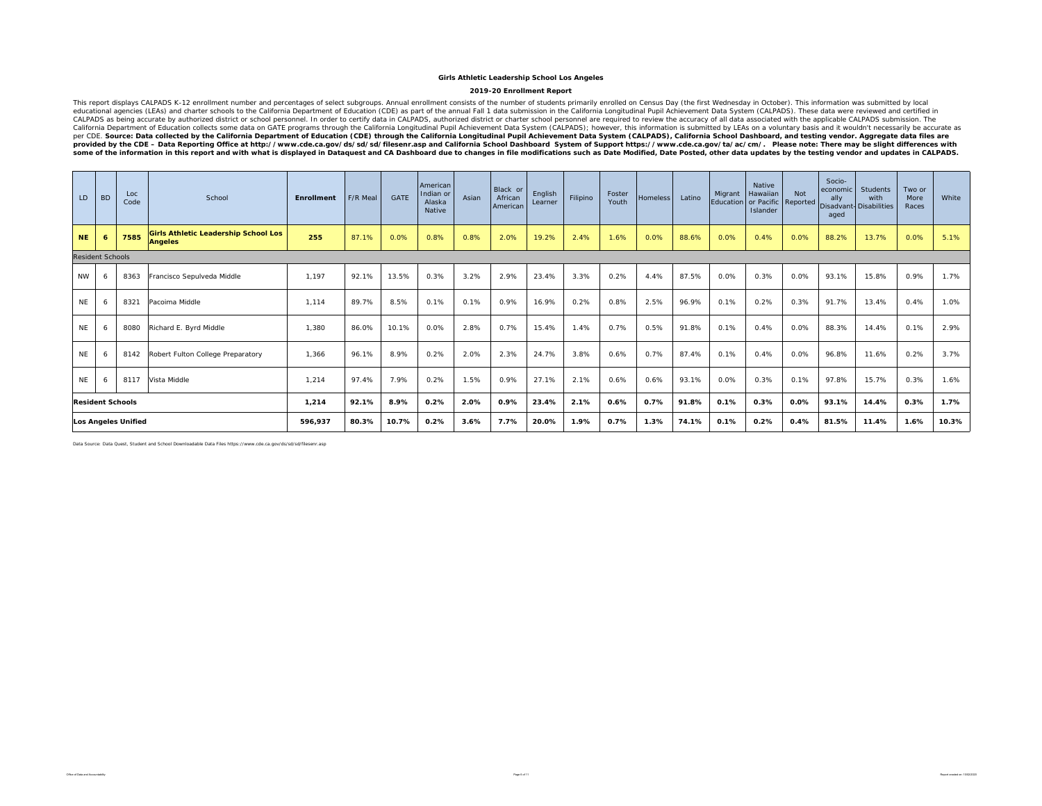**Girls Athletic Leadership School Los Angeles**

**2019-20 Enrollment Report**

This report displays CALPADS K-12 enrollment number and percentages of select subgroups. Annual enrollment consists of the number of students primarily enrolled on Census Day (the first Wednesday in October). This information was submitted by local educational agencies (LEAs) and charter schools to the California Department of Education (CDE) as part of the annual Fall 1 data submission in the California Longitudinal Pupil Achievement Data System (CALPADS). These data were reviewed and certified in CALPADS as being accurate by authorized district or school personnel. In order to certify data in CALPADS, authorized district or charter school personnel are required to review the accuracy of all data associated with the applicable CALPADS submission. The California Department of Education collects some data on GATE programs through the California Longitudinal Pupil Achievement Data System (CALPADS); however, this information is submitted by LEAs on a voluntary basis and it wouldn't necessarily be accurate as per CDE. **Source: Data collected by the California Department of Education (CDE) through the California Longitudinal Pupil Achievement Data System (CALPADS), California School Dashboard, and testing vendor. Aggregate data files are provided by the CDE – Data Reporting Office at http://www.cde.ca.gov/ds/sd/sd/filesenr.asp and California School Dashboard System of Support https://www.cde.ca.gov/ta/ac/cm/. Please note: There may be slight differences with some of the information in this report and with what is displayed in Dataquest and CA Dashboard due to changes in file modifications such as Date Modified, Date Posted, other data updates by the testing vendor and updates in CALPADS.**

| LD | BD | Loc Code | School | Enrollment | F/R Meal | GATE | American Indian or Alaska Native | Asian | Black or African American | English Learner | Filipino | Foster Youth | Homeless | Latino | Migrant Education | Native Hawaiian or Pacific Islander | Not Reported | Socio-economically Disadvantaged | Students with Disabilities | Two or More Races | White |
|---|---|---|---|---|---|---|---|---|---|---|---|---|---|---|---|---|---|---|---|---|---|
| **NE** | **6** | **7585** | **Girls Athletic Leadership School Los Angeles** | **255** | 87.1% | 0.0% | 0.8% | 0.8% | 2.0% | 19.2% | 2.4% | 1.6% | 0.0% | 88.6% | 0.0% | 0.4% | 0.0% | 88.2% | 13.7% | 0.0% | 5.1% |
| Resident Schools | | | | | | | | | | | | | | | | | | | | | |
| NW | 6 | 8363 | Francisco Sepulveda Middle | 1,197 | 92.1% | 13.5% | 0.3% | 3.2% | 2.9% | 23.4% | 3.3% | 0.2% | 4.4% | 87.5% | 0.0% | 0.3% | 0.0% | 93.1% | 15.8% | 0.9% | 1.7% |
| NE | 6 | 8321 | Pacoima Middle | 1,114 | 89.7% | 8.5% | 0.1% | 0.1% | 0.9% | 16.9% | 0.2% | 0.8% | 2.5% | 96.9% | 0.1% | 0.2% | 0.3% | 91.7% | 13.4% | 0.4% | 1.0% |
| NE | 6 | 8080 | Richard E. Byrd Middle | 1,380 | 86.0% | 10.1% | 0.0% | 2.8% | 0.7% | 15.4% | 1.4% | 0.7% | 0.5% | 91.8% | 0.1% | 0.4% | 0.0% | 88.3% | 14.4% | 0.1% | 2.9% |
| NE | 6 | 8142 | Robert Fulton College Preparatory | 1,366 | 96.1% | 8.9% | 0.2% | 2.0% | 2.3% | 24.7% | 3.8% | 0.6% | 0.7% | 87.4% | 0.1% | 0.4% | 0.0% | 96.8% | 11.6% | 0.2% | 3.7% |
| NE | 6 | 8117 | Vista Middle | 1,214 | 97.4% | 7.9% | 0.2% | 1.5% | 0.9% | 27.1% | 2.1% | 0.6% | 0.6% | 93.1% | 0.0% | 0.3% | 0.1% | 97.8% | 15.7% | 0.3% | 1.6% |
| **Resident Schools** | | | | **1,214** | **92.1%** | **8.9%** | **0.2%** | **2.0%** | **0.9%** | **23.4%** | **2.1%** | **0.6%** | **0.7%** | **91.8%** | **0.1%** | **0.3%** | **0.0%** | **93.1%** | **14.4%** | **0.3%** | **1.7%** |
| **Los Angeles Unified** | | | | **596,937** | **80.3%** | **10.7%** | **0.2%** | **3.6%** | **7.7%** | **20.0%** | **1.9%** | **0.7%** | **1.3%** | **74.1%** | **0.1%** | **0.2%** | **0.4%** | **81.5%** | **11.4%** | **1.6%** | **10.3%** |

Data Source: Data Quest, Student and School Downloadable Data Files https://www.cde.ca.gov/ds/sd/sd/filesenr.asp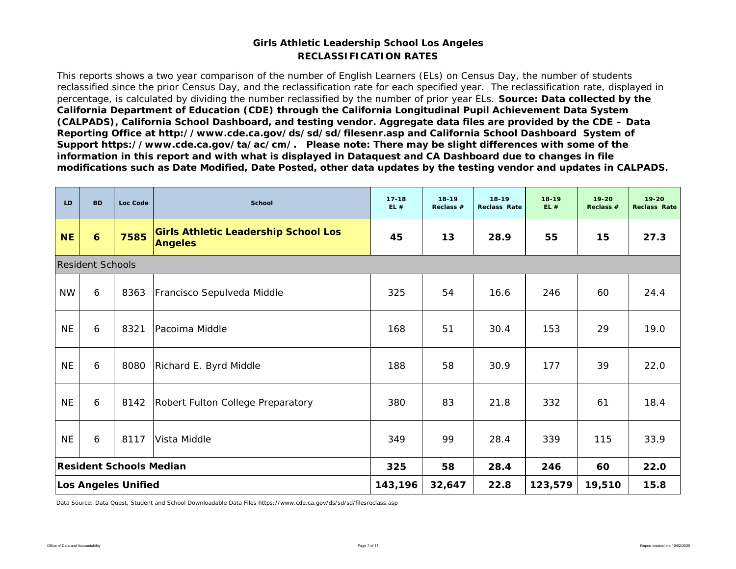# Girls Athletic Leadership School Los Angeles
## RECLASSIFICATION RATES

This reports shows a two year comparison of the number of English Learners (ELs) on Census Day, the number of students reclassified since the prior Census Day, and the reclassification rate for each specified year. The reclassification rate, displayed in percentage, is calculated by dividing the number reclassified by the number of prior year ELs. **Source: Data collected by the California Department of Education (CDE) through the California Longitudinal Pupil Achievement Data System (CALPADS), California School Dashboard, and testing vendor. Aggregate data files are provided by the CDE – Data Reporting Office at http://www.cde.ca.gov/ds/sd/sd/filesenr.asp and California School Dashboard System of Support https://www.cde.ca.gov/ta/ac/cm/. Please note: There may be slight differences with some of the information in this report and with what is displayed in Dataquest and CA Dashboard due to changes in file modifications such as Date Modified, Date Posted, other data updates by the testing vendor and updates in CALPADS.**

| LD | BD | Loc Code | School | 17-18 EL # | 18-19 Reclass # | 18-19 Reclass Rate | 18-19 EL # | 19-20 Reclass # | 19-20 Reclass Rate |
|---|---|---|---|---|---|---|---|---|---|
| **NE** | **6** | **7585** | **Girls Athletic Leadership School Los Angeles** | **45** | **13** | **28.9** | **55** | **15** | **27.3** |
| Resident Schools | | | | | | | | | |
| NW | 6 | 8363 | Francisco Sepulveda Middle | 325 | 54 | 16.6 | 246 | 60 | 24.4 |
| NE | 6 | 8321 | Pacoima Middle | 168 | 51 | 30.4 | 153 | 29 | 19.0 |
| NE | 6 | 8080 | Richard E. Byrd Middle | 188 | 58 | 30.9 | 177 | 39 | 22.0 |
| NE | 6 | 8142 | Robert Fulton College Preparatory | 380 | 83 | 21.8 | 332 | 61 | 18.4 |
| NE | 6 | 8117 | Vista Middle | 349 | 99 | 28.4 | 339 | 115 | 33.9 |
| **Resident Schools Median** | | | | **325** | **58** | **28.4** | **246** | **60** | **22.0** |
| **Los Angeles Unified** | | | | **143,196** | **32,647** | **22.8** | **123,579** | **19,510** | **15.8** |

Data Source: Data Quest, Student and School Downloadable Data Files https://www.cde.ca.gov/ds/sd/sd/filesreclass.asp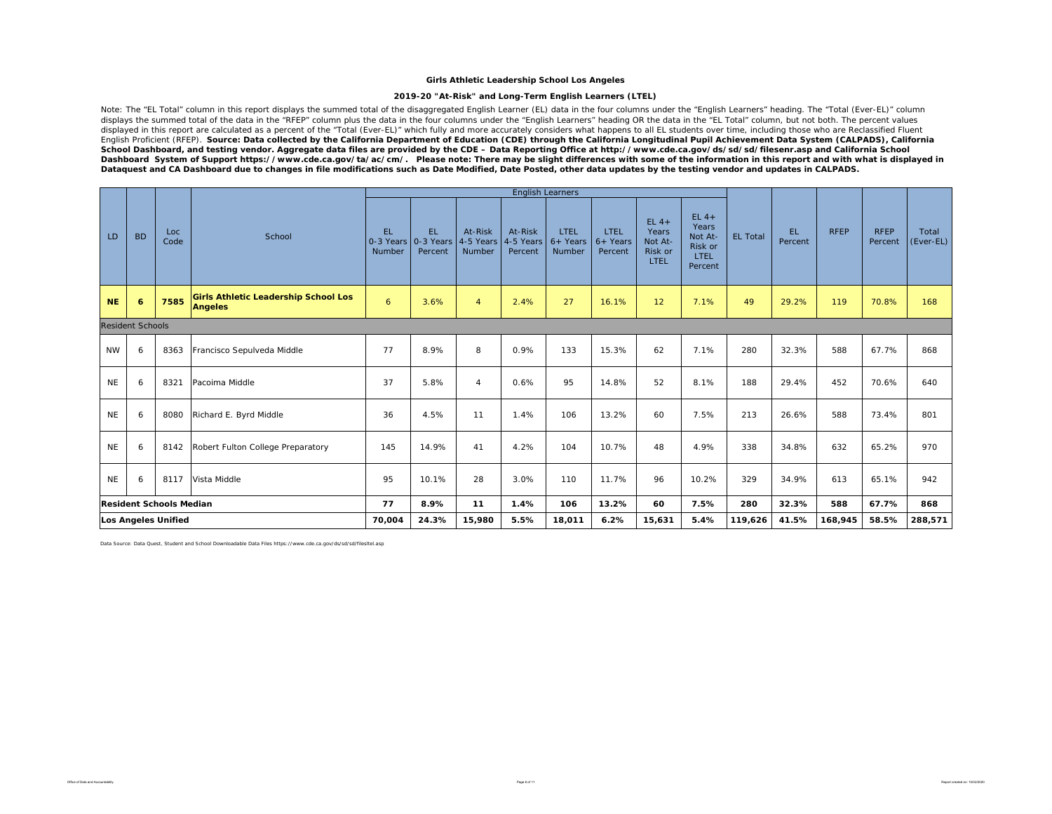**Girls Athletic Leadership School Los Angeles**

**2019-20 "At-Risk" and Long-Term English Learners (LTEL)**

Note: The "EL Total" column in this report displays the summed total of the disaggregated English Learner (EL) data in the four columns under the "English Learners" heading. The "Total (Ever-EL)" column displays the summed total of the data in the "RFEP" column plus the data in the four columns under the "English Learners" heading OR the data in the "EL Total" column, but not both. The percent values displayed in this report are calculated as a percent of the "Total (Ever-EL)" which fully and more accurately considers what happens to all EL students over time, including those who are Reclassified Fluent English Proficient (RFEP). **Source: Data collected by the California Department of Education (CDE) through the California Longitudinal Pupil Achievement Data System (CALPADS), California School Dashboard, and testing vendor. Aggregate data files are provided by the CDE – Data Reporting Office at http://www.cde.ca.gov/ds/sd/sd/filesenr.asp and California School Dashboard System of Support https://www.cde.ca.gov/ta/ac/cm/. Please note: There may be slight differences with some of the information in this report and with what is displayed in Dataquest and CA Dashboard due to changes in file modifications such as Date Modified, Date Posted, other data updates by the testing vendor and updates in CALPADS.**

| | | | | English Learners | | | | | | | | | | | | | |
|---|---|---|---|---|---|---|---|---|---|---|---|---|---|---|---|---|---|
| LD | BD | Loc Code | School | EL 0-3 Years Number | EL 0-3 Years Percent | At-Risk 4-5 Years Number | At-Risk 4-5 Years Percent | LTEL 6+ Years Number | LTEL 6+ Years Percent | EL 4+ Years Not At-Risk or LTEL | EL 4+ Years Not At-Risk or LTEL Percent | EL Total | EL Percent | RFEP | RFEP Percent | Total (Ever-EL) |
| **NE** | **6** | **7585** | **Girls Athletic Leadership School Los Angeles** | 6 | 3.6% | 4 | 2.4% | 27 | 16.1% | 12 | 7.1% | 49 | 29.2% | 119 | 70.8% | 168 |
| Resident Schools | | | | | | | | | | | | | | | | |
| NW | 6 | 8363 | Francisco Sepulveda Middle | 77 | 8.9% | 8 | 0.9% | 133 | 15.3% | 62 | 7.1% | 280 | 32.3% | 588 | 67.7% | 868 |
| NE | 6 | 8321 | Pacoima Middle | 37 | 5.8% | 4 | 0.6% | 95 | 14.8% | 52 | 8.1% | 188 | 29.4% | 452 | 70.6% | 640 |
| NE | 6 | 8080 | Richard E. Byrd Middle | 36 | 4.5% | 11 | 1.4% | 106 | 13.2% | 60 | 7.5% | 213 | 26.6% | 588 | 73.4% | 801 |
| NE | 6 | 8142 | Robert Fulton College Preparatory | 145 | 14.9% | 41 | 4.2% | 104 | 10.7% | 48 | 4.9% | 338 | 34.8% | 632 | 65.2% | 970 |
| NE | 6 | 8117 | Vista Middle | 95 | 10.1% | 28 | 3.0% | 110 | 11.7% | 96 | 10.2% | 329 | 34.9% | 613 | 65.1% | 942 |
| **Resident Schools Median** | | | | **77** | **8.9%** | **11** | **1.4%** | **106** | **13.2%** | **60** | **7.5%** | **280** | **32.3%** | **588** | **67.7%** | **868** |
| **Los Angeles Unified** | | | | **70,004** | **24.3%** | **15,980** | **5.5%** | **18,011** | **6.2%** | **15,631** | **5.4%** | **119,626** | **41.5%** | **168,945** | **58.5%** | **288,571** |

Data Source: Data Quest, Student and School Downloadable Data Files https://www.cde.ca.gov/ds/sd/sd/filesltel.asp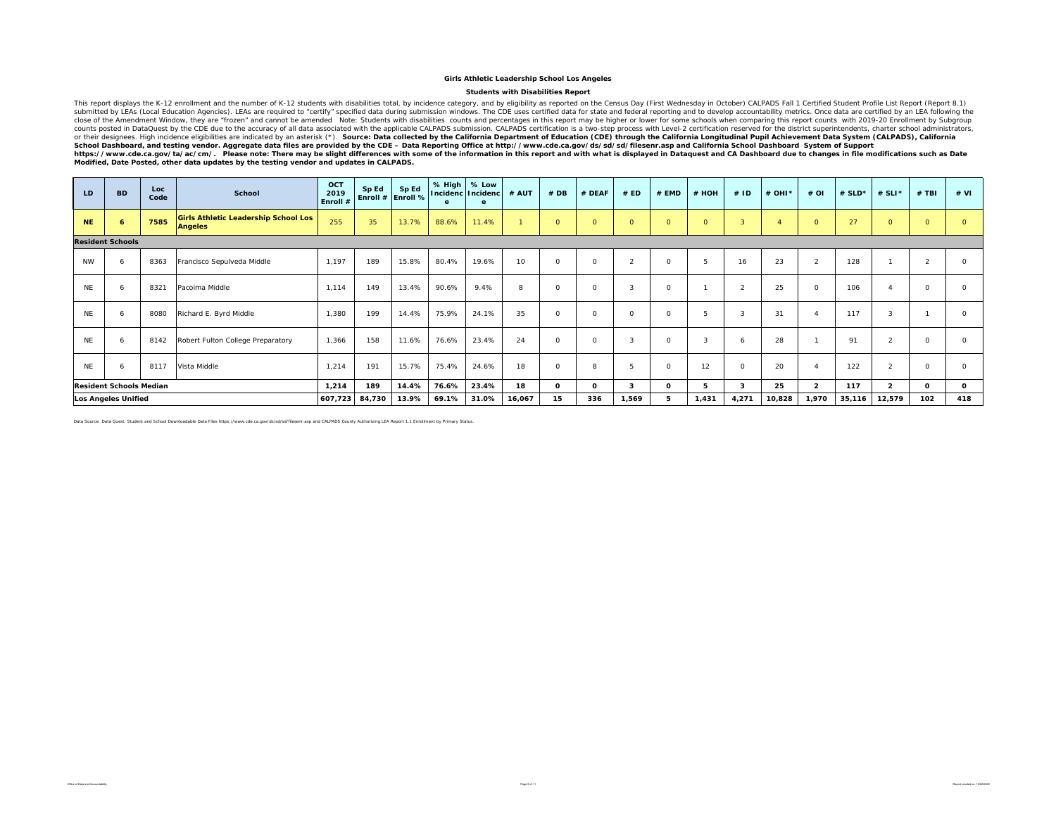**Girls Athletic Leadership School Los Angeles**

**Students with Disabilities Report**

This report displays the K-12 enrollment and the number of K-12 students with disabilities total, by incidence category, and by eligibility as reported on the Census Day (First Wednesday in October) CALPADS Fall 1 Certified Student Profile List Report (Report 8.1) submitted by LEAs (Local Education Agencies). LEAs are required to "certify" specified data during submission windows. The CDE uses certified data for state and federal reporting and to develop accountability metrics. Once data are certified by an LEA following the close of the Amendment Window, they are "frozen" and cannot be amended Note: Students with disabilities counts and percentages in this report may be higher or lower for some schools when comparing this report counts with 2019-20 Enrollment by Subgroup counts posted in DataQuest by the CDE due to the accuracy of all data associated with the applicable CALPADS submission. CALPADS certification is a two-step process with Level-2 certification reserved for the district superintendents, charter school administrators, or their designees. High incidence eligibilities are indicated by an asterisk (*). **Source: Data collected by the California Department of Education (CDE) through the California Longitudinal Pupil Achievement Data System (CALPADS), California School Dashboard, and testing vendor. Aggregate data files are provided by the CDE – Data Reporting Office at http://www.cde.ca.gov/ds/sd/sd/filesenr.asp and California School Dashboard System of Support https://www.cde.ca.gov/ta/ac/cm/. Please note: There may be slight differences with some of the information in this report and with what is displayed in Dataquest and CA Dashboard due to changes in file modifications such as Date Modified, Date Posted, other data updates by the testing vendor and updates in CALPADS.**

| LD | BD | Loc Code | School | OCT 2019 Enroll # | Sp Ed Enroll # | Sp Ed Enroll % | % High Incidence | % Low Incidence | # AUT | # DB | # DEAF | # ED | # EMD | # HOH | # ID | # OHI* | # OI | # SLD* | # SLI* | # TBI | # VI |
|---|---|---|---|---|---|---|---|---|---|---|---|---|---|---|---|---|---|---|---|---|---|
| **NE** | **6** | **7585** | **Girls Athletic Leadership School Los Angeles** | 255 | 35 | 13.7% | 88.6% | 11.4% | 1 | 0 | 0 | 0 | 0 | 0 | 3 | 4 | 0 | 27 | 0 | 0 | 0 |
| **Resident Schools** | | | | | | | | | | | | | | | | | | | | | |
| NW | 6 | 8363 | Francisco Sepulveda Middle | 1,197 | 189 | 15.8% | 80.4% | 19.6% | 10 | 0 | 0 | 2 | 0 | 5 | 16 | 23 | 2 | 128 | 1 | 2 | 0 |
| NE | 6 | 8321 | Pacoima Middle | 1,114 | 149 | 13.4% | 90.6% | 9.4% | 8 | 0 | 0 | 3 | 0 | 1 | 2 | 25 | 0 | 106 | 4 | 0 | 0 |
| NE | 6 | 8080 | Richard E. Byrd Middle | 1,380 | 199 | 14.4% | 75.9% | 24.1% | 35 | 0 | 0 | 0 | 0 | 5 | 3 | 31 | 4 | 117 | 3 | 1 | 0 |
| NE | 6 | 8142 | Robert Fulton College Preparatory | 1,366 | 158 | 11.6% | 76.6% | 23.4% | 24 | 0 | 0 | 3 | 0 | 3 | 6 | 28 | 1 | 91 | 2 | 0 | 0 |
| NE | 6 | 8117 | Vista Middle | 1,214 | 191 | 15.7% | 75.4% | 24.6% | 18 | 0 | 8 | 5 | 0 | 12 | 0 | 20 | 4 | 122 | 2 | 0 | 0 |
| **Resident Schools Median** | | | | **1,214** | **189** | **14.4%** | **76.6%** | **23.4%** | **18** | **0** | **0** | **3** | **0** | **5** | **3** | **25** | **2** | **117** | **2** | **0** | **0** |
| **Los Angeles Unified** | | | | **607,723** | **84,730** | **13.9%** | **69.1%** | **31.0%** | **16,067** | **15** | **336** | **1,569** | **5** | **1,431** | **4,271** | **10,828** | **1,970** | **35,116** | **12,579** | **102** | **418** |

Data Source: Data Quest, Student and School Downloadable Data Files https://www.cde.ca.gov/ds/sd/sd/filesenr.asp and CALPADS County Authorizing LEA Report 1.1 Enrollment by Primary Status.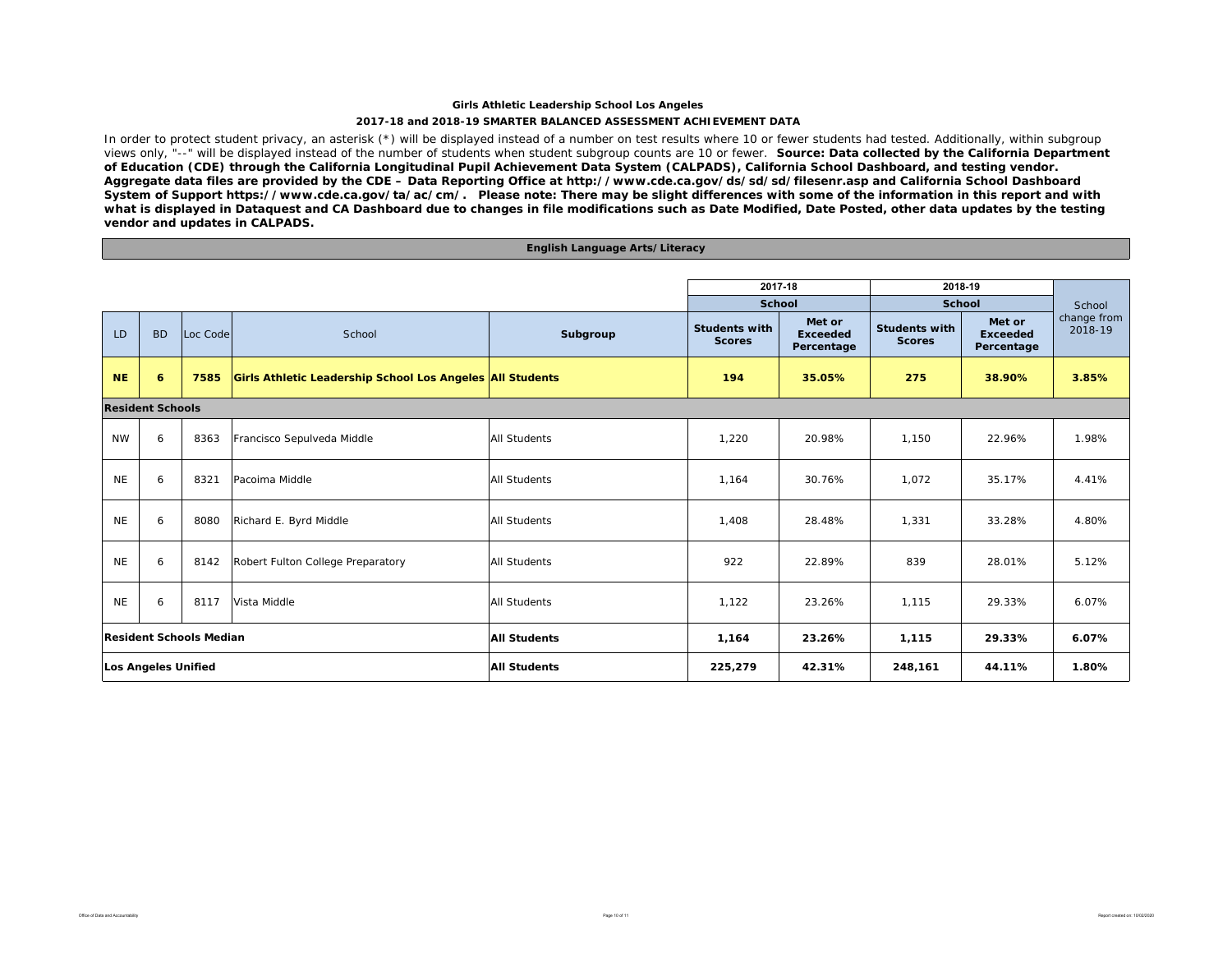**Girls Athletic Leadership School Los Angeles**

**2017-18 and 2018-19 SMARTER BALANCED ASSESSMENT ACHIEVEMENT DATA**

In order to protect student privacy, an asterisk (*) will be displayed instead of a number on test results where 10 or fewer students had tested. Additionally, within subgroup views only, "--" will be displayed instead of the number of students when student subgroup counts are 10 or fewer. **Source: Data collected by the California Department of Education (CDE) through the California Longitudinal Pupil Achievement Data System (CALPADS), California School Dashboard, and testing vendor. Aggregate data files are provided by the CDE – Data Reporting Office at http://www.cde.ca.gov/ds/sd/sd/filesenr.asp and California School Dashboard System of Support https://www.cde.ca.gov/ta/ac/cm/. Please note: There may be slight differences with some of the information in this report and with what is displayed in Dataquest and CA Dashboard due to changes in file modifications such as Date Modified, Date Posted, other data updates by the testing vendor and updates in CALPADS.**

**English Language Arts/Literacy**

| | | | | | 2017-18 | | 2018-19 | | |
|---|---|---|---|---|---|---|---|---|---|
| | | | | | School | | School | | School change from 2018-19 |
| LD | BD | Loc Code | School | Subgroup | Students with Scores | Met or Exceeded Percentage | Students with Scores | Met or Exceeded Percentage | |
| **NE** | **6** | **7585** | **Girls Athletic Leadership School Los Angeles** | **All Students** | **194** | **35.05%** | **275** | **38.90%** | **3.85%** |
| **Resident Schools** | | | | | | | | | |
| NW | 6 | 8363 | Francisco Sepulveda Middle | All Students | 1,220 | 20.98% | 1,150 | 22.96% | 1.98% |
| NE | 6 | 8321 | Pacoima Middle | All Students | 1,164 | 30.76% | 1,072 | 35.17% | 4.41% |
| NE | 6 | 8080 | Richard E. Byrd Middle | All Students | 1,408 | 28.48% | 1,331 | 33.28% | 4.80% |
| NE | 6 | 8142 | Robert Fulton College Preparatory | All Students | 922 | 22.89% | 839 | 28.01% | 5.12% |
| NE | 6 | 8117 | Vista Middle | All Students | 1,122 | 23.26% | 1,115 | 29.33% | 6.07% |
| **Resident Schools Median** | | | | **All Students** | **1,164** | **23.26%** | **1,115** | **29.33%** | **6.07%** |
| **Los Angeles Unified** | | | | **All Students** | **225,279** | **42.31%** | **248,161** | **44.11%** | **1.80%** |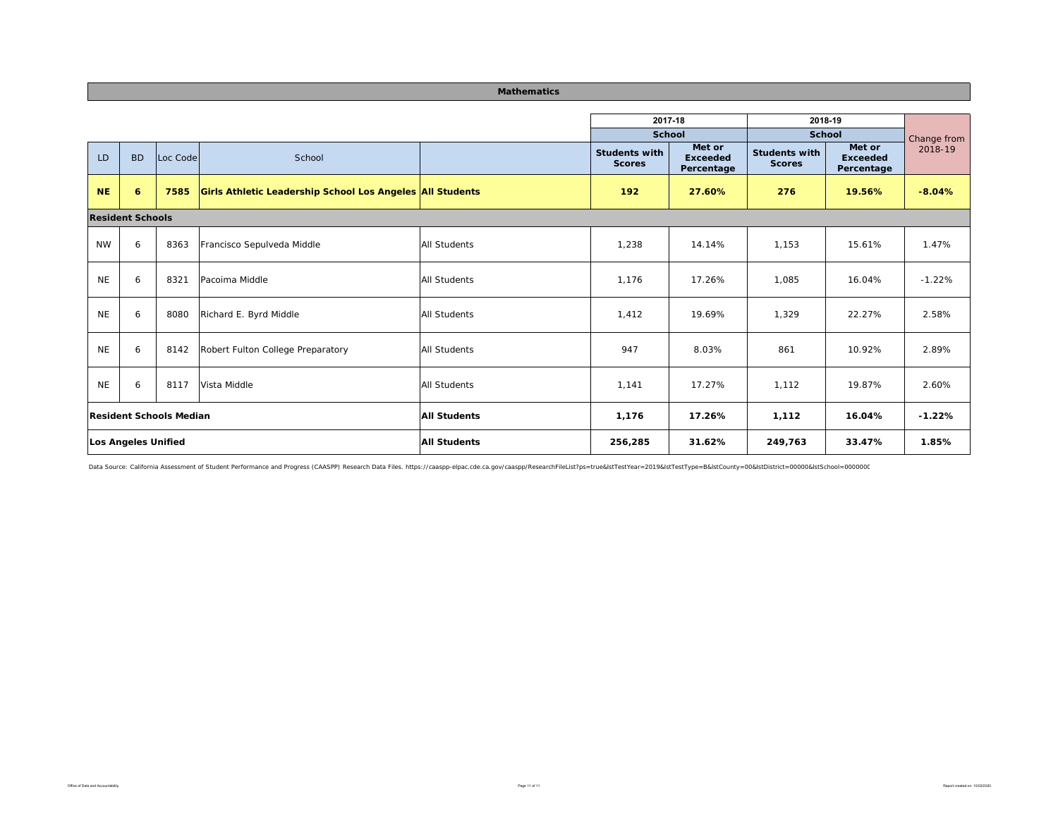## Mathematics

| LD | BD | Loc Code | School | | 2017-18 School Students with Scores | 2017-18 School Met or Exceeded Percentage | 2018-19 School Students with Scores | 2018-19 School Met or Exceeded Percentage | Change from 2018-19 |
|---|---|---|---|---|---|---|---|---|---|
| **NE** | **6** | **7585** | **Girls Athletic Leadership School Los Angeles** | **All Students** | **192** | **27.60%** | **276** | **19.56%** | **-8.04%** |
| **Resident Schools** | | | | | | | | | |
| NW | 6 | 8363 | Francisco Sepulveda Middle | All Students | 1,238 | 14.14% | 1,153 | 15.61% | 1.47% |
| NE | 6 | 8321 | Pacoima Middle | All Students | 1,176 | 17.26% | 1,085 | 16.04% | -1.22% |
| NE | 6 | 8080 | Richard E. Byrd Middle | All Students | 1,412 | 19.69% | 1,329 | 22.27% | 2.58% |
| NE | 6 | 8142 | Robert Fulton College Preparatory | All Students | 947 | 8.03% | 861 | 10.92% | 2.89% |
| NE | 6 | 8117 | Vista Middle | All Students | 1,141 | 17.27% | 1,112 | 19.87% | 2.60% |
| **Resident Schools Median** | | | | **All Students** | **1,176** | **17.26%** | **1,112** | **16.04%** | **-1.22%** |
| **Los Angeles Unified** | | | | **All Students** | **256,285** | **31.62%** | **249,763** | **33.47%** | **1.85%** |

Data Source: California Assessment of Student Performance and Progress (CAASPP) Research Data Files. https://caaspp-elpac.cde.ca.gov/caaspp/ResearchFileList?ps=true&lstTestYear=2019&lstTestType=B&lstCounty=00&lstDistrict=00000&lstSchool=000000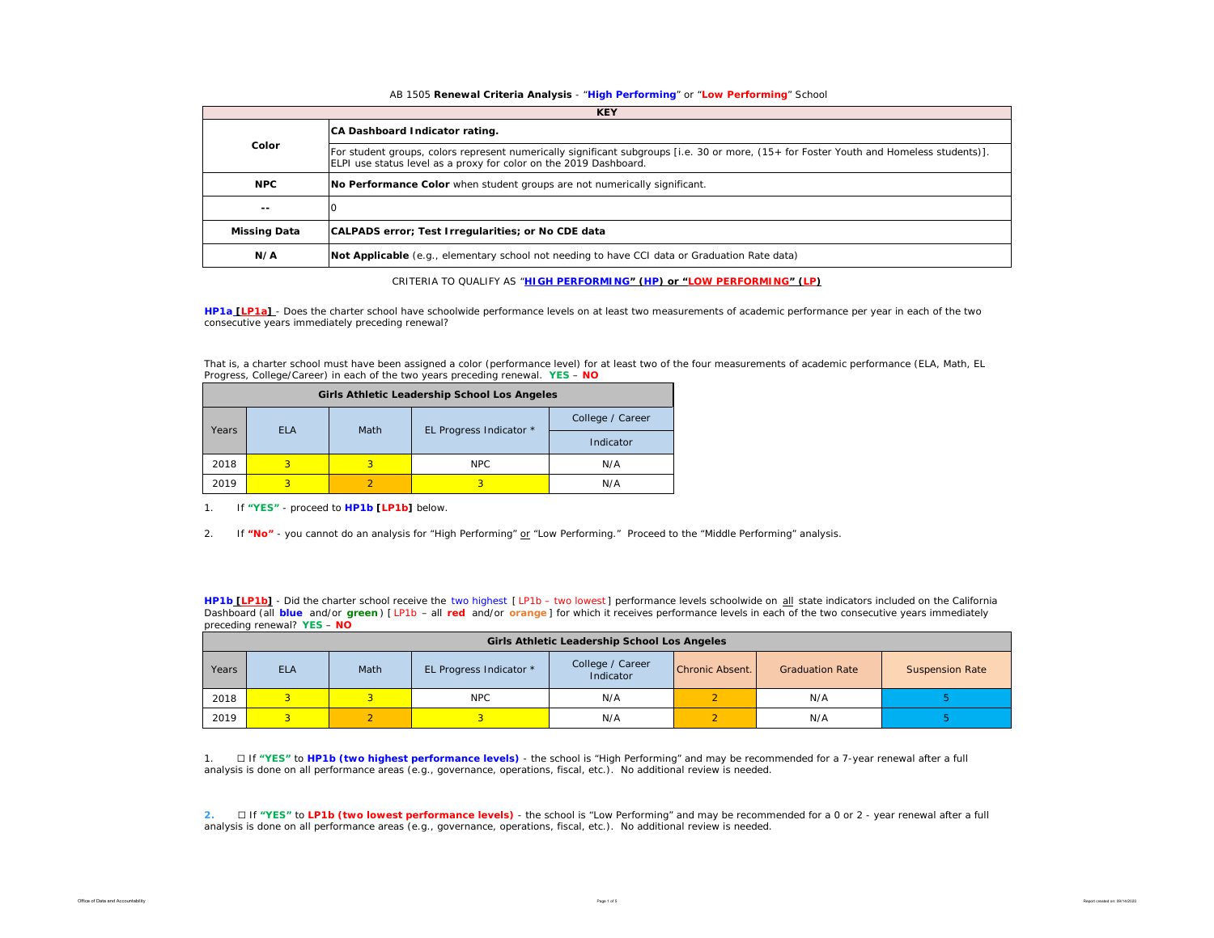AB 1505 **Renewal Criteria Analysis** - "**High Performing**" or "**Low Performing**" School

| KEY | |
|---|---|
| **Color** | **CA Dashboard Indicator rating.** |
| | For student groups, colors represent numerically significant subgroups [i.e. 30 or more, (15+ for Foster Youth and Homeless students)]. ELPI use status level as a proxy for color on the 2019 Dashboard. |
| **NPC** | **No Performance Color** when student groups are not numerically significant. |
| **--** | 0 |
| **Missing Data** | **CALPADS error; Test Irregularities; or No CDE data** |
| **N/A** | **Not Applicable** (e.g., elementary school not needing to have CCI data or Graduation Rate data) |

CRITERIA TO QUALIFY AS "**HIGH PERFORMING" (HP) or "LOW PERFORMING" (LP)**

**HP1a [LP1a]** - Does the charter school have schoolwide performance levels on at least two measurements of academic performance per year in each of the two consecutive years immediately preceding renewal?

That is, a charter school must have been assigned a color (performance level) for at least two of the four measurements of academic performance (ELA, Math, EL Progress, College/Career) in each of the two years preceding renewal. **YES** – **NO**

| Girls Athletic Leadership School Los Angeles | | | | |
|---|---|---|---|---|
| Years | ELA | Math | EL Progress Indicator * | College / Career Indicator |
| 2018 | 3 | 3 | NPC | N/A |
| 2019 | 3 | 2 | 3 | N/A |

1. If **"YES"** - proceed to **HP1b [LP1b]** below.

2. If **"No"** - you cannot do an analysis for "High Performing" or "Low Performing." Proceed to the "Middle Performing" analysis.

**HP1b [LP1b]** - Did the charter school receive the two highest [ LP1b – two lowest ] performance levels schoolwide on all state indicators included on the California Dashboard (all **blue** and/or **green**) [ LP1b – all **red** and/or **orange** ] for which it receives performance levels in each of the two consecutive years immediately preceding renewal? **YES** – **NO**

| Girls Athletic Leadership School Los Angeles | | | | | | | |
|---|---|---|---|---|---|---|---|
| Years | ELA | Math | EL Progress Indicator * | College / Career Indicator | Chronic Absent. | Graduation Rate | Suspension Rate |
| 2018 | 3 | 3 | NPC | N/A | 2 | N/A | 5 |
| 2019 | 3 | 2 | 3 | N/A | 2 | N/A | 5 |

1. ☐ If **"YES"** to **HP1b (two highest performance levels)** - the school is "High Performing" and may be recommended for a 7-year renewal after a full analysis is done on all performance areas (e.g., governance, operations, fiscal, etc.). No additional review is needed.

2. ☐ If **"YES"** to **LP1b (two lowest performance levels)** - the school is "Low Performing" and may be recommended for a 0 or 2 - year renewal after a full analysis is done on all performance areas (e.g., governance, operations, fiscal, etc.). No additional review is needed.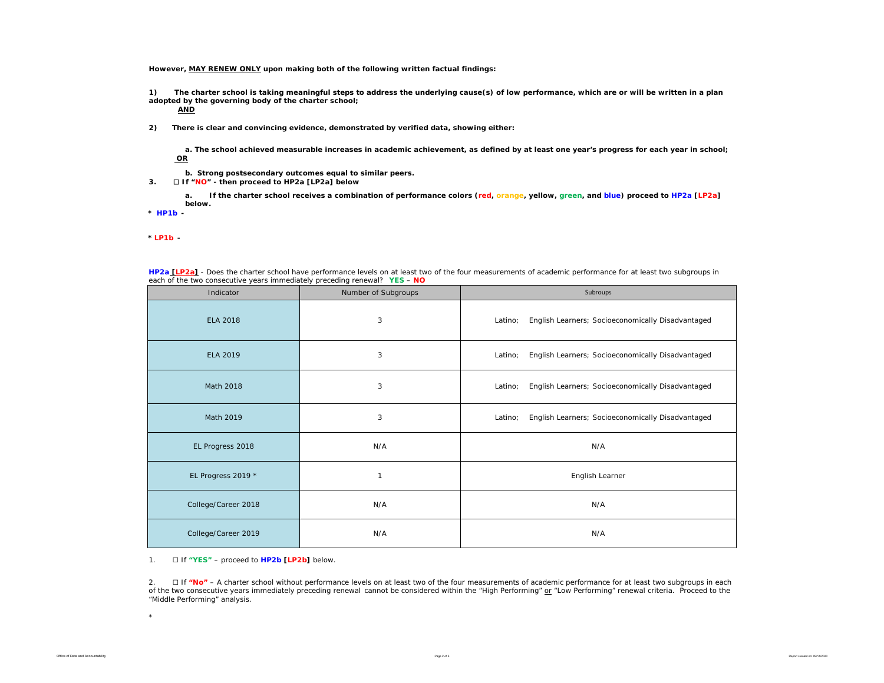**However, MAY RENEW ONLY upon making both of the following written factual findings:**

**1) The charter school is taking meaningful steps to address the underlying cause(s) of low performance, which are or will be written in a plan adopted by the governing body of the charter school;**

**AND**

**2) There is clear and convincing evidence, demonstrated by verified data, showing either:**

**a. The school achieved measurable increases in academic achievement, as defined by at least one year's progress for each year in school;**

**OR**

**b. Strong postsecondary outcomes equal to similar peers.**

**3. ☐ If "NO" - then proceed to HP2a [LP2a] below**

**a. If the charter school receives a combination of performance colors (red, orange, yellow, green, and blue) proceed to HP2a [LP2a] below.**

**\* HP1b -**

**\* LP1b -**

**HP2a [LP2a]** - Does the charter school have performance levels on at least two of the four measurements of academic performance for at least two subgroups in each of the two consecutive years immediately preceding renewal? **YES** – **NO**

| Indicator | Number of Subgroups | Subroups |
|---|---|---|
| ELA 2018 | 3 | Latino; English Learners; Socioeconomically Disadvantaged |
| ELA 2019 | 3 | Latino; English Learners; Socioeconomically Disadvantaged |
| Math 2018 | 3 | Latino; English Learners; Socioeconomically Disadvantaged |
| Math 2019 | 3 | Latino; English Learners; Socioeconomically Disadvantaged |
| EL Progress 2018 | N/A | N/A |
| EL Progress 2019 * | 1 | English Learner |
| College/Career 2018 | N/A | N/A |
| College/Career 2019 | N/A | N/A |

1. ☐ If **"YES"** – proceed to **HP2b [LP2b]** below.

2. ☐ If **"No"** – A charter school without performance levels on at least two of the four measurements of academic performance for at least two subgroups in each of the two consecutive years immediately preceding renewal cannot be considered within the "High Performing" or "Low Performing" renewal criteria. Proceed to the "Middle Performing" analysis.

\*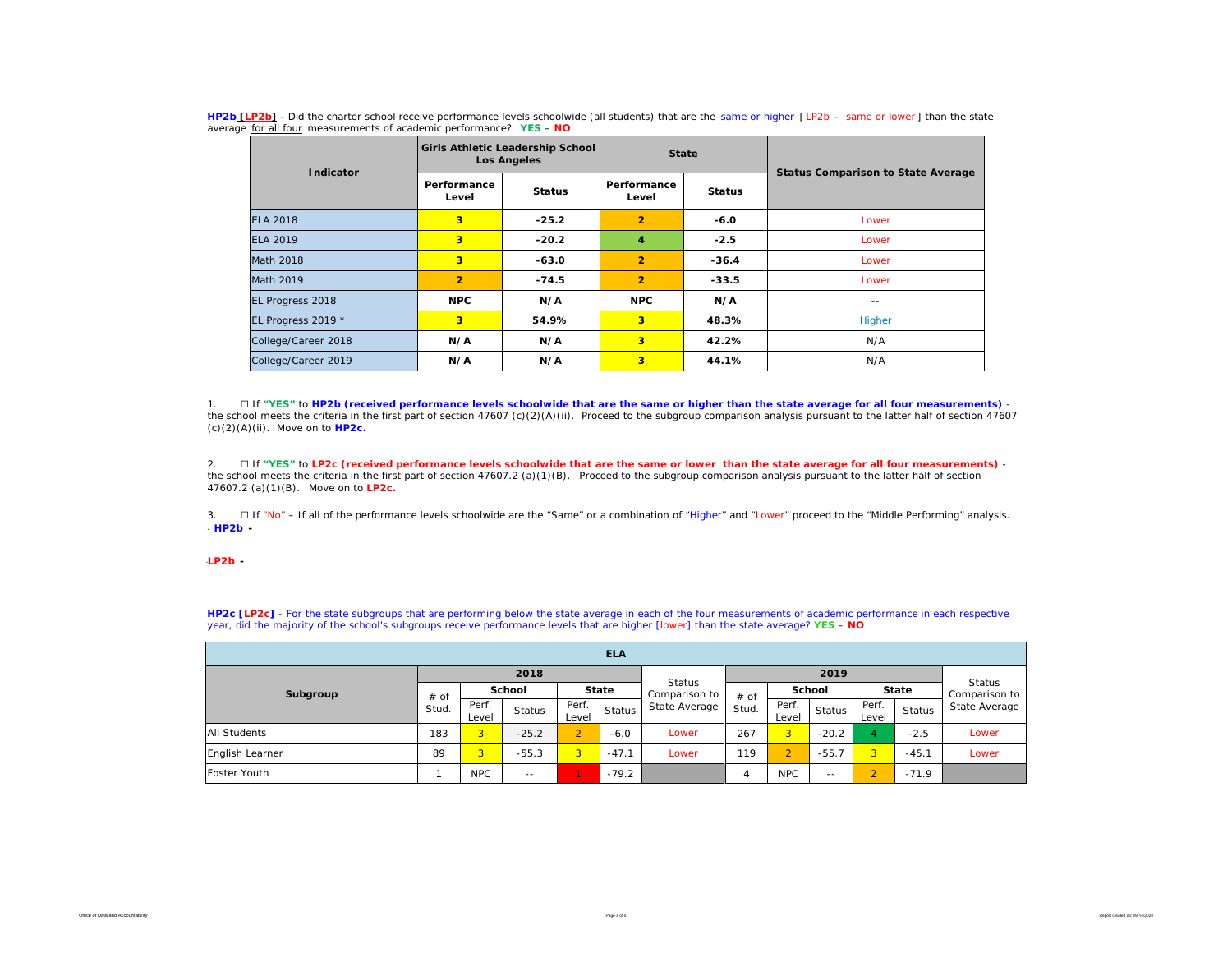**HP2b [LP2b]** - Did the charter school receive performance levels schoolwide (all students) that are the same or higher [ LP2b – same or lower ] than the state average for all four measurements of academic performance? **YES** – **NO**

| Indicator | Girls Athletic Leadership School Los Angeles | | State | | Status Comparison to State Average |
|---|---|---|---|---|---|
| | Performance Level | Status | Performance Level | Status | |
| ELA 2018 | 3 | -25.2 | 2 | -6.0 | Lower |
| ELA 2019 | 3 | -20.2 | 4 | -2.5 | Lower |
| Math 2018 | 3 | -63.0 | 2 | -36.4 | Lower |
| Math 2019 | 2 | -74.5 | 2 | -33.5 | Lower |
| EL Progress 2018 | NPC | N/A | NPC | N/A | -- |
| EL Progress 2019 * | 3 | 54.9% | 3 | 48.3% | Higher |
| College/Career 2018 | N/A | N/A | 3 | 42.2% | N/A |
| College/Career 2019 | N/A | N/A | 3 | 44.1% | N/A |

1. ☐ If **"YES"** to **HP2b (received performance levels schoolwide that are the same or higher than the state average for all four measurements)** - the school meets the criteria in the first part of section 47607 (c)(2)(A)(ii). Proceed to the subgroup comparison analysis pursuant to the latter half of section 47607 (c)(2)(A)(ii). Move on to **HP2c.**

2. ☐ If **"YES"** to **LP2c (received performance levels schoolwide that are the same or lower than the state average for all four measurements)** - the school meets the criteria in the first part of section 47607.2 (a)(1)(B). Proceed to the subgroup comparison analysis pursuant to the latter half of section 47607.2 (a)(1)(B). Move on to **LP2c.**

3. ☐ If "No" – If all of the performance levels schoolwide are the "Same" or a combination of "Higher" and "Lower" proceed to the "Middle Performing" analysis.

**HP2b** -

**LP2b** -

**HP2c [LP2c]** - For the state subgroups that are performing below the state average in each of the four measurements of academic performance in each respective year, did the majority of the school's subgroups receive performance levels that are higher [lower] than the state average? **YES** – **NO**

| ELA | | | | | | | | | | | | |
|---|---|---|---|---|---|---|---|---|---|---|---|---|
| Subgroup | 2018 | | | | | Status Comparison to State Average | 2019 | | | | | Status Comparison to State Average |
| | # of Stud. | School | | State | | | # of Stud. | School | | State | | |
| | | Perf. Level | Status | Perf. Level | Status | | | Perf. Level | Status | Perf. Level | Status | |
| All Students | 183 | 3 | -25.2 | 2 | -6.0 | Lower | 267 | 3 | -20.2 | 4 | -2.5 | Lower |
| English Learner | 89 | 3 | -55.3 | 3 | -47.1 | Lower | 119 | 2 | -55.7 | 3 | -45.1 | Lower |
| Foster Youth | 1 | NPC | -- | 1 | -79.2 | | 4 | NPC | -- | 2 | -71.9 | |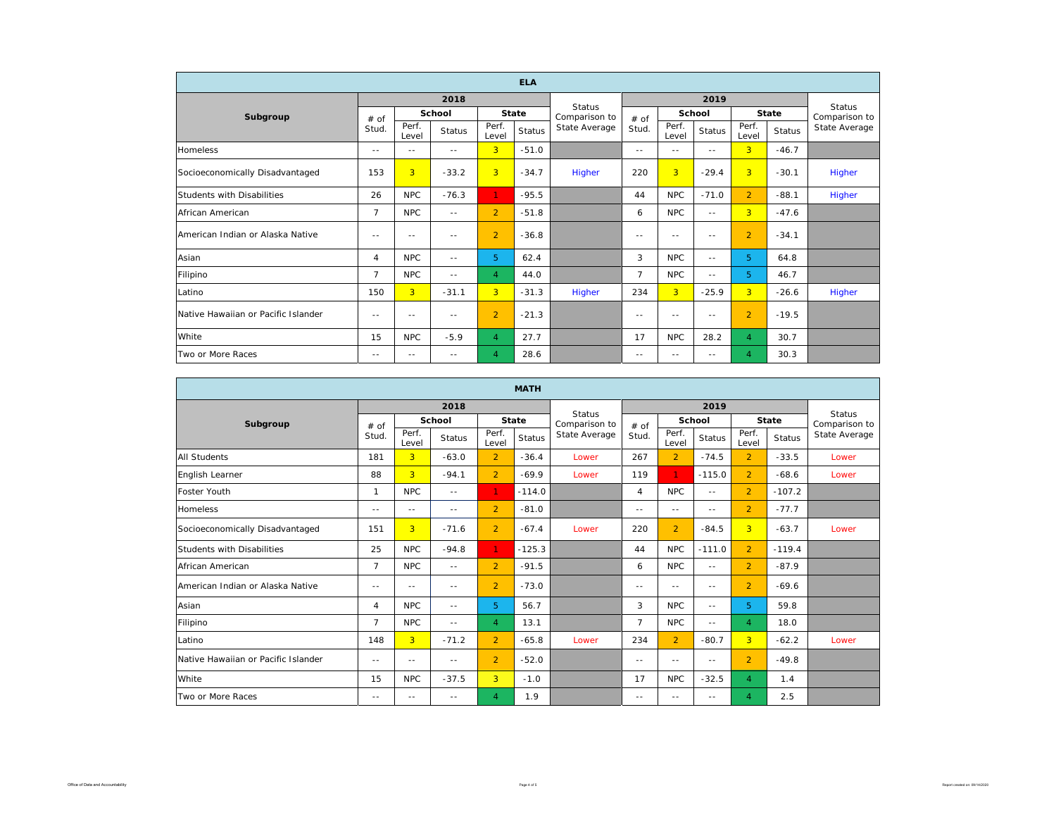| ELA | | | | | | | | | | | | |
|---|---|---|---|---|---|---|---|---|---|---|---|---|
| **Subgroup** | 2018 | | | | | Status Comparison to State Average | 2019 | | | | | Status Comparison to State Average |
| | # of Stud. | School | | State | | | # of Stud. | School | | State | | |
| | | Perf. Level | Status | Perf. Level | Status | | | Perf. Level | Status | Perf. Level | Status | |
| Homeless | -- | -- | -- | 3 | -51.0 | | -- | -- | -- | 3 | -46.7 | |
| Socioeconomically Disadvantaged | 153 | 3 | -33.2 | 3 | -34.7 | Higher | 220 | 3 | -29.4 | 3 | -30.1 | Higher |
| Students with Disabilities | 26 | NPC | -76.3 | 1 | -95.5 | | 44 | NPC | -71.0 | 2 | -88.1 | Higher |
| African American | 7 | NPC | -- | 2 | -51.8 | | 6 | NPC | -- | 3 | -47.6 | |
| American Indian or Alaska Native | -- | -- | -- | 2 | -36.8 | | -- | -- | -- | 2 | -34.1 | |
| Asian | 4 | NPC | -- | 5 | 62.4 | | 3 | NPC | -- | 5 | 64.8 | |
| Filipino | 7 | NPC | -- | 4 | 44.0 | | 7 | NPC | -- | 5 | 46.7 | |
| Latino | 150 | 3 | -31.1 | 3 | -31.3 | Higher | 234 | 3 | -25.9 | 3 | -26.6 | Higher |
| Native Hawaiian or Pacific Islander | -- | -- | -- | 2 | -21.3 | | -- | -- | -- | 2 | -19.5 | |
| White | 15 | NPC | -5.9 | 4 | 27.7 | | 17 | NPC | 28.2 | 4 | 30.7 | |
| Two or More Races | -- | -- | -- | 4 | 28.6 | | -- | -- | -- | 4 | 30.3 | |

| MATH | | | | | | | | | | | | |
|---|---|---|---|---|---|---|---|---|---|---|---|---|
| **Subgroup** | 2018 | | | | | Status Comparison to State Average | 2019 | | | | | Status Comparison to State Average |
| | # of Stud. | School | | State | | | # of Stud. | School | | State | | |
| | | Perf. Level | Status | Perf. Level | Status | | | Perf. Level | Status | Perf. Level | Status | |
| All Students | 181 | 3 | -63.0 | 2 | -36.4 | Lower | 267 | 2 | -74.5 | 2 | -33.5 | Lower |
| English Learner | 88 | 3 | -94.1 | 2 | -69.9 | Lower | 119 | 1 | -115.0 | 2 | -68.6 | Lower |
| Foster Youth | 1 | NPC | -- | 1 | -114.0 | | 4 | NPC | -- | 2 | -107.2 | |
| Homeless | -- | -- | -- | 2 | -81.0 | | -- | -- | -- | 2 | -77.7 | |
| Socioeconomically Disadvantaged | 151 | 3 | -71.6 | 2 | -67.4 | Lower | 220 | 2 | -84.5 | 3 | -63.7 | Lower |
| Students with Disabilities | 25 | NPC | -94.8 | 1 | -125.3 | | 44 | NPC | -111.0 | 2 | -119.4 | |
| African American | 7 | NPC | -- | 2 | -91.5 | | 6 | NPC | -- | 2 | -87.9 | |
| American Indian or Alaska Native | -- | -- | -- | 2 | -73.0 | | -- | -- | -- | 2 | -69.6 | |
| Asian | 4 | NPC | -- | 5 | 56.7 | | 3 | NPC | -- | 5 | 59.8 | |
| Filipino | 7 | NPC | -- | 4 | 13.1 | | 7 | NPC | -- | 4 | 18.0 | |
| Latino | 148 | 3 | -71.2 | 2 | -65.8 | Lower | 234 | 2 | -80.7 | 3 | -62.2 | Lower |
| Native Hawaiian or Pacific Islander | -- | -- | -- | 2 | -52.0 | | -- | -- | -- | 2 | -49.8 | |
| White | 15 | NPC | -37.5 | 3 | -1.0 | | 17 | NPC | -32.5 | 4 | 1.4 | |
| Two or More Races | -- | -- | -- | 4 | 1.9 | | -- | -- | -- | 4 | 2.5 | |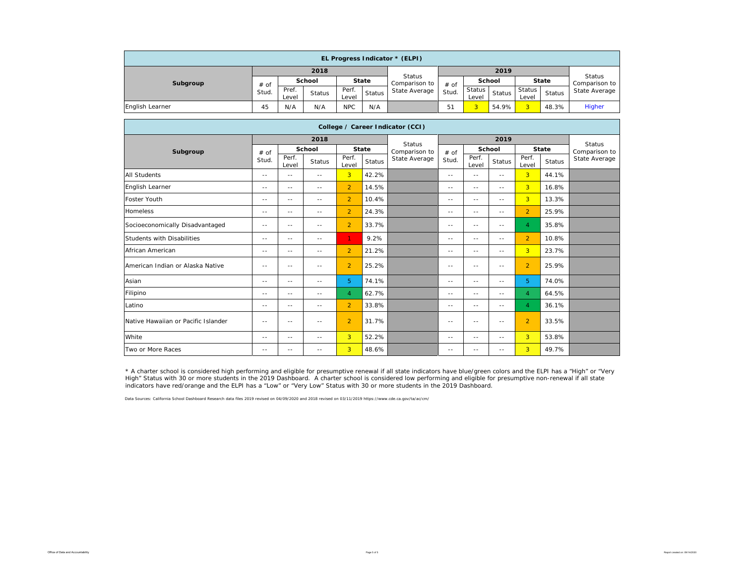| EL Progress Indicator * (ELPI) | | | | | | | | | | | | |
|---|---|---|---|---|---|---|---|---|---|---|---|---|
| Subgroup | 2018 | | | | | Status Comparison to State Average | 2019 | | | | | Status Comparison to State Average |
| | # of Stud. | School | | State | | | # of Stud. | School | | State | | |
| | | Pref. Level | Status | Perf. Level | Status | | | Status Level | Status | Status Level | Status | |
| English Learner | 45 | N/A | N/A | NPC | N/A | | 51 | 3 | 54.9% | 3 | 48.3% | Higher |

| College / Career Indicator (CCI) | | | | | | | | | | | | |
|---|---|---|---|---|---|---|---|---|---|---|---|---|
| Subgroup | 2018 | | | | | Status Comparison to State Average | 2019 | | | | | Status Comparison to State Average |
| | # of Stud. | School | | State | | | # of Stud. | School | | State | | |
| | | Perf. Level | Status | Perf. Level | Status | | | Perf. Level | Status | Perf. Level | Status | |
| All Students | -- | -- | -- | 3 | 42.2% | | -- | -- | -- | 3 | 44.1% | |
| English Learner | -- | -- | -- | 2 | 14.5% | | -- | -- | -- | 3 | 16.8% | |
| Foster Youth | -- | -- | -- | 2 | 10.4% | | -- | -- | -- | 3 | 13.3% | |
| Homeless | -- | -- | -- | 2 | 24.3% | | -- | -- | -- | 2 | 25.9% | |
| Socioeconomically Disadvantaged | -- | -- | -- | 2 | 33.7% | | -- | -- | -- | 4 | 35.8% | |
| Students with Disabilities | -- | -- | -- | 1 | 9.2% | | -- | -- | -- | 2 | 10.8% | |
| African American | -- | -- | -- | 2 | 21.2% | | -- | -- | -- | 3 | 23.7% | |
| American Indian or Alaska Native | -- | -- | -- | 2 | 25.2% | | -- | -- | -- | 2 | 25.9% | |
| Asian | -- | -- | -- | 5 | 74.1% | | -- | -- | -- | 5 | 74.0% | |
| Filipino | -- | -- | -- | 4 | 62.7% | | -- | -- | -- | 4 | 64.5% | |
| Latino | -- | -- | -- | 2 | 33.8% | | -- | -- | -- | 4 | 36.1% | |
| Native Hawaiian or Pacific Islander | -- | -- | -- | 2 | 31.7% | | -- | -- | -- | 2 | 33.5% | |
| White | -- | -- | -- | 3 | 52.2% | | -- | -- | -- | 3 | 53.8% | |
| Two or More Races | -- | -- | -- | 3 | 48.6% | | -- | -- | -- | 3 | 49.7% | |

* A charter school is considered high performing and eligible for presumptive renewal if all state indicators have blue/green colors and the ELPI has a "High" or "Very High" Status with 30 or more students in the 2019 Dashboard. A charter school is considered low performing and eligible for presumptive non-renewal if all state indicators have red/orange and the ELPI has a "Low" or "Very Low" Status with 30 or more students in the 2019 Dashboard.

Data Sources: California School Dashboard Research data files 2019 revised on 04/09/2020 and 2018 revised on 03/11/2019 https://www.cde.ca.gov/ta/ac/cm/